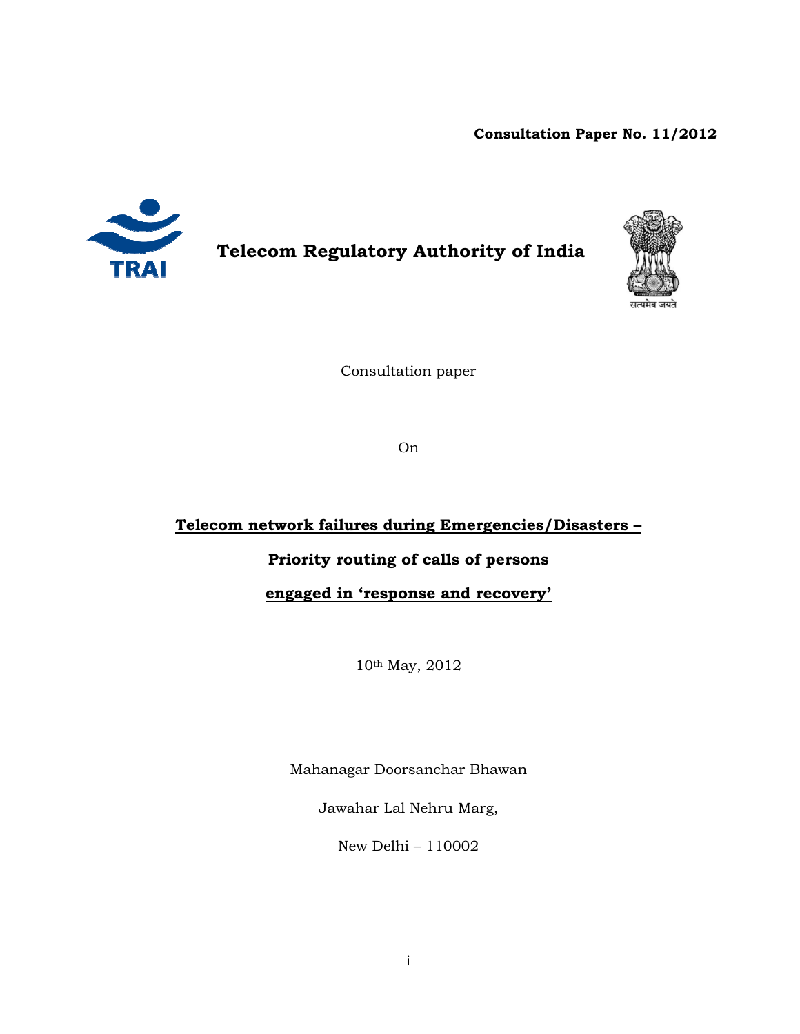**Consultation Paper No. 11/2012**

# Telecom Regulatory Authority of India

Consultation paper

On

## Telecom network failures during Emergencies/Disasters – Priority routing of calls of persons engaged in 'response and recovery'

10th May, 2012

Mahanagar Doorsanchar Bhawan

Jawahar Lal Nehru Marg,

New Delhi – 110002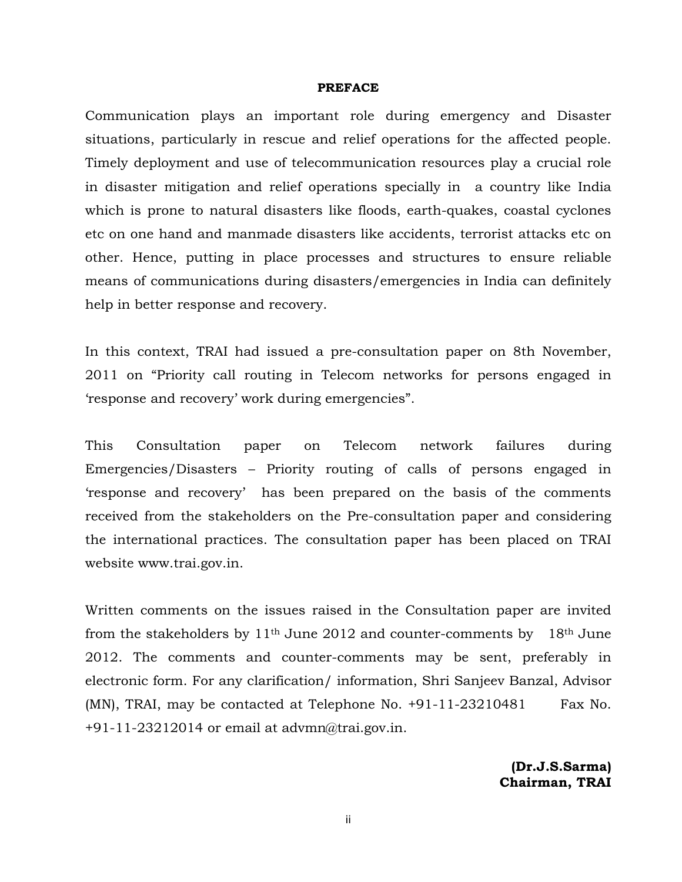# PREFACE

Communication plays an important role during emergency and Disaster situations, particularly in rescue and relief operations for the affected people. Timely deployment and use of telecommunication resources play a crucial role in disaster mitigation and relief operations specially in a country like India which is prone to natural disasters like floods, earth-quakes, coastal cyclones etc on one hand and manmade disasters like accidents, terrorist attacks etc on other. Hence, putting in place processes and structures to ensure reliable means of communications during disasters/emergencies in India can definitely help in better response and recovery.

In this context, TRAI had issued a pre-consultation paper on 8th November, 2011 on "Priority call routing in Telecom networks for persons engaged in 'response and recovery' work during emergencies".

This Consultation paper on Telecom network failures during Emergencies/Disasters – Priority routing of calls of persons engaged in 'response and recovery' has been prepared on the basis of the comments received from the stakeholders on the Pre-consultation paper and considering the international practices. The consultation paper has been placed on TRAI website www.trai.gov.in.

Written comments on the issues raised in the Consultation paper are invited from the stakeholders by 11th June 2012 and counter-comments by 18th June 2012. The comments and counter-comments may be sent, preferably in electronic form. For any clarification/ information, Shri Sanjeev Banzal, Advisor (MN), TRAI, may be contacted at Telephone No. +91-11-23210481 Fax No. +91-11-23212014 or email at advmn@trai.gov.in.

**(Dr.J.S.Sarma)**
**Chairman, TRAI**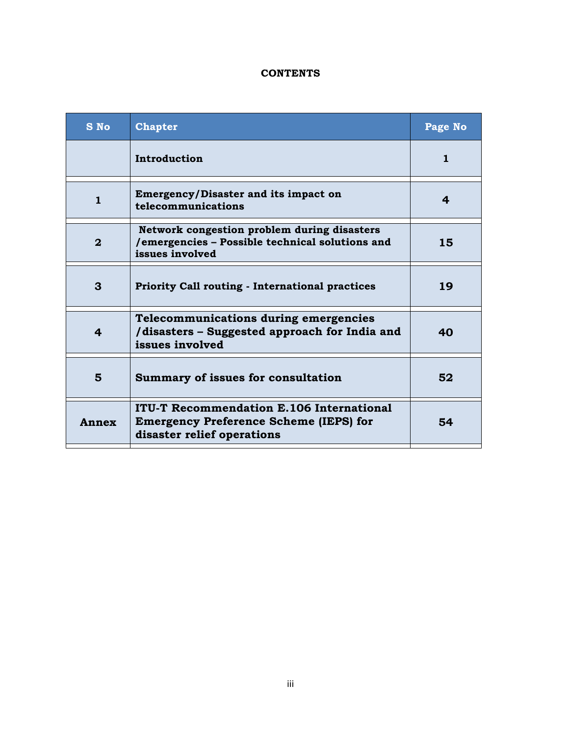**CONTENTS**

| S No | Chapter | Page No |
|---|---|---|
| | Introduction | 1 |
| 1 | Emergency/Disaster and its impact on telecommunications | 4 |
| 2 | Network congestion problem during disasters /emergencies – Possible technical solutions and issues involved | 15 |
| 3 | Priority Call routing - International practices | 19 |
| 4 | Telecommunications during emergencies /disasters – Suggested approach for India and issues involved | 40 |
| 5 | Summary of issues for consultation | 52 |
| Annex | ITU-T Recommendation E.106 International Emergency Preference Scheme (IEPS) for disaster relief operations | 54 |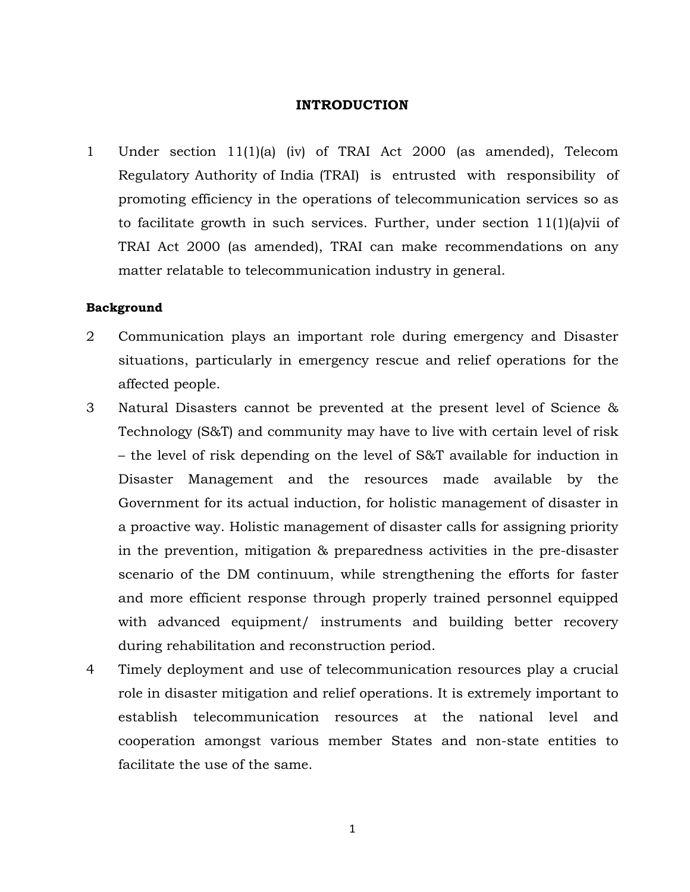# INTRODUCTION

1 Under section 11(1)(a) (iv) of TRAI Act 2000 (as amended), Telecom Regulatory Authority of India (TRAI) is entrusted with responsibility of promoting efficiency in the operations of telecommunication services so as to facilitate growth in such services. Further, under section 11(1)(a)vii of TRAI Act 2000 (as amended), TRAI can make recommendations on any matter relatable to telecommunication industry in general.

**Background**

2 Communication plays an important role during emergency and Disaster situations, particularly in emergency rescue and relief operations for the affected people.

3 Natural Disasters cannot be prevented at the present level of Science & Technology (S&T) and community may have to live with certain level of risk – the level of risk depending on the level of S&T available for induction in Disaster Management and the resources made available by the Government for its actual induction, for holistic management of disaster in a proactive way. Holistic management of disaster calls for assigning priority in the prevention, mitigation & preparedness activities in the pre-disaster scenario of the DM continuum, while strengthening the efforts for faster and more efficient response through properly trained personnel equipped with advanced equipment/ instruments and building better recovery during rehabilitation and reconstruction period.

4 Timely deployment and use of telecommunication resources play a crucial role in disaster mitigation and relief operations. It is extremely important to establish telecommunication resources at the national level and cooperation amongst various member States and non-state entities to facilitate the use of the same.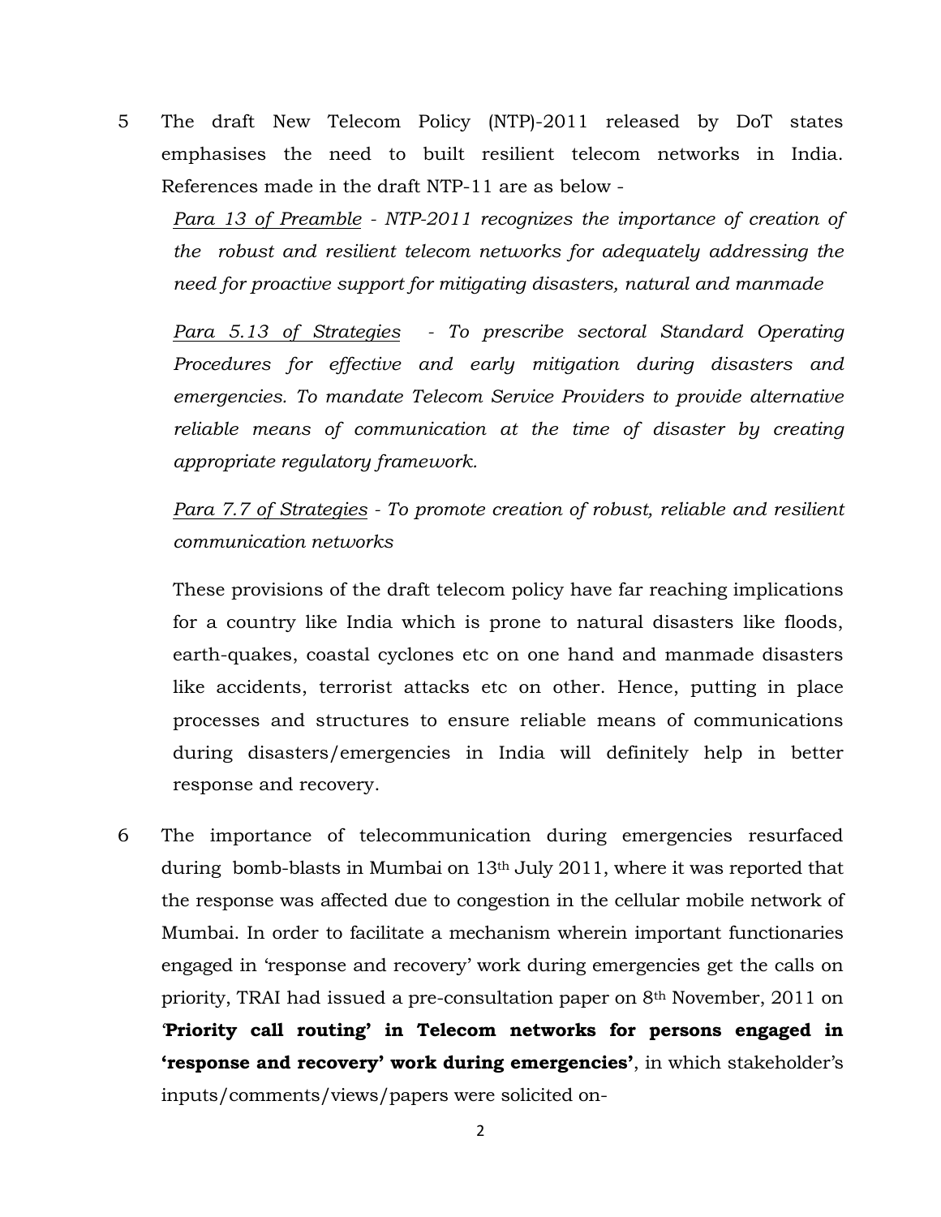5 The draft New Telecom Policy (NTP)-2011 released by DoT states emphasises the need to built resilient telecom networks in India. References made in the draft NTP-11 are as below -

*<u>Para 13 of Preamble</u> - NTP-2011 recognizes the importance of creation of the robust and resilient telecom networks for adequately addressing the need for proactive support for mitigating disasters, natural and manmade*

*<u>Para 5.13 of Strategies</u> - To prescribe sectoral Standard Operating Procedures for effective and early mitigation during disasters and emergencies. To mandate Telecom Service Providers to provide alternative reliable means of communication at the time of disaster by creating appropriate regulatory framework.*

*<u>Para 7.7 of Strategies</u> - To promote creation of robust, reliable and resilient communication networks*

These provisions of the draft telecom policy have far reaching implications for a country like India which is prone to natural disasters like floods, earth-quakes, coastal cyclones etc on one hand and manmade disasters like accidents, terrorist attacks etc on other. Hence, putting in place processes and structures to ensure reliable means of communications during disasters/emergencies in India will definitely help in better response and recovery.

6 The importance of telecommunication during emergencies resurfaced during bomb-blasts in Mumbai on 13th July 2011, where it was reported that the response was affected due to congestion in the cellular mobile network of Mumbai. In order to facilitate a mechanism wherein important functionaries engaged in 'response and recovery' work during emergencies get the calls on priority, TRAI had issued a pre-consultation paper on 8th November, 2011 on '**Priority call routing' in Telecom networks for persons engaged in 'response and recovery' work during emergencies'**, in which stakeholder's inputs/comments/views/papers were solicited on-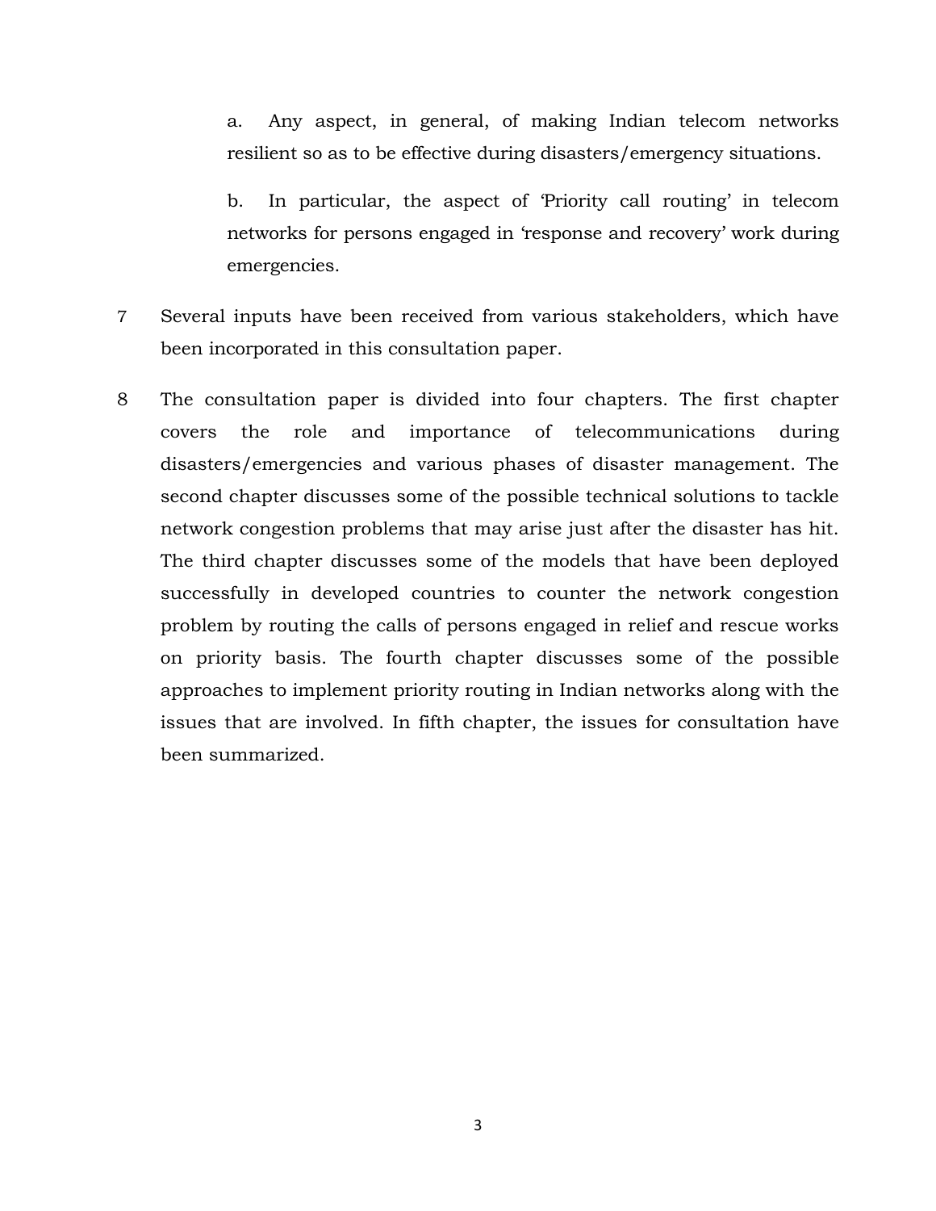a. Any aspect, in general, of making Indian telecom networks resilient so as to be effective during disasters/emergency situations.

b. In particular, the aspect of 'Priority call routing' in telecom networks for persons engaged in 'response and recovery' work during emergencies.

7 Several inputs have been received from various stakeholders, which have been incorporated in this consultation paper.

8 The consultation paper is divided into four chapters. The first chapter covers the role and importance of telecommunications during disasters/emergencies and various phases of disaster management. The second chapter discusses some of the possible technical solutions to tackle network congestion problems that may arise just after the disaster has hit. The third chapter discusses some of the models that have been deployed successfully in developed countries to counter the network congestion problem by routing the calls of persons engaged in relief and rescue works on priority basis. The fourth chapter discusses some of the possible approaches to implement priority routing in Indian networks along with the issues that are involved. In fifth chapter, the issues for consultation have been summarized.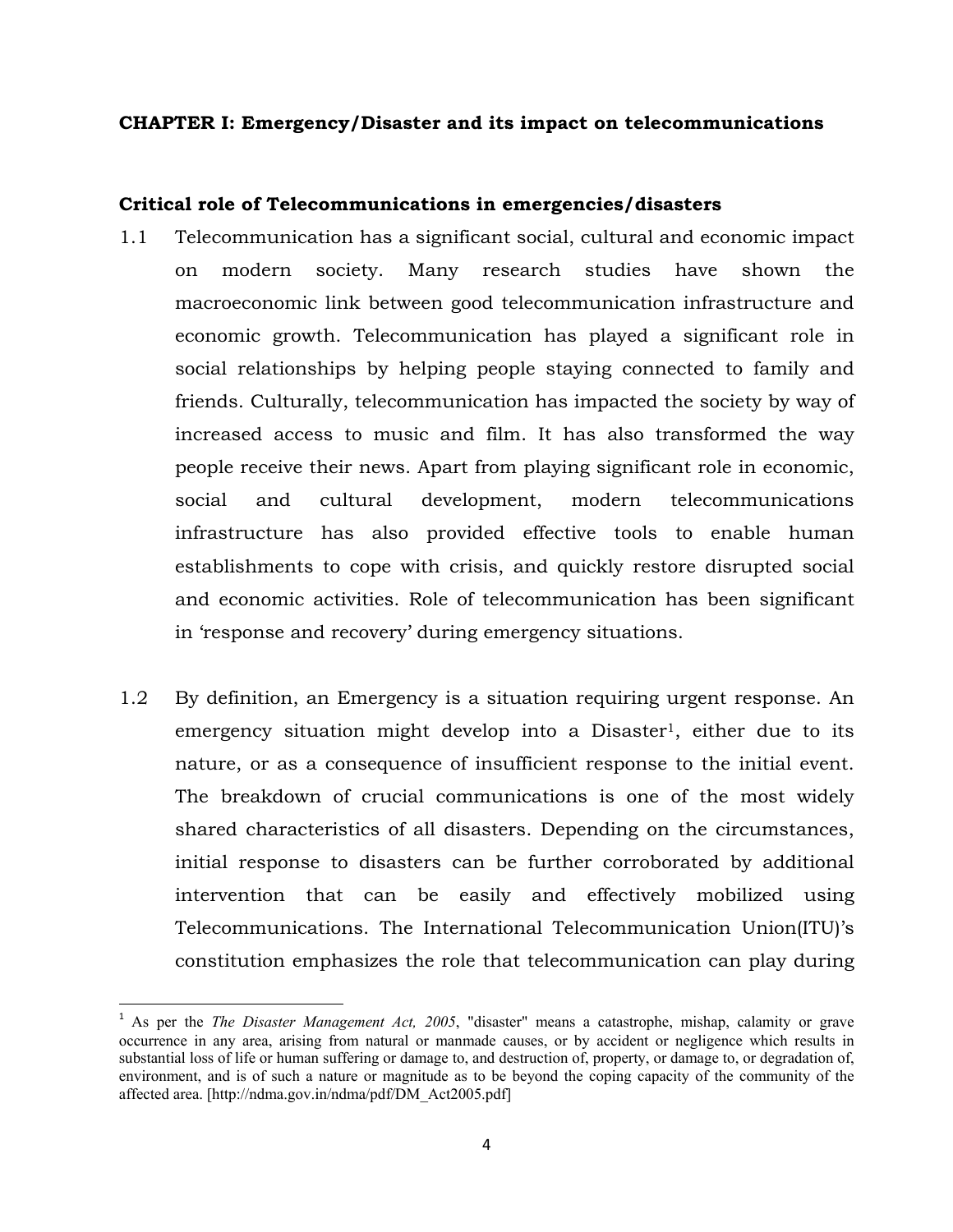**CHAPTER I: Emergency/Disaster and its impact on telecommunications**

**Critical role of Telecommunications in emergencies/disasters**

1.1 Telecommunication has a significant social, cultural and economic impact on modern society. Many research studies have shown the macroeconomic link between good telecommunication infrastructure and economic growth. Telecommunication has played a significant role in social relationships by helping people staying connected to family and friends. Culturally, telecommunication has impacted the society by way of increased access to music and film. It has also transformed the way people receive their news. Apart from playing significant role in economic, social and cultural development, modern telecommunications infrastructure has also provided effective tools to enable human establishments to cope with crisis, and quickly restore disrupted social and economic activities. Role of telecommunication has been significant in 'response and recovery' during emergency situations.

1.2 By definition, an Emergency is a situation requiring urgent response. An emergency situation might develop into a Disaster[1], either due to its nature, or as a consequence of insufficient response to the initial event. The breakdown of crucial communications is one of the most widely shared characteristics of all disasters. Depending on the circumstances, initial response to disasters can be further corroborated by additional intervention that can be easily and effectively mobilized using Telecommunications. The International Telecommunication Union(ITU)'s constitution emphasizes the role that telecommunication can play during

---

[1] As per the *The Disaster Management Act, 2005*, "disaster" means a catastrophe, mishap, calamity or grave occurrence in any area, arising from natural or manmade causes, or by accident or negligence which results in substantial loss of life or human suffering or damage to, and destruction of, property, or damage to, or degradation of, environment, and is of such a nature or magnitude as to be beyond the coping capacity of the community of the affected area. [http://ndma.gov.in/ndma/pdf/DM_Act2005.pdf]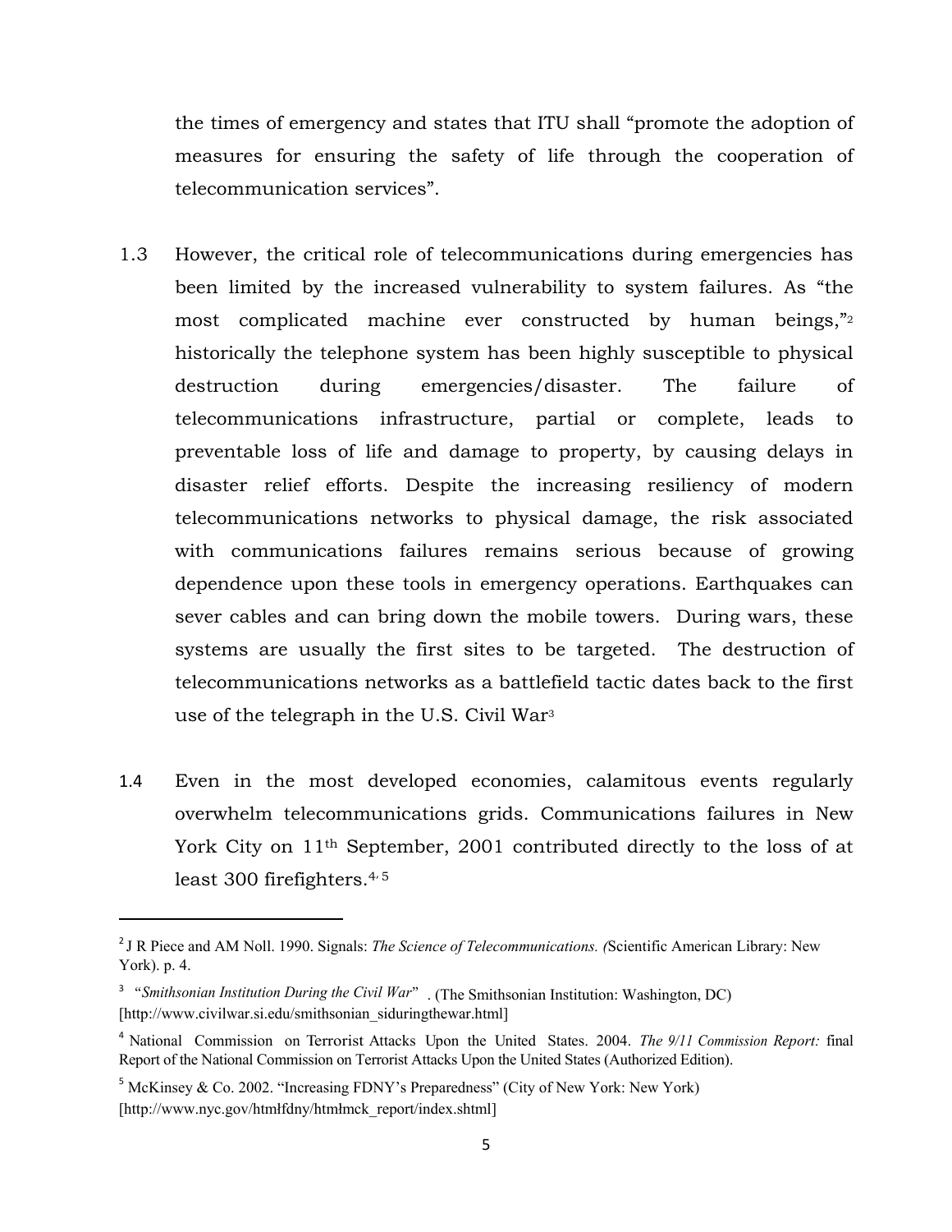the times of emergency and states that ITU shall "promote the adoption of measures for ensuring the safety of life through the cooperation of telecommunication services".

1.3 However, the critical role of telecommunications during emergencies has been limited by the increased vulnerability to system failures. As "the most complicated machine ever constructed by human beings,"[2] historically the telephone system has been highly susceptible to physical destruction during emergencies/disaster. The failure of telecommunications infrastructure, partial or complete, leads to preventable loss of life and damage to property, by causing delays in disaster relief efforts. Despite the increasing resiliency of modern telecommunications networks to physical damage, the risk associated with communications failures remains serious because of growing dependence upon these tools in emergency operations. Earthquakes can sever cables and can bring down the mobile towers. During wars, these systems are usually the first sites to be targeted. The destruction of telecommunications networks as a battlefield tactic dates back to the first use of the telegraph in the U.S. Civil War[3]

1.4 Even in the most developed economies, calamitous events regularly overwhelm telecommunications grids. Communications failures in New York City on 11th September, 2001 contributed directly to the loss of at least 300 firefighters.[4, 5]

---

[2] J R Piece and AM Noll. 1990. Signals: *The Science of Telecommunications. (*Scientific American Library: New York). p. 4.

[3] "*Smithsonian Institution During the Civil War*" . (The Smithsonian Institution: Washington, DC) [http://www.civilwar.si.edu/smithsonian_siduringthewar.html]

[4] National Commission on Terrorist Attacks Upon the United States. 2004. *The 9/11 Commission Report:* final Report of the National Commission on Terrorist Attacks Upon the United States (Authorized Edition).

[5] McKinsey & Co. 2002. "Increasing FDNY's Preparedness" (City of New York: New York) [http://www.nyc.gov/htmłfdny/htmłmck_report/index.shtml]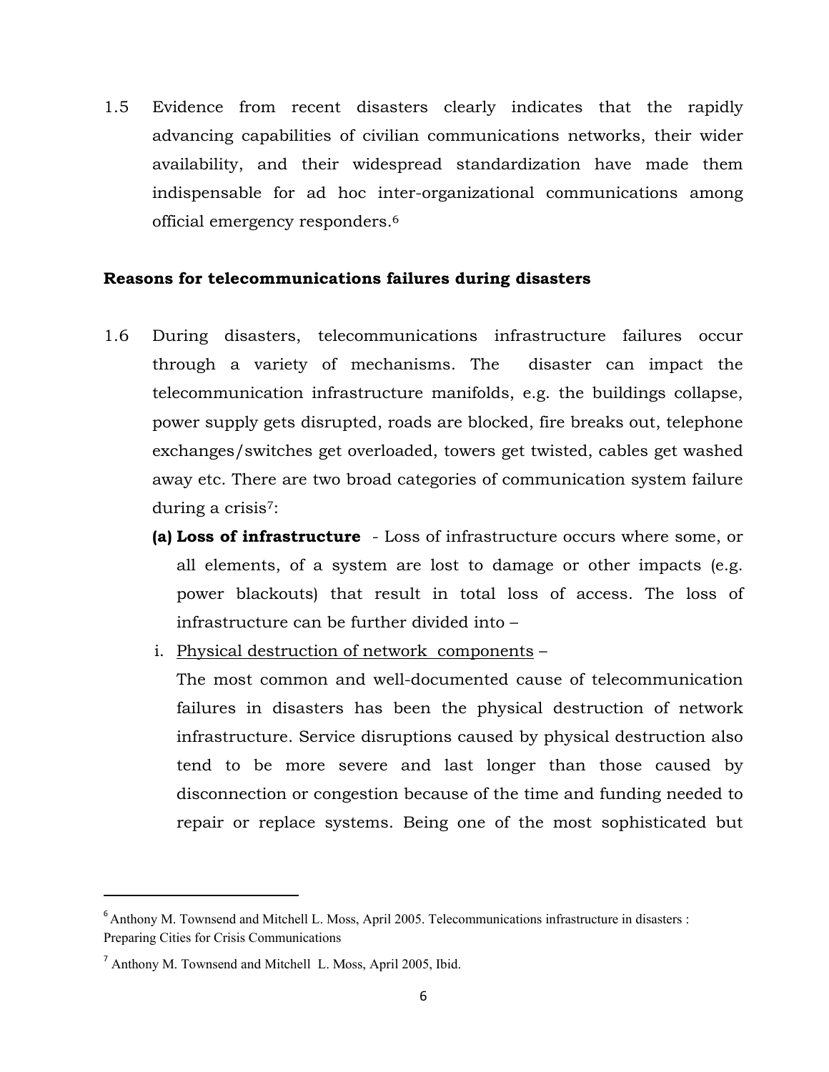1.5 Evidence from recent disasters clearly indicates that the rapidly advancing capabilities of civilian communications networks, their wider availability, and their widespread standardization have made them indispensable for ad hoc inter-organizational communications among official emergency responders.[6]

**Reasons for telecommunications failures during disasters**

1.6 During disasters, telecommunications infrastructure failures occur through a variety of mechanisms. The disaster can impact the telecommunication infrastructure manifolds, e.g. the buildings collapse, power supply gets disrupted, roads are blocked, fire breaks out, telephone exchanges/switches get overloaded, towers get twisted, cables get washed away etc. There are two broad categories of communication system failure during a crisis[7]:

**(a) Loss of infrastructure** - Loss of infrastructure occurs where some, or all elements, of a system are lost to damage or other impacts (e.g. power blackouts) that result in total loss of access. The loss of infrastructure can be further divided into –

i. <u>Physical destruction of network components</u> –

The most common and well-documented cause of telecommunication failures in disasters has been the physical destruction of network infrastructure. Service disruptions caused by physical destruction also tend to be more severe and last longer than those caused by disconnection or congestion because of the time and funding needed to repair or replace systems. Being one of the most sophisticated but

---

[6] Anthony M. Townsend and Mitchell L. Moss, April 2005. Telecommunications infrastructure in disasters : Preparing Cities for Crisis Communications

[7] Anthony M. Townsend and Mitchell L. Moss, April 2005, Ibid.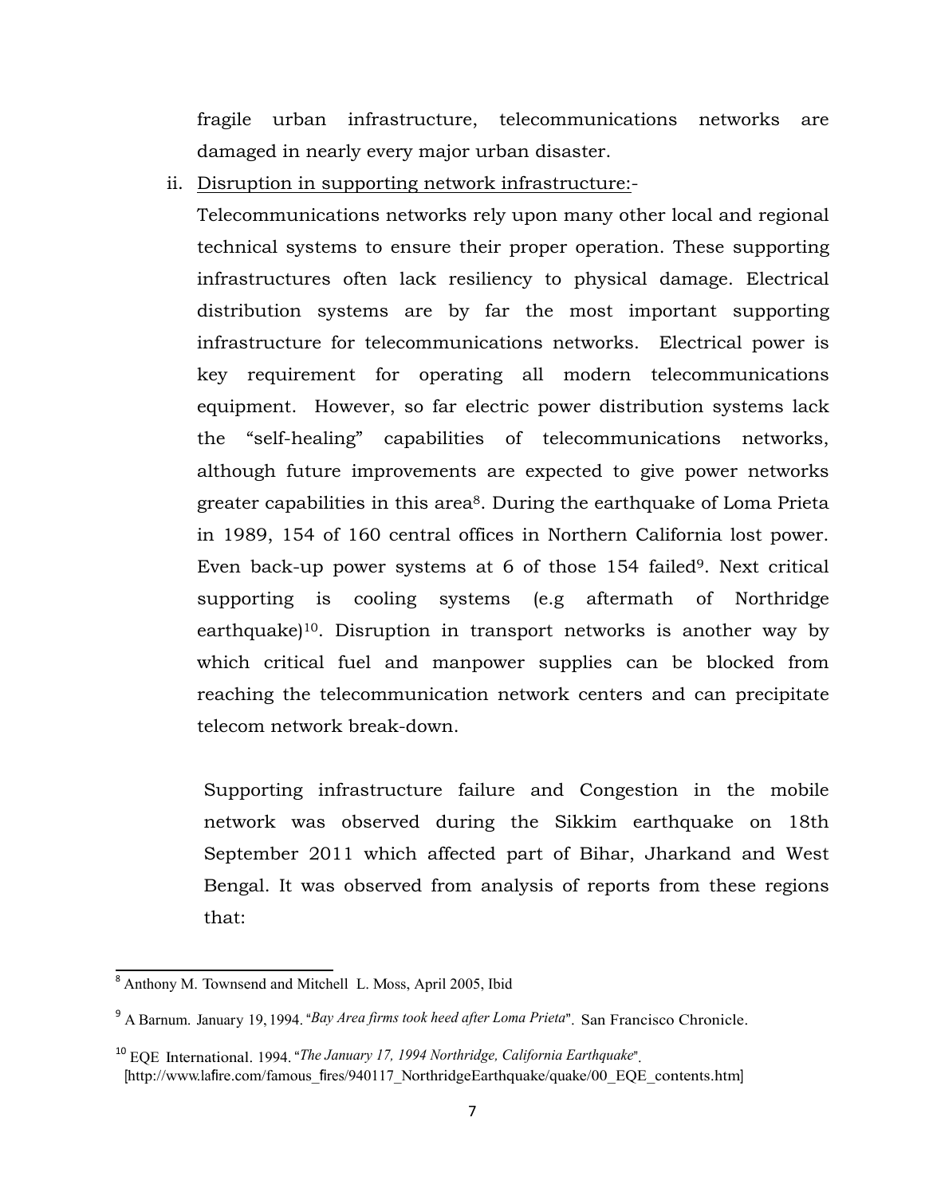fragile urban infrastructure, telecommunications networks are damaged in nearly every major urban disaster.

ii. Disruption in supporting network infrastructure:-

Telecommunications networks rely upon many other local and regional technical systems to ensure their proper operation. These supporting infrastructures often lack resiliency to physical damage. Electrical distribution systems are by far the most important supporting infrastructure for telecommunications networks. Electrical power is key requirement for operating all modern telecommunications equipment. However, so far electric power distribution systems lack the "self-healing" capabilities of telecommunications networks, although future improvements are expected to give power networks greater capabilities in this area[8]. During the earthquake of Loma Prieta in 1989, 154 of 160 central offices in Northern California lost power. Even back-up power systems at 6 of those 154 failed[9]. Next critical supporting is cooling systems (e.g aftermath of Northridge earthquake)[10]. Disruption in transport networks is another way by which critical fuel and manpower supplies can be blocked from reaching the telecommunication network centers and can precipitate telecom network break-down.

Supporting infrastructure failure and Congestion in the mobile network was observed during the Sikkim earthquake on 18th September 2011 which affected part of Bihar, Jharkand and West Bengal. It was observed from analysis of reports from these regions that:

---

[8] Anthony M. Townsend and Mitchell L. Moss, April 2005, Ibid

[9] A Barnum. January 19, 1994. "*Bay Area firms took heed after Loma Prieta*". San Francisco Chronicle.

[10] EQE International. 1994. "*The January 17, 1994 Northridge, California Earthquake*". [http://www.lafire.com/famous_fires/940117_NorthridgeEarthquake/quake/00_EQE_contents.htm]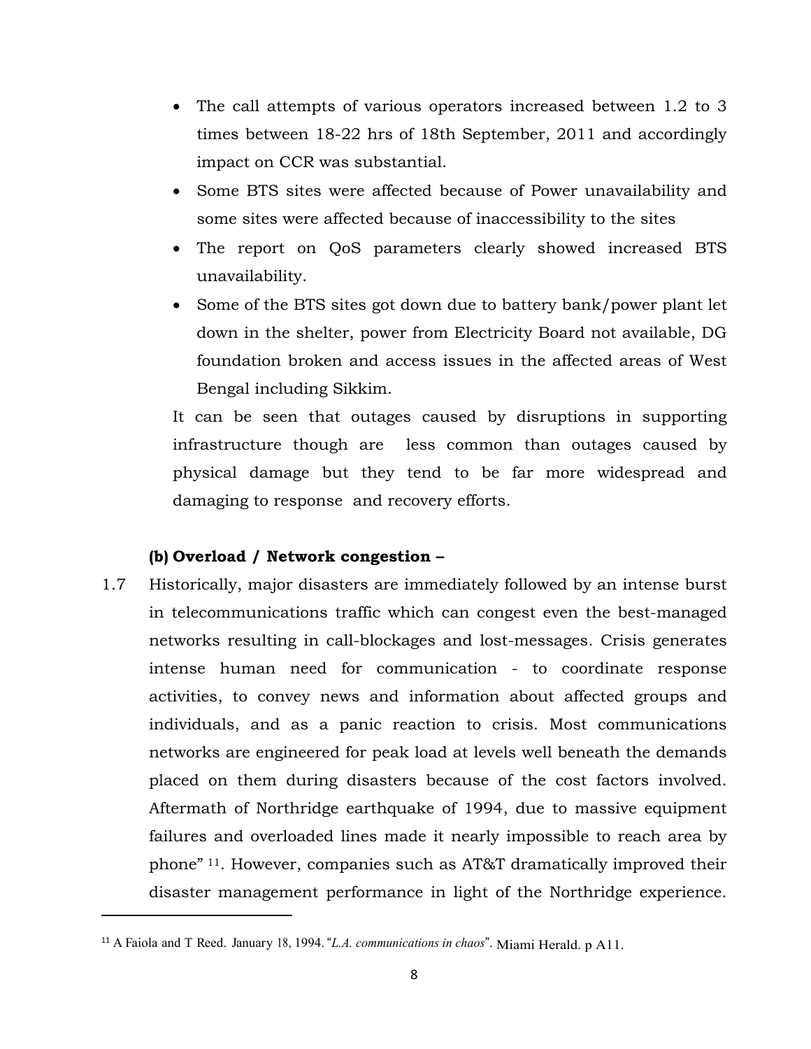- The call attempts of various operators increased between 1.2 to 3 times between 18-22 hrs of 18th September, 2011 and accordingly impact on CCR was substantial.
- Some BTS sites were affected because of Power unavailability and some sites were affected because of inaccessibility to the sites
- The report on QoS parameters clearly showed increased BTS unavailability.
- Some of the BTS sites got down due to battery bank/power plant let down in the shelter, power from Electricity Board not available, DG foundation broken and access issues in the affected areas of West Bengal including Sikkim.

It can be seen that outages caused by disruptions in supporting infrastructure though are less common than outages caused by physical damage but they tend to be far more widespread and damaging to response and recovery efforts.

**(b) Overload / Network congestion –**

1.7 Historically, major disasters are immediately followed by an intense burst in telecommunications traffic which can congest even the best-managed networks resulting in call-blockages and lost-messages. Crisis generates intense human need for communication - to coordinate response activities, to convey news and information about affected groups and individuals, and as a panic reaction to crisis. Most communications networks are engineered for peak load at levels well beneath the demands placed on them during disasters because of the cost factors involved. Aftermath of Northridge earthquake of 1994, due to massive equipment failures and overloaded lines made it nearly impossible to reach area by phone" [11]. However, companies such as AT&T dramatically improved their disaster management performance in light of the Northridge experience.

---

[11] A Faiola and T Reed. January 18, 1994. "*L.A. communications in chaos*". Miami Herald. p A11.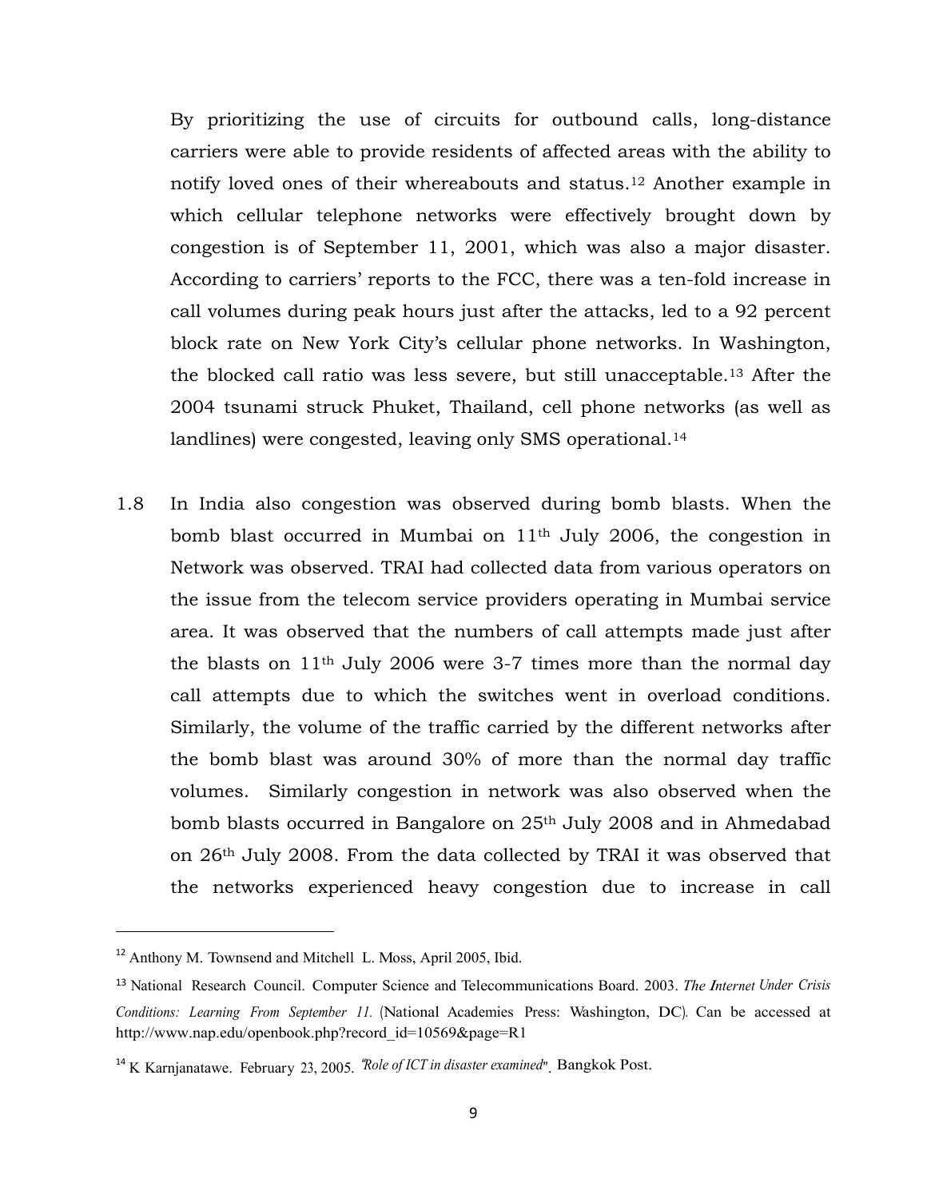By prioritizing the use of circuits for outbound calls, long-distance carriers were able to provide residents of affected areas with the ability to notify loved ones of their whereabouts and status.[12] Another example in which cellular telephone networks were effectively brought down by congestion is of September 11, 2001, which was also a major disaster. According to carriers' reports to the FCC, there was a ten-fold increase in call volumes during peak hours just after the attacks, led to a 92 percent block rate on New York City's cellular phone networks. In Washington, the blocked call ratio was less severe, but still unacceptable.[13] After the 2004 tsunami struck Phuket, Thailand, cell phone networks (as well as landlines) were congested, leaving only SMS operational.[14]

1.8 In India also congestion was observed during bomb blasts. When the bomb blast occurred in Mumbai on 11th July 2006, the congestion in Network was observed. TRAI had collected data from various operators on the issue from the telecom service providers operating in Mumbai service area. It was observed that the numbers of call attempts made just after the blasts on 11th July 2006 were 3-7 times more than the normal day call attempts due to which the switches went in overload conditions. Similarly, the volume of the traffic carried by the different networks after the bomb blast was around 30% of more than the normal day traffic volumes. Similarly congestion in network was also observed when the bomb blasts occurred in Bangalore on 25th July 2008 and in Ahmedabad on 26th July 2008. From the data collected by TRAI it was observed that the networks experienced heavy congestion due to increase in call

---

[12] Anthony M. Townsend and Mitchell L. Moss, April 2005, Ibid.

[13] National Research Council. Computer Science and Telecommunications Board. 2003. *The Internet Under Crisis Conditions: Learning From September 11.* (National Academies Press: Washington, DC). Can be accessed at http://www.nap.edu/openbook.php?record_id=10569&page=R1

[14] K Karnjanatawe. February 23, 2005. *"Role of ICT in disaster examined"*. Bangkok Post.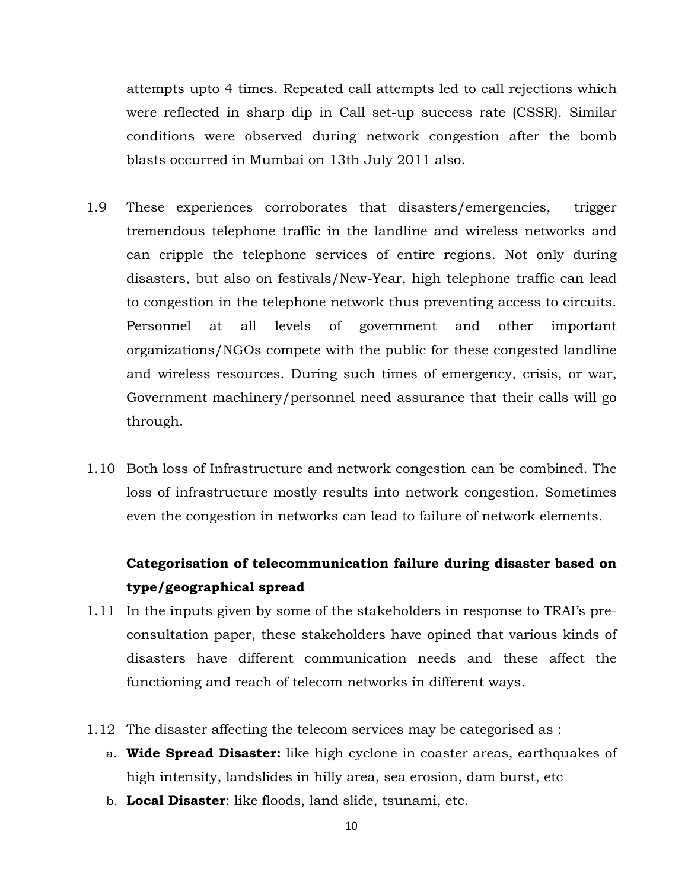attempts upto 4 times. Repeated call attempts led to call rejections which were reflected in sharp dip in Call set-up success rate (CSSR). Similar conditions were observed during network congestion after the bomb blasts occurred in Mumbai on 13th July 2011 also.

1.9 These experiences corroborates that disasters/emergencies, trigger tremendous telephone traffic in the landline and wireless networks and can cripple the telephone services of entire regions. Not only during disasters, but also on festivals/New-Year, high telephone traffic can lead to congestion in the telephone network thus preventing access to circuits. Personnel at all levels of government and other important organizations/NGOs compete with the public for these congested landline and wireless resources. During such times of emergency, crisis, or war, Government machinery/personnel need assurance that their calls will go through.

1.10 Both loss of Infrastructure and network congestion can be combined. The loss of infrastructure mostly results into network congestion. Sometimes even the congestion in networks can lead to failure of network elements.

**Categorisation of telecommunication failure during disaster based on type/geographical spread**

1.11 In the inputs given by some of the stakeholders in response to TRAI's pre-consultation paper, these stakeholders have opined that various kinds of disasters have different communication needs and these affect the functioning and reach of telecom networks in different ways.

1.12 The disaster affecting the telecom services may be categorised as :

a. **Wide Spread Disaster:** like high cyclone in coaster areas, earthquakes of high intensity, landslides in hilly area, sea erosion, dam burst, etc

b. **Local Disaster**: like floods, land slide, tsunami, etc.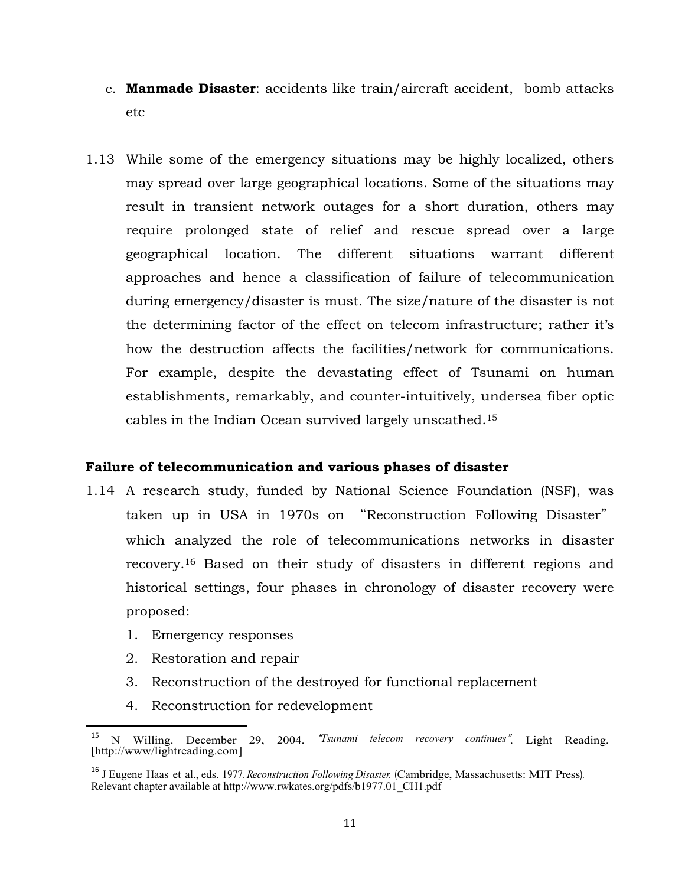c. **Manmade Disaster**: accidents like train/aircraft accident, bomb attacks etc

1.13 While some of the emergency situations may be highly localized, others may spread over large geographical locations. Some of the situations may result in transient network outages for a short duration, others may require prolonged state of relief and rescue spread over a large geographical location. The different situations warrant different approaches and hence a classification of failure of telecommunication during emergency/disaster is must. The size/nature of the disaster is not the determining factor of the effect on telecom infrastructure; rather it's how the destruction affects the facilities/network for communications. For example, despite the devastating effect of Tsunami on human establishments, remarkably, and counter-intuitively, undersea fiber optic cables in the Indian Ocean survived largely unscathed.[15]

**Failure of telecommunication and various phases of disaster**

1.14 A research study, funded by National Science Foundation (NSF), was taken up in USA in 1970s on "Reconstruction Following Disaster" which analyzed the role of telecommunications networks in disaster recovery.[16] Based on their study of disasters in different regions and historical settings, four phases in chronology of disaster recovery were proposed:

1. Emergency responses
2. Restoration and repair
3. Reconstruction of the destroyed for functional replacement
4. Reconstruction for redevelopment

---

[15] N Willing. December 29, 2004. *"Tsunami telecom recovery continues"*. Light Reading. [http://www/lightreading.com]

[16] J Eugene Haas et al., eds. 1977. *Reconstruction Following Disaster.* (Cambridge, Massachusetts: MIT Press). Relevant chapter available at http://www.rwkates.org/pdfs/b1977.01_CH1.pdf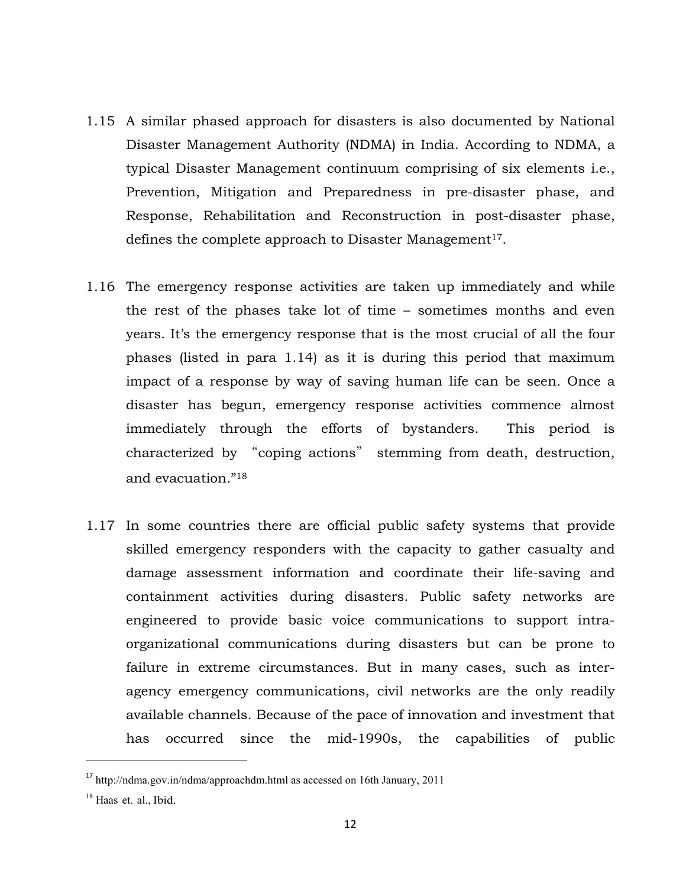1.15 A similar phased approach for disasters is also documented by National Disaster Management Authority (NDMA) in India. According to NDMA, a typical Disaster Management continuum comprising of six elements i.e., Prevention, Mitigation and Preparedness in pre-disaster phase, and Response, Rehabilitation and Reconstruction in post-disaster phase, defines the complete approach to Disaster Management[17].

1.16 The emergency response activities are taken up immediately and while the rest of the phases take lot of time – sometimes months and even years. It's the emergency response that is the most crucial of all the four phases (listed in para 1.14) as it is during this period that maximum impact of a response by way of saving human life can be seen. Once a disaster has begun, emergency response activities commence almost immediately through the efforts of bystanders. This period is characterized by "coping actions" stemming from death, destruction, and evacuation."[18]

1.17 In some countries there are official public safety systems that provide skilled emergency responders with the capacity to gather casualty and damage assessment information and coordinate their life-saving and containment activities during disasters. Public safety networks are engineered to provide basic voice communications to support intra-organizational communications during disasters but can be prone to failure in extreme circumstances. But in many cases, such as inter-agency emergency communications, civil networks are the only readily available channels. Because of the pace of innovation and investment that has occurred since the mid-1990s, the capabilities of public

---

[17] http://ndma.gov.in/ndma/approachdm.html as accessed on 16th January, 2011

[18] Haas et. al., Ibid.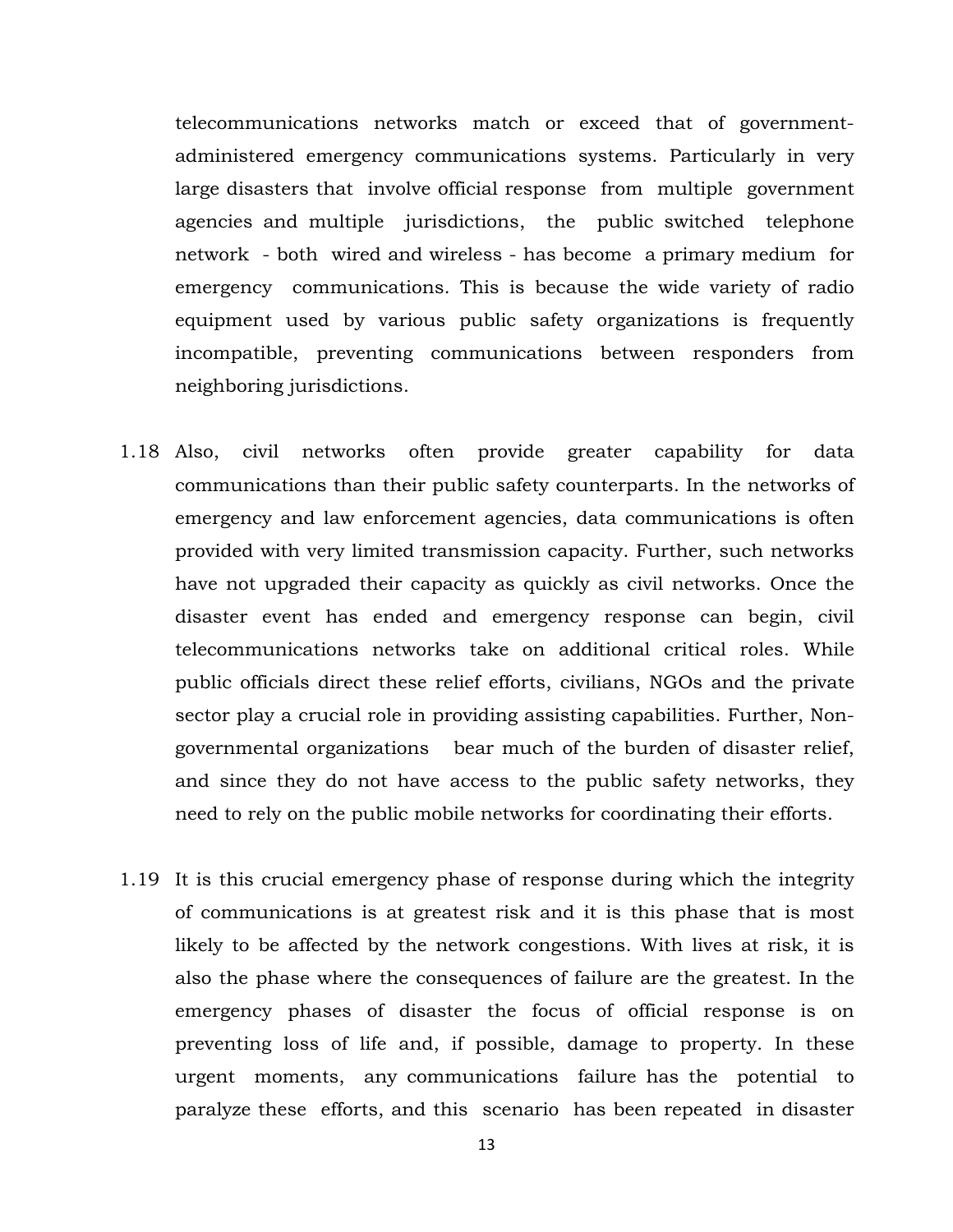telecommunications networks match or exceed that of government-administered emergency communications systems. Particularly in very large disasters that involve official response from multiple government agencies and multiple jurisdictions, the public switched telephone network - both wired and wireless - has become a primary medium for emergency communications. This is because the wide variety of radio equipment used by various public safety organizations is frequently incompatible, preventing communications between responders from neighboring jurisdictions.

1.18 Also, civil networks often provide greater capability for data communications than their public safety counterparts. In the networks of emergency and law enforcement agencies, data communications is often provided with very limited transmission capacity. Further, such networks have not upgraded their capacity as quickly as civil networks. Once the disaster event has ended and emergency response can begin, civil telecommunications networks take on additional critical roles. While public officials direct these relief efforts, civilians, NGOs and the private sector play a crucial role in providing assisting capabilities. Further, Non-governmental organizations bear much of the burden of disaster relief, and since they do not have access to the public safety networks, they need to rely on the public mobile networks for coordinating their efforts.

1.19 It is this crucial emergency phase of response during which the integrity of communications is at greatest risk and it is this phase that is most likely to be affected by the network congestions. With lives at risk, it is also the phase where the consequences of failure are the greatest. In the emergency phases of disaster the focus of official response is on preventing loss of life and, if possible, damage to property. In these urgent moments, any communications failure has the potential to paralyze these efforts, and this scenario has been repeated in disaster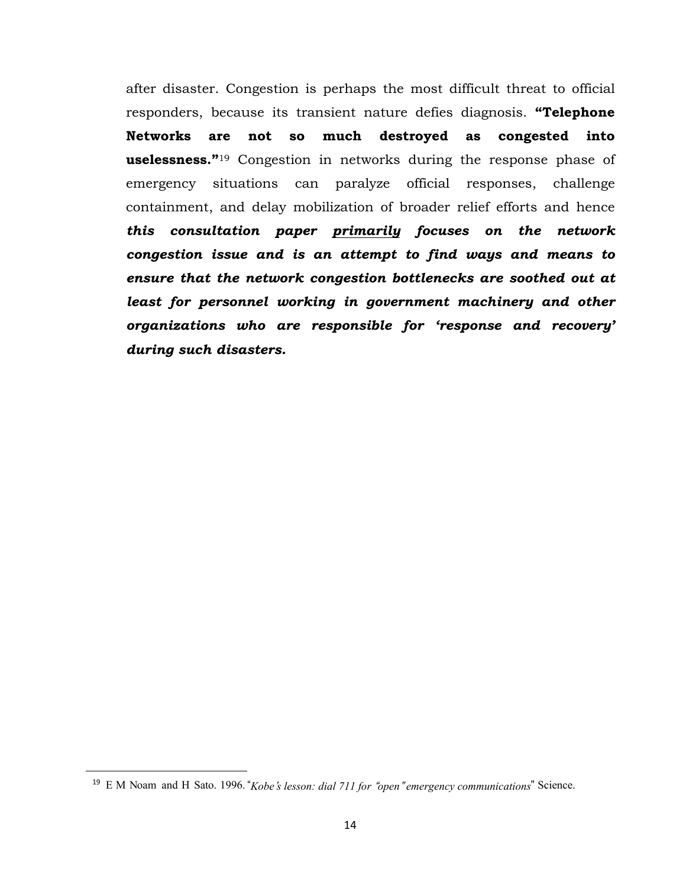after disaster. Congestion is perhaps the most difficult threat to official responders, because its transient nature defies diagnosis. **"Telephone Networks are not so much destroyed as congested into uselessness."**[19] Congestion in networks during the response phase of emergency situations can paralyze official responses, challenge containment, and delay mobilization of broader relief efforts and hence ***this consultation paper <u>primarily</u> focuses on the network congestion issue and is an attempt to find ways and means to ensure that the network congestion bottlenecks are soothed out at least for personnel working in government machinery and other organizations who are responsible for 'response and recovery' during such disasters.***

---

[19] E M Noam and H Sato. 1996. "*Kobe's lesson: dial 711 for "open" emergency communications*" Science.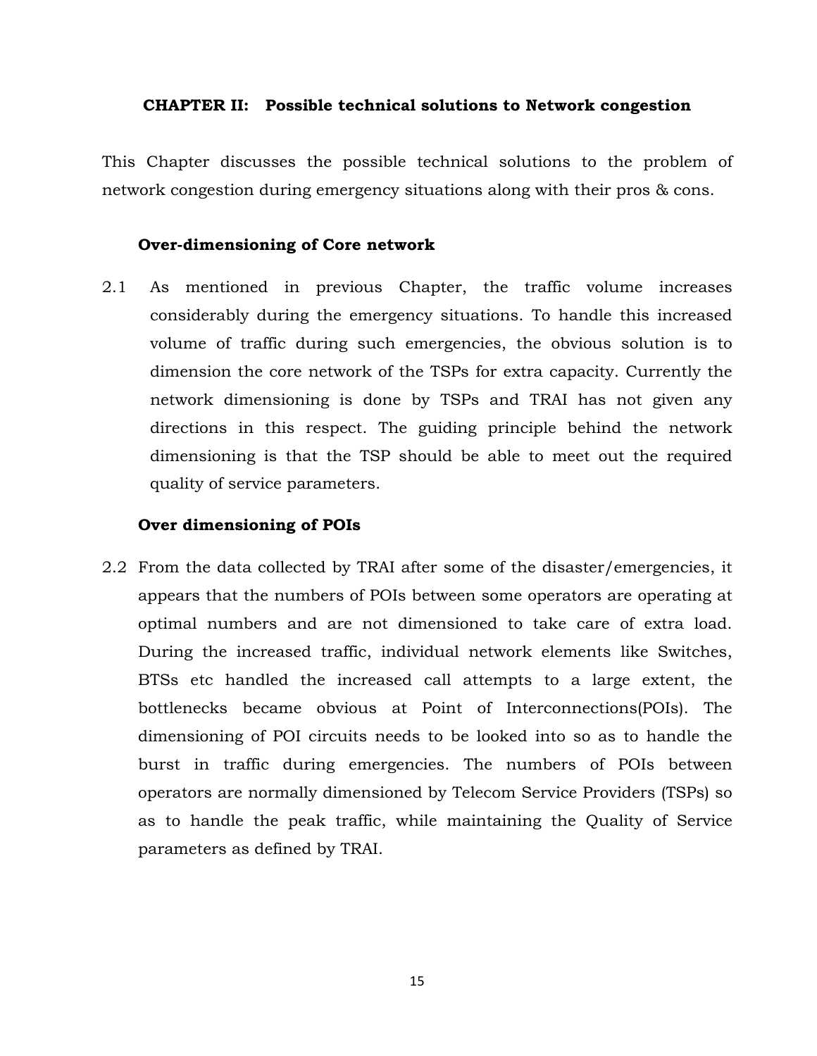## CHAPTER II: Possible technical solutions to Network congestion

This Chapter discusses the possible technical solutions to the problem of network congestion during emergency situations along with their pros & cons.

### Over-dimensioning of Core network

2.1 As mentioned in previous Chapter, the traffic volume increases considerably during the emergency situations. To handle this increased volume of traffic during such emergencies, the obvious solution is to dimension the core network of the TSPs for extra capacity. Currently the network dimensioning is done by TSPs and TRAI has not given any directions in this respect. The guiding principle behind the network dimensioning is that the TSP should be able to meet out the required quality of service parameters.

### Over dimensioning of POIs

2.2 From the data collected by TRAI after some of the disaster/emergencies, it appears that the numbers of POIs between some operators are operating at optimal numbers and are not dimensioned to take care of extra load. During the increased traffic, individual network elements like Switches, BTSs etc handled the increased call attempts to a large extent, the bottlenecks became obvious at Point of Interconnections(POIs). The dimensioning of POI circuits needs to be looked into so as to handle the burst in traffic during emergencies. The numbers of POIs between operators are normally dimensioned by Telecom Service Providers (TSPs) so as to handle the peak traffic, while maintaining the Quality of Service parameters as defined by TRAI.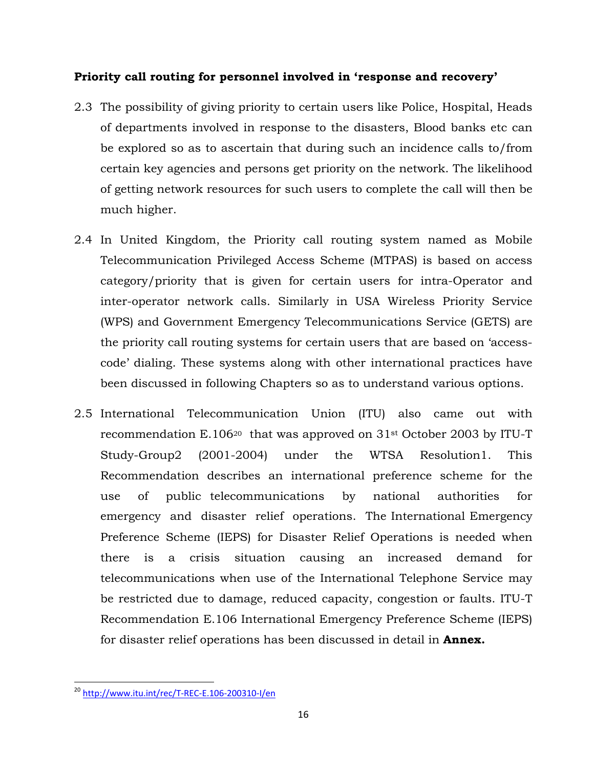**Priority call routing for personnel involved in 'response and recovery'**

2.3 The possibility of giving priority to certain users like Police, Hospital, Heads of departments involved in response to the disasters, Blood banks etc can be explored so as to ascertain that during such an incidence calls to/from certain key agencies and persons get priority on the network. The likelihood of getting network resources for such users to complete the call will then be much higher.

2.4 In United Kingdom, the Priority call routing system named as Mobile Telecommunication Privileged Access Scheme (MTPAS) is based on access category/priority that is given for certain users for intra-Operator and inter-operator network calls. Similarly in USA Wireless Priority Service (WPS) and Government Emergency Telecommunications Service (GETS) are the priority call routing systems for certain users that are based on 'access-code' dialing. These systems along with other international practices have been discussed in following Chapters so as to understand various options.

2.5 International Telecommunication Union (ITU) also came out with recommendation E.106[20] that was approved on 31st October 2003 by ITU-T Study-Group2 (2001-2004) under the WTSA Resolution1. This Recommendation describes an international preference scheme for the use of public telecommunications by national authorities for emergency and disaster relief operations. The International Emergency Preference Scheme (IEPS) for Disaster Relief Operations is needed when there is a crisis situation causing an increased demand for telecommunications when use of the International Telephone Service may be restricted due to damage, reduced capacity, congestion or faults. ITU-T Recommendation E.106 International Emergency Preference Scheme (IEPS) for disaster relief operations has been discussed in detail in **Annex.**

---

[20] http://www.itu.int/rec/T-REC-E.106-200310-I/en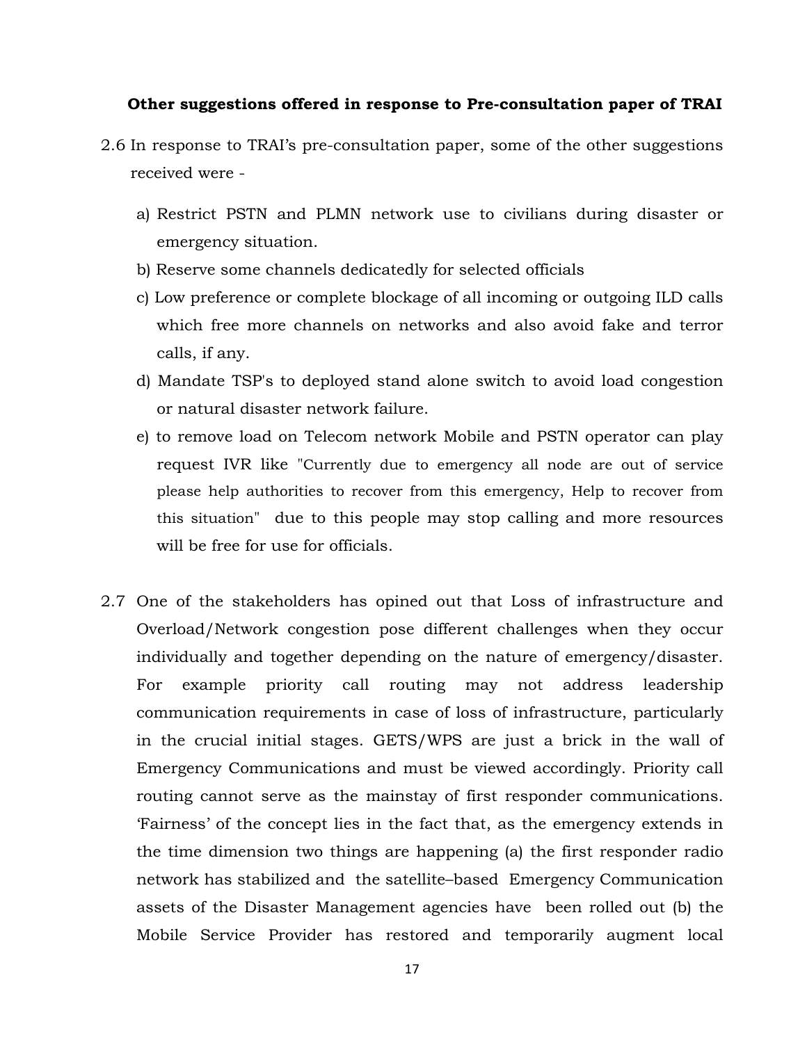**Other suggestions offered in response to Pre-consultation paper of TRAI**

2.6 In response to TRAI's pre-consultation paper, some of the other suggestions received were -

a) Restrict PSTN and PLMN network use to civilians during disaster or emergency situation.

b) Reserve some channels dedicatedly for selected officials

c) Low preference or complete blockage of all incoming or outgoing ILD calls which free more channels on networks and also avoid fake and terror calls, if any.

d) Mandate TSP's to deployed stand alone switch to avoid load congestion or natural disaster network failure.

e) to remove load on Telecom network Mobile and PSTN operator can play request IVR like "Currently due to emergency all node are out of service please help authorities to recover from this emergency, Help to recover from this situation" due to this people may stop calling and more resources will be free for use for officials.

2.7 One of the stakeholders has opined out that Loss of infrastructure and Overload/Network congestion pose different challenges when they occur individually and together depending on the nature of emergency/disaster. For example priority call routing may not address leadership communication requirements in case of loss of infrastructure, particularly in the crucial initial stages. GETS/WPS are just a brick in the wall of Emergency Communications and must be viewed accordingly. Priority call routing cannot serve as the mainstay of first responder communications. 'Fairness' of the concept lies in the fact that, as the emergency extends in the time dimension two things are happening (a) the first responder radio network has stabilized and the satellite–based Emergency Communication assets of the Disaster Management agencies have been rolled out (b) the Mobile Service Provider has restored and temporarily augment local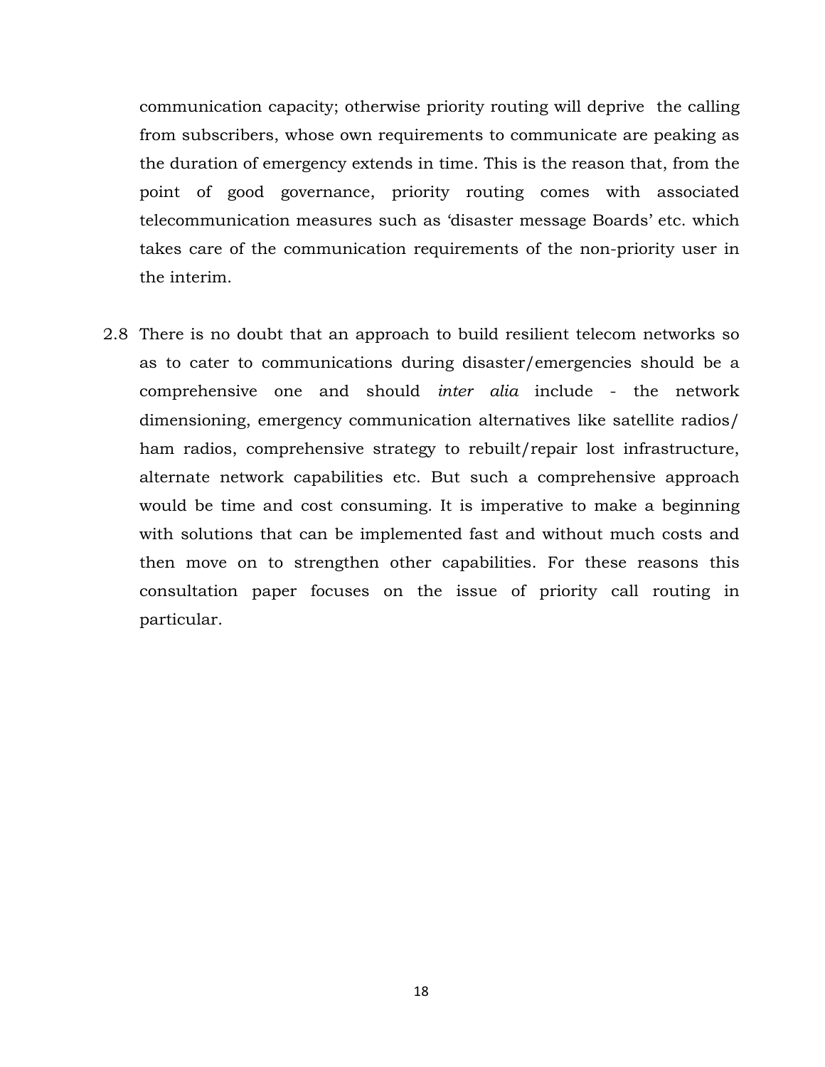communication capacity; otherwise priority routing will deprive the calling from subscribers, whose own requirements to communicate are peaking as the duration of emergency extends in time. This is the reason that, from the point of good governance, priority routing comes with associated telecommunication measures such as 'disaster message Boards' etc. which takes care of the communication requirements of the non-priority user in the interim.

2.8 There is no doubt that an approach to build resilient telecom networks so as to cater to communications during disaster/emergencies should be a comprehensive one and should *inter alia* include - the network dimensioning, emergency communication alternatives like satellite radios/ ham radios, comprehensive strategy to rebuilt/repair lost infrastructure, alternate network capabilities etc. But such a comprehensive approach would be time and cost consuming. It is imperative to make a beginning with solutions that can be implemented fast and without much costs and then move on to strengthen other capabilities. For these reasons this consultation paper focuses on the issue of priority call routing in particular.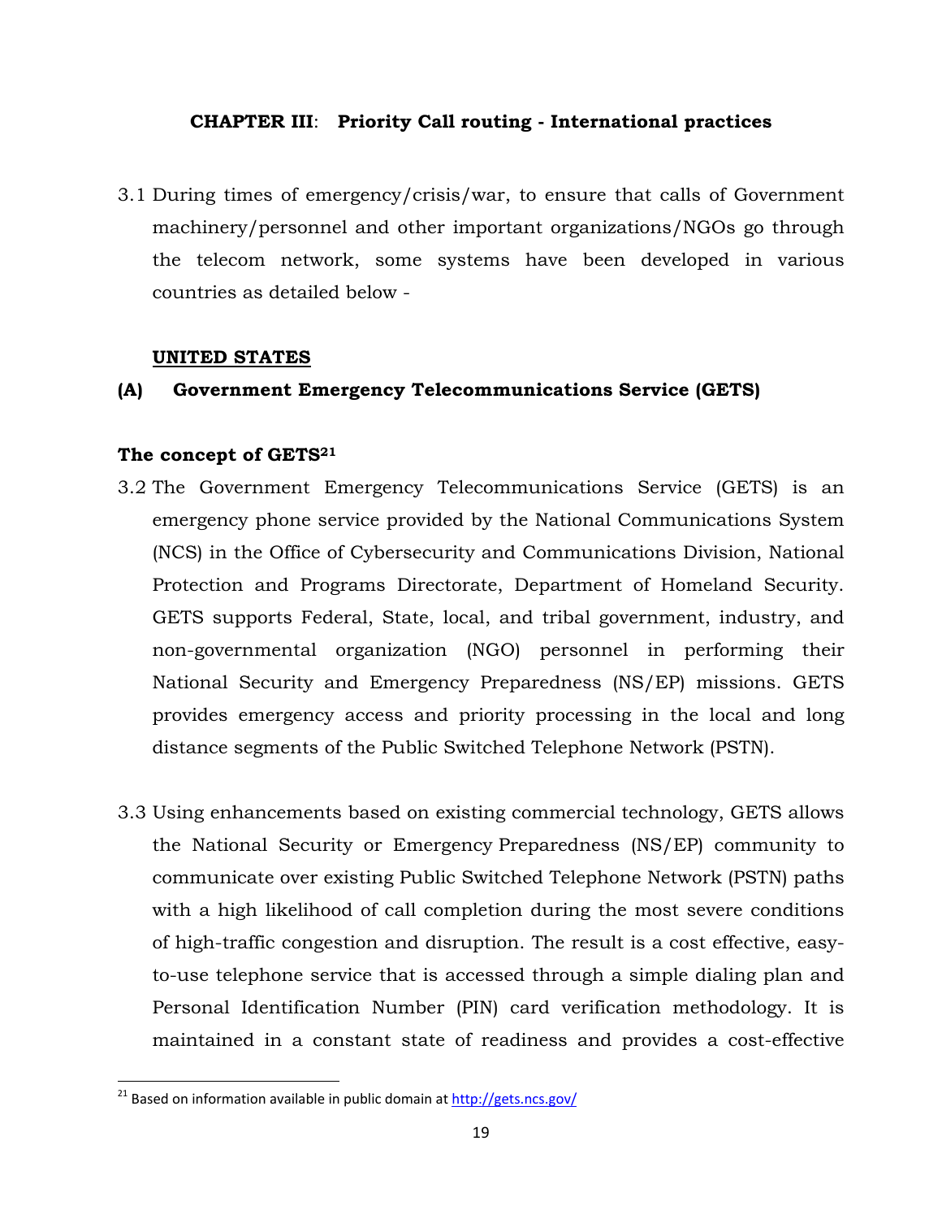## CHAPTER III: Priority Call routing - International practices

3.1 During times of emergency/crisis/war, to ensure that calls of Government machinery/personnel and other important organizations/NGOs go through the telecom network, some systems have been developed in various countries as detailed below -

**UNITED STATES**

### (A) Government Emergency Telecommunications Service (GETS)

**The concept of GETS**[21]

3.2 The Government Emergency Telecommunications Service (GETS) is an emergency phone service provided by the National Communications System (NCS) in the Office of Cybersecurity and Communications Division, National Protection and Programs Directorate, Department of Homeland Security. GETS supports Federal, State, local, and tribal government, industry, and non-governmental organization (NGO) personnel in performing their National Security and Emergency Preparedness (NS/EP) missions. GETS provides emergency access and priority processing in the local and long distance segments of the Public Switched Telephone Network (PSTN).

3.3 Using enhancements based on existing commercial technology, GETS allows the National Security or Emergency Preparedness (NS/EP) community to communicate over existing Public Switched Telephone Network (PSTN) paths with a high likelihood of call completion during the most severe conditions of high-traffic congestion and disruption. The result is a cost effective, easy-to-use telephone service that is accessed through a simple dialing plan and Personal Identification Number (PIN) card verification methodology. It is maintained in a constant state of readiness and provides a cost-effective

---

[21] Based on information available in public domain at http://gets.ncs.gov/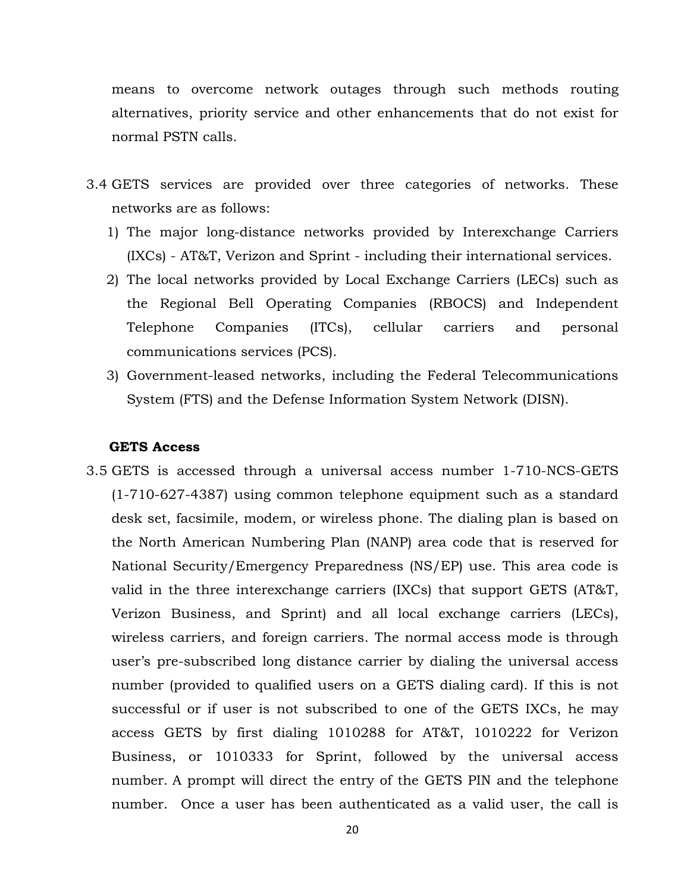means to overcome network outages through such methods routing alternatives, priority service and other enhancements that do not exist for normal PSTN calls.

3.4 GETS services are provided over three categories of networks. These networks are as follows:

1) The major long-distance networks provided by Interexchange Carriers (IXCs) - AT&T, Verizon and Sprint - including their international services.
2) The local networks provided by Local Exchange Carriers (LECs) such as the Regional Bell Operating Companies (RBOCS) and Independent Telephone Companies (ITCs), cellular carriers and personal communications services (PCS).
3) Government-leased networks, including the Federal Telecommunications System (FTS) and the Defense Information System Network (DISN).

**GETS Access**

3.5 GETS is accessed through a universal access number 1-710-NCS-GETS (1-710-627-4387) using common telephone equipment such as a standard desk set, facsimile, modem, or wireless phone. The dialing plan is based on the North American Numbering Plan (NANP) area code that is reserved for National Security/Emergency Preparedness (NS/EP) use. This area code is valid in the three interexchange carriers (IXCs) that support GETS (AT&T, Verizon Business, and Sprint) and all local exchange carriers (LECs), wireless carriers, and foreign carriers. The normal access mode is through user's pre-subscribed long distance carrier by dialing the universal access number (provided to qualified users on a GETS dialing card). If this is not successful or if user is not subscribed to one of the GETS IXCs, he may access GETS by first dialing 1010288 for AT&T, 1010222 for Verizon Business, or 1010333 for Sprint, followed by the universal access number. A prompt will direct the entry of the GETS PIN and the telephone number. Once a user has been authenticated as a valid user, the call is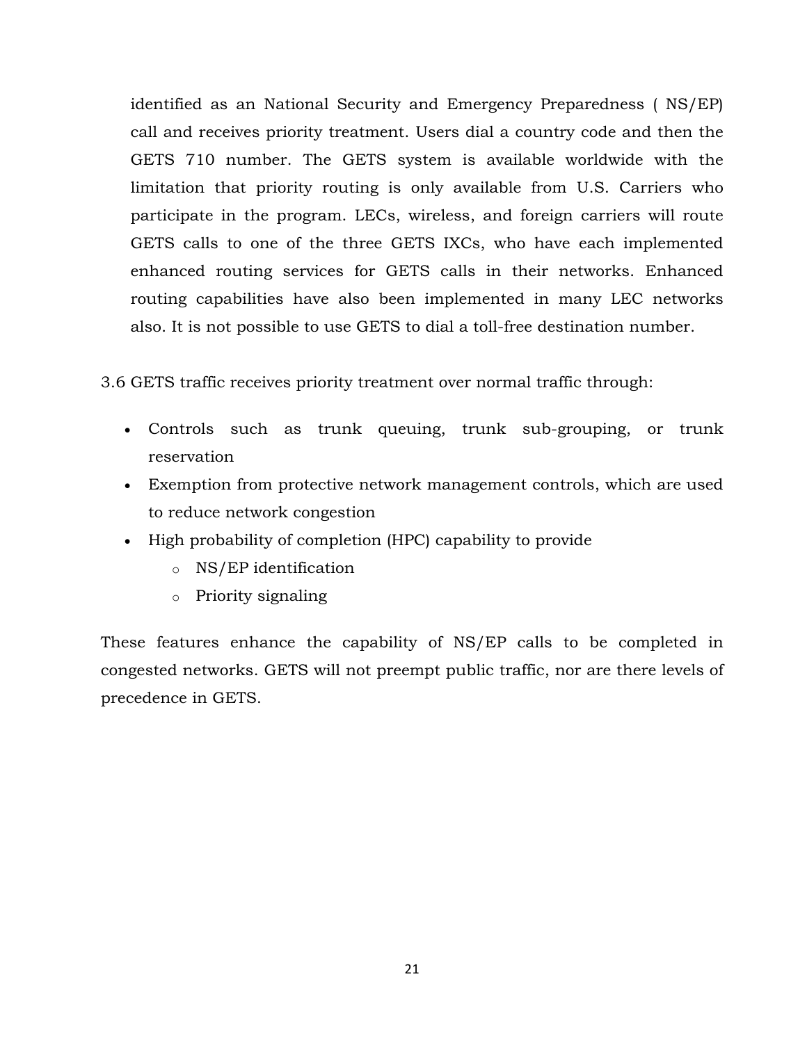identified as an National Security and Emergency Preparedness ( NS/EP) call and receives priority treatment. Users dial a country code and then the GETS 710 number. The GETS system is available worldwide with the limitation that priority routing is only available from U.S. Carriers who participate in the program. LECs, wireless, and foreign carriers will route GETS calls to one of the three GETS IXCs, who have each implemented enhanced routing services for GETS calls in their networks. Enhanced routing capabilities have also been implemented in many LEC networks also. It is not possible to use GETS to dial a toll-free destination number.

3.6 GETS traffic receives priority treatment over normal traffic through:

- Controls such as trunk queuing, trunk sub-grouping, or trunk reservation
- Exemption from protective network management controls, which are used to reduce network congestion
- High probability of completion (HPC) capability to provide
  - NS/EP identification
  - Priority signaling

These features enhance the capability of NS/EP calls to be completed in congested networks. GETS will not preempt public traffic, nor are there levels of precedence in GETS.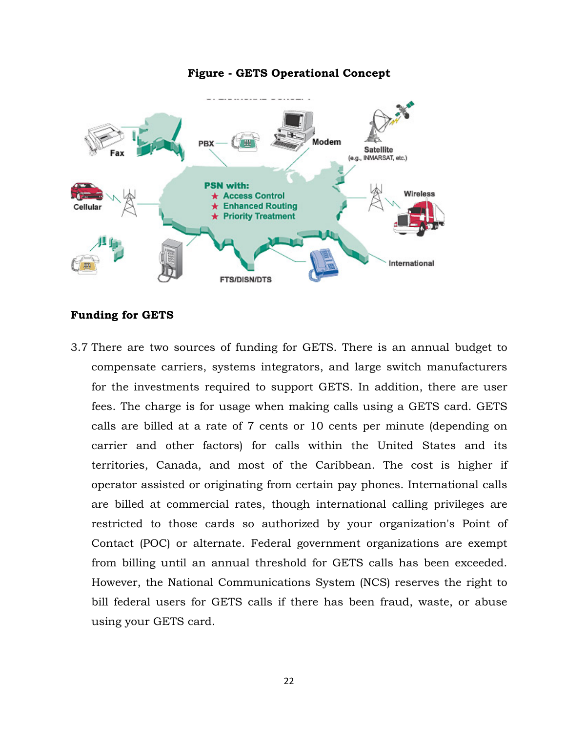**Figure - GETS Operational Concept**

## Funding for GETS

3.7 There are two sources of funding for GETS. There is an annual budget to compensate carriers, systems integrators, and large switch manufacturers for the investments required to support GETS. In addition, there are user fees. The charge is for usage when making calls using a GETS card. GETS calls are billed at a rate of 7 cents or 10 cents per minute (depending on carrier and other factors) for calls within the United States and its territories, Canada, and most of the Caribbean. The cost is higher if operator assisted or originating from certain pay phones. International calls are billed at commercial rates, though international calling privileges are restricted to those cards so authorized by your organization's Point of Contact (POC) or alternate. Federal government organizations are exempt from billing until an annual threshold for GETS calls has been exceeded. However, the National Communications System (NCS) reserves the right to bill federal users for GETS calls if there has been fraud, waste, or abuse using your GETS card.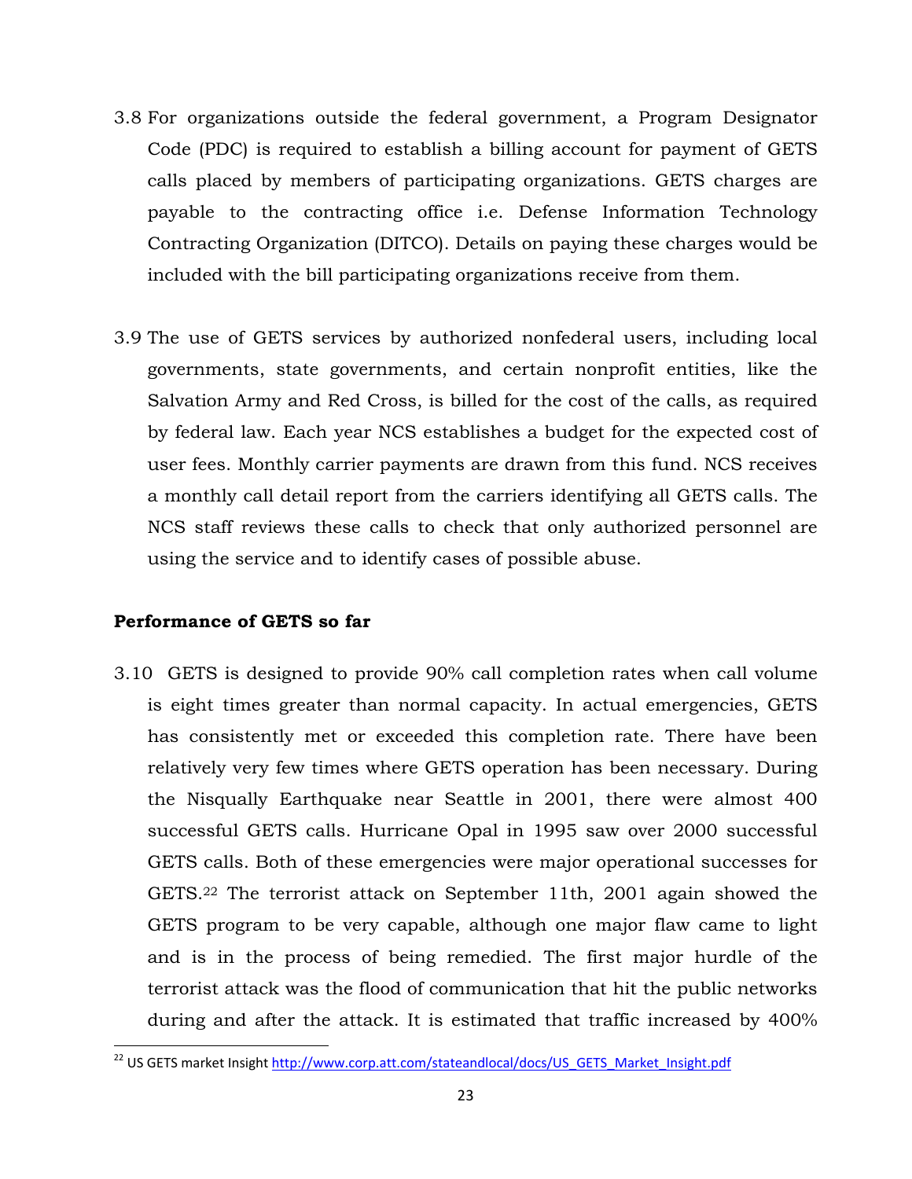3.8 For organizations outside the federal government, a Program Designator Code (PDC) is required to establish a billing account for payment of GETS calls placed by members of participating organizations. GETS charges are payable to the contracting office i.e. Defense Information Technology Contracting Organization (DITCO). Details on paying these charges would be included with the bill participating organizations receive from them.

3.9 The use of GETS services by authorized nonfederal users, including local governments, state governments, and certain nonprofit entities, like the Salvation Army and Red Cross, is billed for the cost of the calls, as required by federal law. Each year NCS establishes a budget for the expected cost of user fees. Monthly carrier payments are drawn from this fund. NCS receives a monthly call detail report from the carriers identifying all GETS calls. The NCS staff reviews these calls to check that only authorized personnel are using the service and to identify cases of possible abuse.

**Performance of GETS so far**

3.10 GETS is designed to provide 90% call completion rates when call volume is eight times greater than normal capacity. In actual emergencies, GETS has consistently met or exceeded this completion rate. There have been relatively very few times where GETS operation has been necessary. During the Nisqually Earthquake near Seattle in 2001, there were almost 400 successful GETS calls. Hurricane Opal in 1995 saw over 2000 successful GETS calls. Both of these emergencies were major operational successes for GETS.[22] The terrorist attack on September 11th, 2001 again showed the GETS program to be very capable, although one major flaw came to light and is in the process of being remedied. The first major hurdle of the terrorist attack was the flood of communication that hit the public networks during and after the attack. It is estimated that traffic increased by 400%

[22] US GETS market Insight http://www.corp.att.com/stateandlocal/docs/US_GETS_Market_Insight.pdf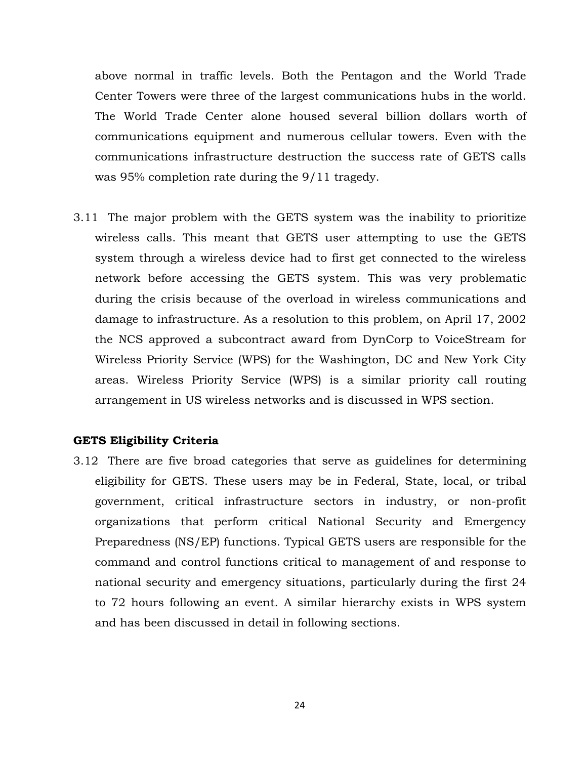above normal in traffic levels. Both the Pentagon and the World Trade Center Towers were three of the largest communications hubs in the world. The World Trade Center alone housed several billion dollars worth of communications equipment and numerous cellular towers. Even with the communications infrastructure destruction the success rate of GETS calls was 95% completion rate during the 9/11 tragedy.

3.11 The major problem with the GETS system was the inability to prioritize wireless calls. This meant that GETS user attempting to use the GETS system through a wireless device had to first get connected to the wireless network before accessing the GETS system. This was very problematic during the crisis because of the overload in wireless communications and damage to infrastructure. As a resolution to this problem, on April 17, 2002 the NCS approved a subcontract award from DynCorp to VoiceStream for Wireless Priority Service (WPS) for the Washington, DC and New York City areas. Wireless Priority Service (WPS) is a similar priority call routing arrangement in US wireless networks and is discussed in WPS section.

**GETS Eligibility Criteria**

3.12 There are five broad categories that serve as guidelines for determining eligibility for GETS. These users may be in Federal, State, local, or tribal government, critical infrastructure sectors in industry, or non-profit organizations that perform critical National Security and Emergency Preparedness (NS/EP) functions. Typical GETS users are responsible for the command and control functions critical to management of and response to national security and emergency situations, particularly during the first 24 to 72 hours following an event. A similar hierarchy exists in WPS system and has been discussed in detail in following sections.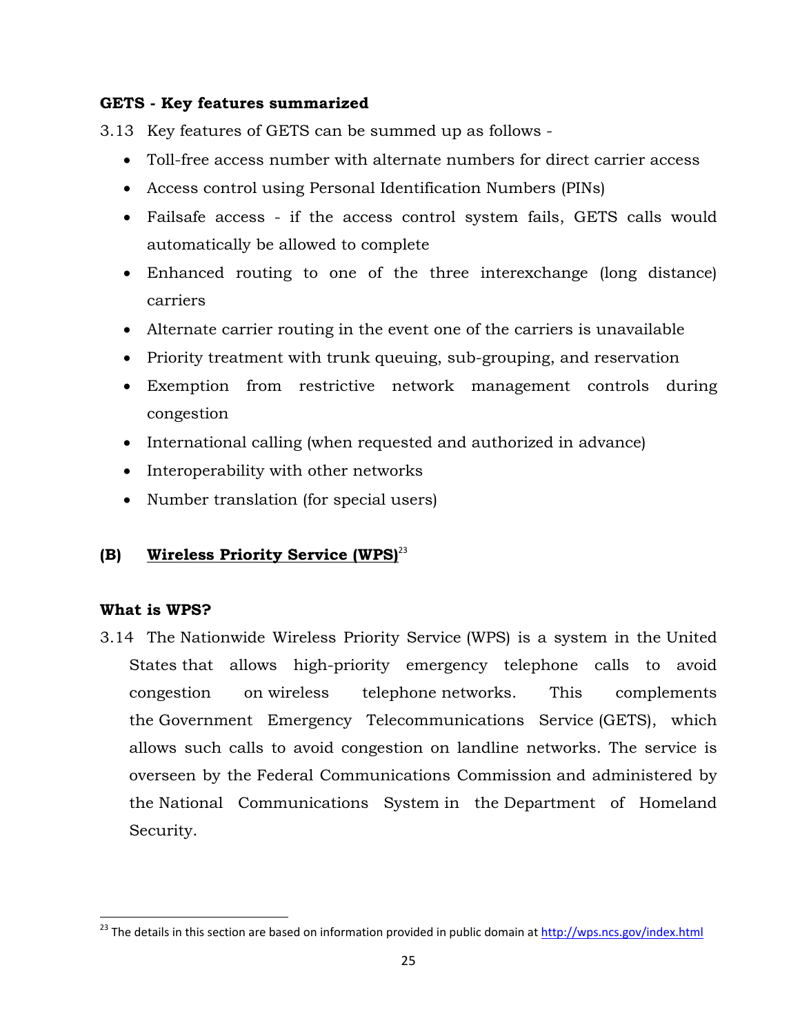**GETS - Key features summarized**

3.13 Key features of GETS can be summed up as follows -

- Toll-free access number with alternate numbers for direct carrier access
- Access control using Personal Identification Numbers (PINs)
- Failsafe access - if the access control system fails, GETS calls would automatically be allowed to complete
- Enhanced routing to one of the three interexchange (long distance) carriers
- Alternate carrier routing in the event one of the carriers is unavailable
- Priority treatment with trunk queuing, sub-grouping, and reservation
- Exemption from restrictive network management controls during congestion
- International calling (when requested and authorized in advance)
- Interoperability with other networks
- Number translation (for special users)

## (B) Wireless Priority Service (WPS)[23]

**What is WPS?**

3.14 The Nationwide Wireless Priority Service (WPS) is a system in the United States that allows high-priority emergency telephone calls to avoid congestion on wireless telephone networks. This complements the Government Emergency Telecommunications Service (GETS), which allows such calls to avoid congestion on landline networks. The service is overseen by the Federal Communications Commission and administered by the National Communications System in the Department of Homeland Security.

[23] The details in this section are based on information provided in public domain at http://wps.ncs.gov/index.html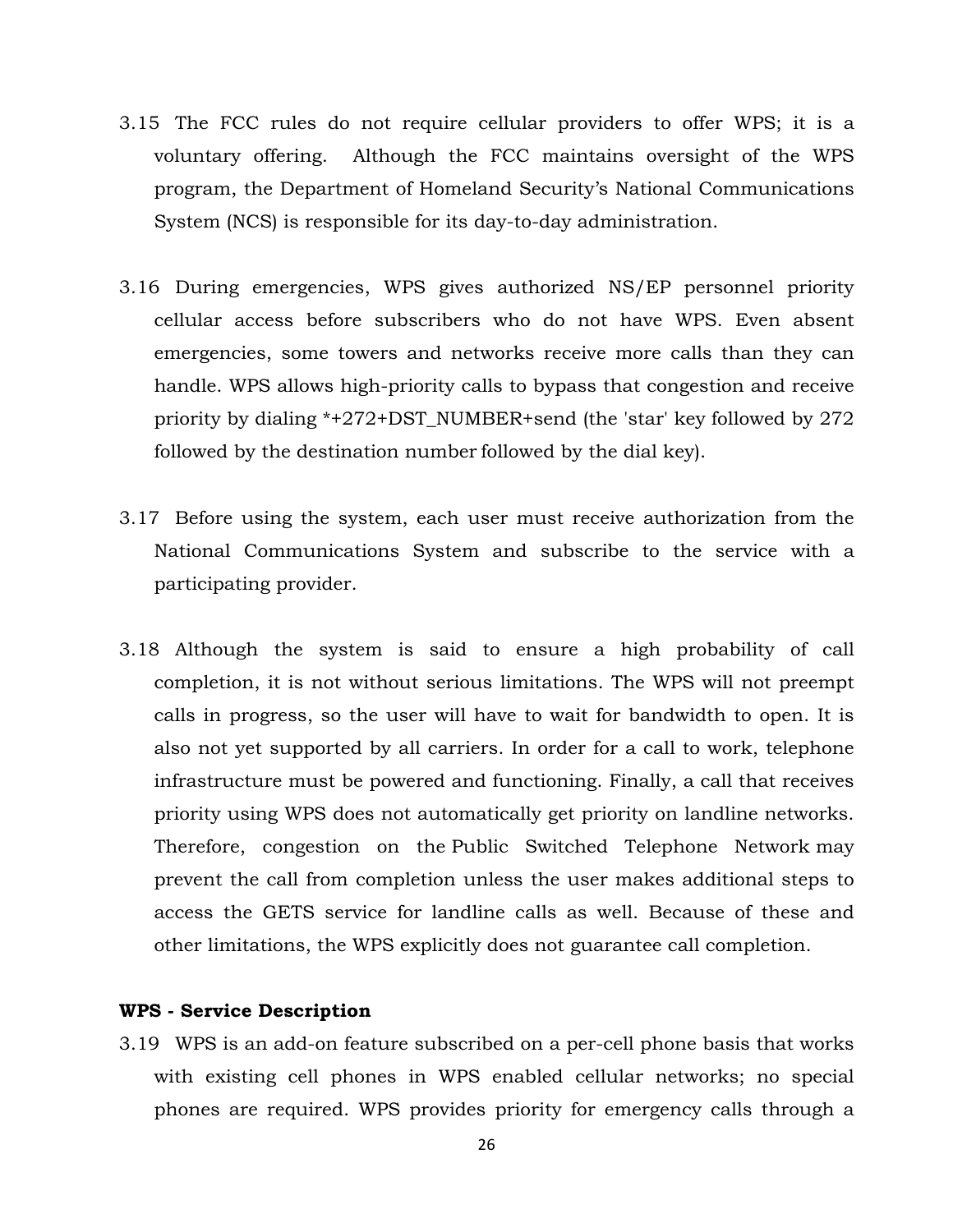3.15 The FCC rules do not require cellular providers to offer WPS; it is a voluntary offering. Although the FCC maintains oversight of the WPS program, the Department of Homeland Security's National Communications System (NCS) is responsible for its day-to-day administration.

3.16 During emergencies, WPS gives authorized NS/EP personnel priority cellular access before subscribers who do not have WPS. Even absent emergencies, some towers and networks receive more calls than they can handle. WPS allows high-priority calls to bypass that congestion and receive priority by dialing *+272+DST_NUMBER+send (the 'star' key followed by 272 followed by the destination number followed by the dial key).

3.17 Before using the system, each user must receive authorization from the National Communications System and subscribe to the service with a participating provider.

3.18 Although the system is said to ensure a high probability of call completion, it is not without serious limitations. The WPS will not preempt calls in progress, so the user will have to wait for bandwidth to open. It is also not yet supported by all carriers. In order for a call to work, telephone infrastructure must be powered and functioning. Finally, a call that receives priority using WPS does not automatically get priority on landline networks. Therefore, congestion on the Public Switched Telephone Network may prevent the call from completion unless the user makes additional steps to access the GETS service for landline calls as well. Because of these and other limitations, the WPS explicitly does not guarantee call completion.

**WPS - Service Description**

3.19 WPS is an add-on feature subscribed on a per-cell phone basis that works with existing cell phones in WPS enabled cellular networks; no special phones are required. WPS provides priority for emergency calls through a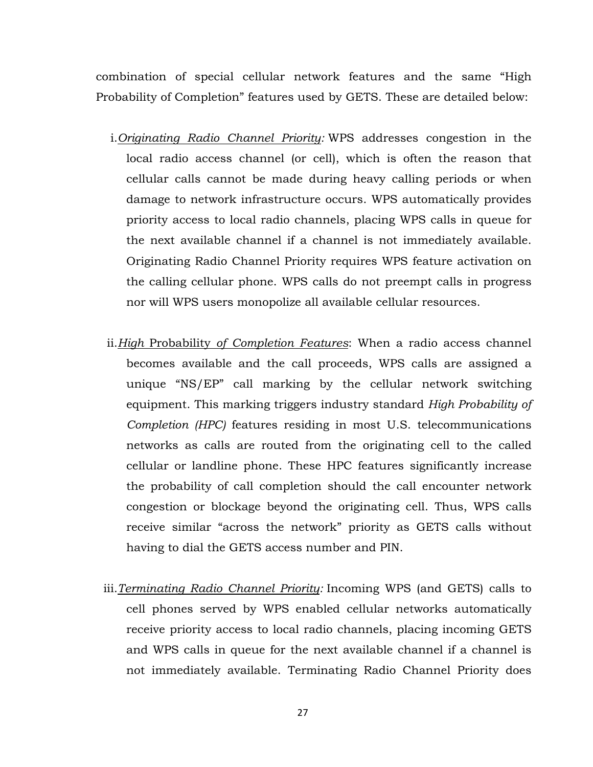combination of special cellular network features and the same "High Probability of Completion" features used by GETS. These are detailed below:

i. *Originating Radio Channel Priority:* WPS addresses congestion in the local radio access channel (or cell), which is often the reason that cellular calls cannot be made during heavy calling periods or when damage to network infrastructure occurs. WPS automatically provides priority access to local radio channels, placing WPS calls in queue for the next available channel if a channel is not immediately available. Originating Radio Channel Priority requires WPS feature activation on the calling cellular phone. WPS calls do not preempt calls in progress nor will WPS users monopolize all available cellular resources.

ii. *High* Probability *of Completion Features*: When a radio access channel becomes available and the call proceeds, WPS calls are assigned a unique "NS/EP" call marking by the cellular network switching equipment. This marking triggers industry standard *High Probability of Completion (HPC)* features residing in most U.S. telecommunications networks as calls are routed from the originating cell to the called cellular or landline phone. These HPC features significantly increase the probability of call completion should the call encounter network congestion or blockage beyond the originating cell. Thus, WPS calls receive similar "across the network" priority as GETS calls without having to dial the GETS access number and PIN.

iii. *Terminating Radio Channel Priority:* Incoming WPS (and GETS) calls to cell phones served by WPS enabled cellular networks automatically receive priority access to local radio channels, placing incoming GETS and WPS calls in queue for the next available channel if a channel is not immediately available. Terminating Radio Channel Priority does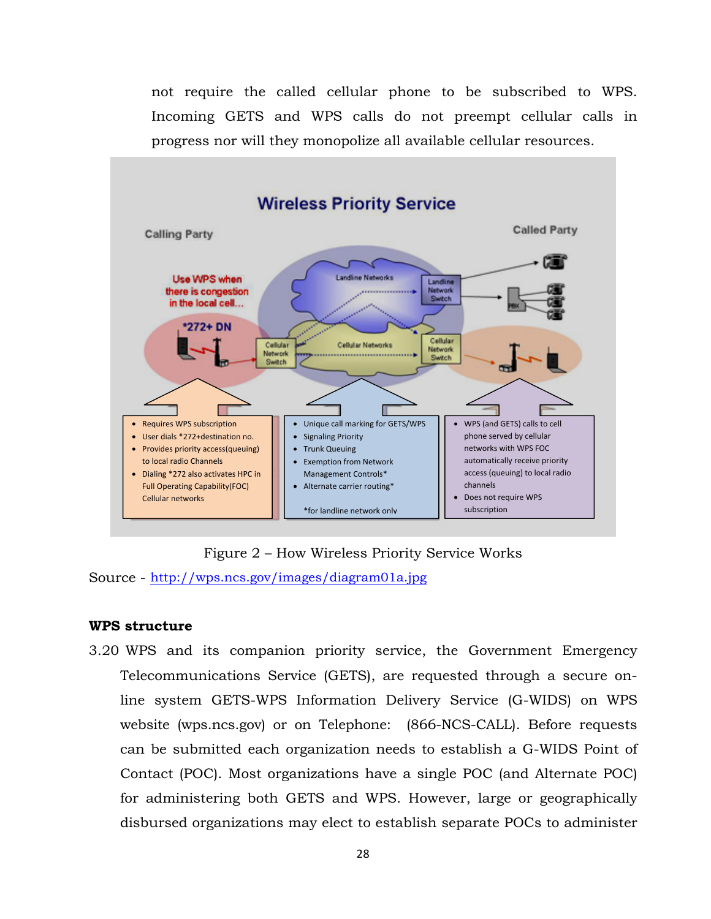not require the called cellular phone to be subscribed to WPS. Incoming GETS and WPS calls do not preempt cellular calls in progress nor will they monopolize all available cellular resources.

Figure 2 – How Wireless Priority Service Works

Source - http://wps.ncs.gov/images/diagram01a.jpg

**WPS structure**

3.20 WPS and its companion priority service, the Government Emergency Telecommunications Service (GETS), are requested through a secure on-line system GETS-WPS Information Delivery Service (G-WIDS) on WPS website (wps.ncs.gov) or on Telephone: (866-NCS-CALL). Before requests can be submitted each organization needs to establish a G-WIDS Point of Contact (POC). Most organizations have a single POC (and Alternate POC) for administering both GETS and WPS. However, large or geographically disbursed organizations may elect to establish separate POCs to administer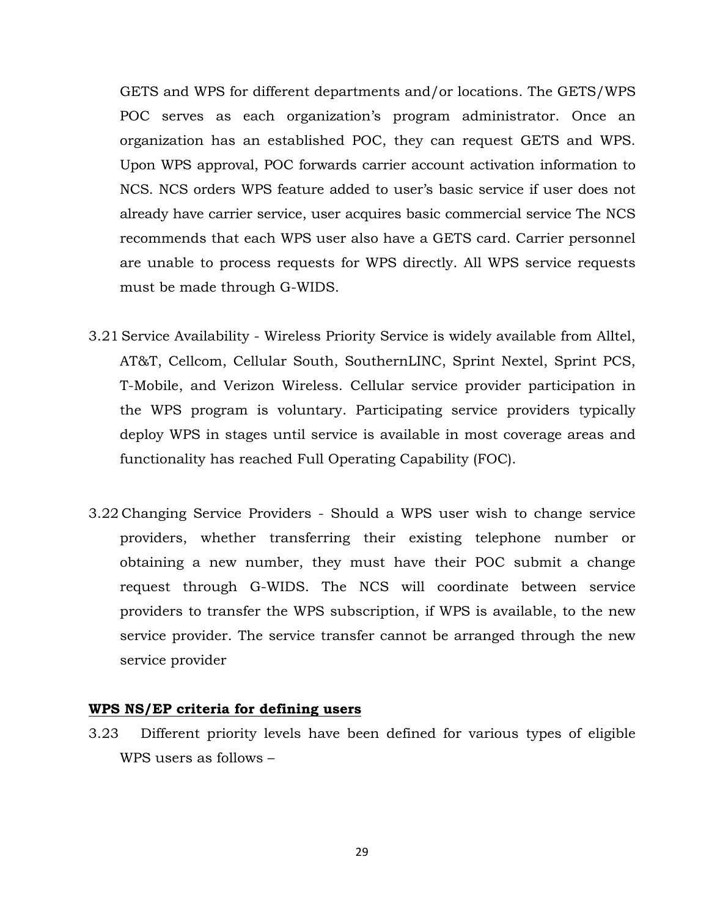GETS and WPS for different departments and/or locations. The GETS/WPS POC serves as each organization's program administrator. Once an organization has an established POC, they can request GETS and WPS. Upon WPS approval, POC forwards carrier account activation information to NCS. NCS orders WPS feature added to user's basic service if user does not already have carrier service, user acquires basic commercial service The NCS recommends that each WPS user also have a GETS card. Carrier personnel are unable to process requests for WPS directly. All WPS service requests must be made through G-WIDS.

3.21 Service Availability - Wireless Priority Service is widely available from Alltel, AT&T, Cellcom, Cellular South, SouthernLINC, Sprint Nextel, Sprint PCS, T-Mobile, and Verizon Wireless. Cellular service provider participation in the WPS program is voluntary. Participating service providers typically deploy WPS in stages until service is available in most coverage areas and functionality has reached Full Operating Capability (FOC).

3.22 Changing Service Providers - Should a WPS user wish to change service providers, whether transferring their existing telephone number or obtaining a new number, they must have their POC submit a change request through G-WIDS. The NCS will coordinate between service providers to transfer the WPS subscription, if WPS is available, to the new service provider. The service transfer cannot be arranged through the new service provider

**WPS NS/EP criteria for defining users**

3.23 Different priority levels have been defined for various types of eligible WPS users as follows –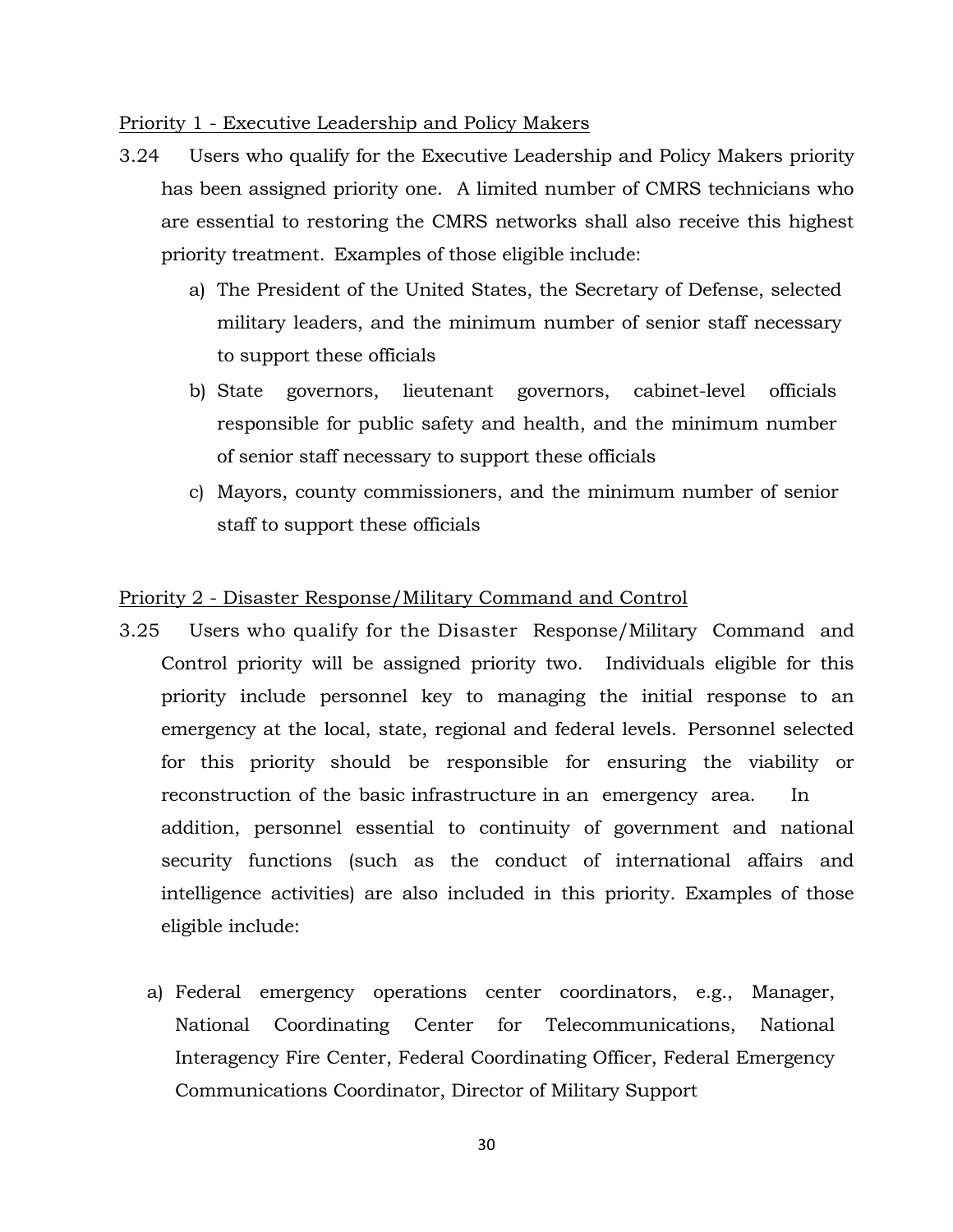Priority 1 - Executive Leadership and Policy Makers

3.24 Users who qualify for the Executive Leadership and Policy Makers priority has been assigned priority one. A limited number of CMRS technicians who are essential to restoring the CMRS networks shall also receive this highest priority treatment. Examples of those eligible include:

a) The President of the United States, the Secretary of Defense, selected military leaders, and the minimum number of senior staff necessary to support these officials
b) State governors, lieutenant governors, cabinet-level officials responsible for public safety and health, and the minimum number of senior staff necessary to support these officials
c) Mayors, county commissioners, and the minimum number of senior staff to support these officials

Priority 2 - Disaster Response/Military Command and Control

3.25 Users who qualify for the Disaster Response/Military Command and Control priority will be assigned priority two. Individuals eligible for this priority include personnel key to managing the initial response to an emergency at the local, state, regional and federal levels. Personnel selected for this priority should be responsible for ensuring the viability or reconstruction of the basic infrastructure in an emergency area. In addition, personnel essential to continuity of government and national security functions (such as the conduct of international affairs and intelligence activities) are also included in this priority. Examples of those eligible include:

a) Federal emergency operations center coordinators, e.g., Manager, National Coordinating Center for Telecommunications, National Interagency Fire Center, Federal Coordinating Officer, Federal Emergency Communications Coordinator, Director of Military Support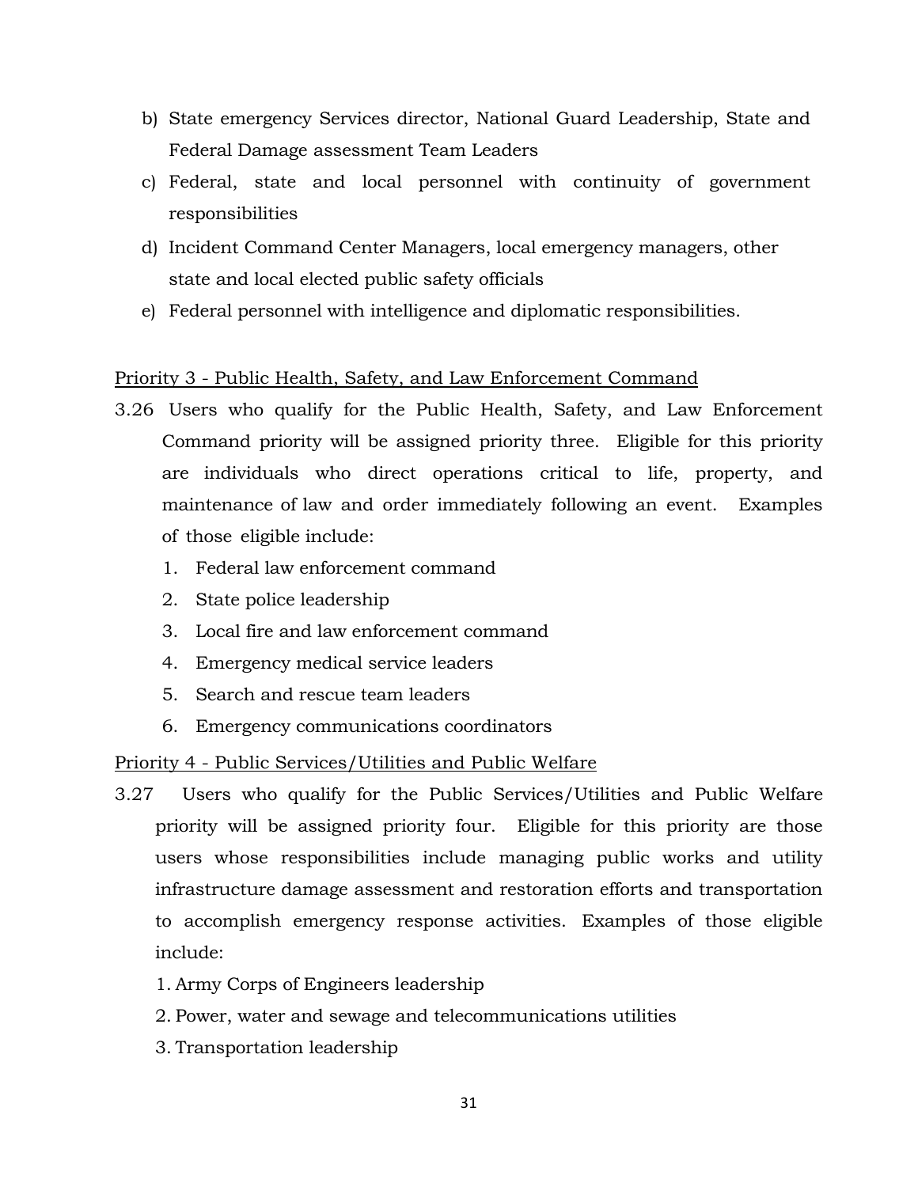b) State emergency Services director, National Guard Leadership, State and Federal Damage assessment Team Leaders
c) Federal, state and local personnel with continuity of government responsibilities
d) Incident Command Center Managers, local emergency managers, other state and local elected public safety officials
e) Federal personnel with intelligence and diplomatic responsibilities.

<u>Priority 3 - Public Health, Safety, and Law Enforcement Command</u>

3.26 Users who qualify for the Public Health, Safety, and Law Enforcement Command priority will be assigned priority three. Eligible for this priority are individuals who direct operations critical to life, property, and maintenance of law and order immediately following an event. Examples of those eligible include:

1. Federal law enforcement command
2. State police leadership
3. Local fire and law enforcement command
4. Emergency medical service leaders
5. Search and rescue team leaders
6. Emergency communications coordinators

<u>Priority 4 - Public Services/Utilities and Public Welfare</u>

3.27 Users who qualify for the Public Services/Utilities and Public Welfare priority will be assigned priority four. Eligible for this priority are those users whose responsibilities include managing public works and utility infrastructure damage assessment and restoration efforts and transportation to accomplish emergency response activities. Examples of those eligible include:

1. Army Corps of Engineers leadership
2. Power, water and sewage and telecommunications utilities
3. Transportation leadership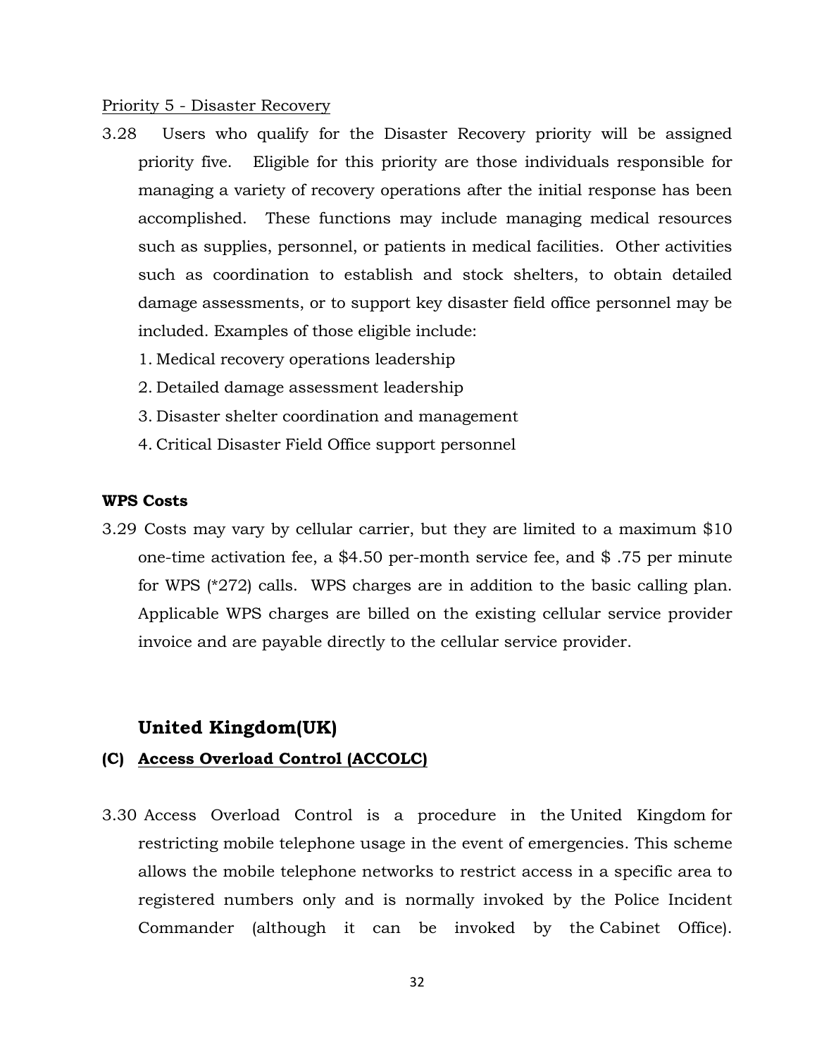Priority 5 - Disaster Recovery

3.28 Users who qualify for the Disaster Recovery priority will be assigned priority five. Eligible for this priority are those individuals responsible for managing a variety of recovery operations after the initial response has been accomplished. These functions may include managing medical resources such as supplies, personnel, or patients in medical facilities. Other activities such as coordination to establish and stock shelters, to obtain detailed damage assessments, or to support key disaster field office personnel may be included. Examples of those eligible include:

1. Medical recovery operations leadership
2. Detailed damage assessment leadership
3. Disaster shelter coordination and management
4. Critical Disaster Field Office support personnel

**WPS Costs**

3.29 Costs may vary by cellular carrier, but they are limited to a maximum $10 one-time activation fee, a $4.50 per-month service fee, and $ .75 per minute for WPS (*272) calls. WPS charges are in addition to the basic calling plan. Applicable WPS charges are billed on the existing cellular service provider invoice and are payable directly to the cellular service provider.

## United Kingdom(UK)

### (C) Access Overload Control (ACCOLC)

3.30 Access Overload Control is a procedure in the United Kingdom for restricting mobile telephone usage in the event of emergencies. This scheme allows the mobile telephone networks to restrict access in a specific area to registered numbers only and is normally invoked by the Police Incident Commander (although it can be invoked by the Cabinet Office).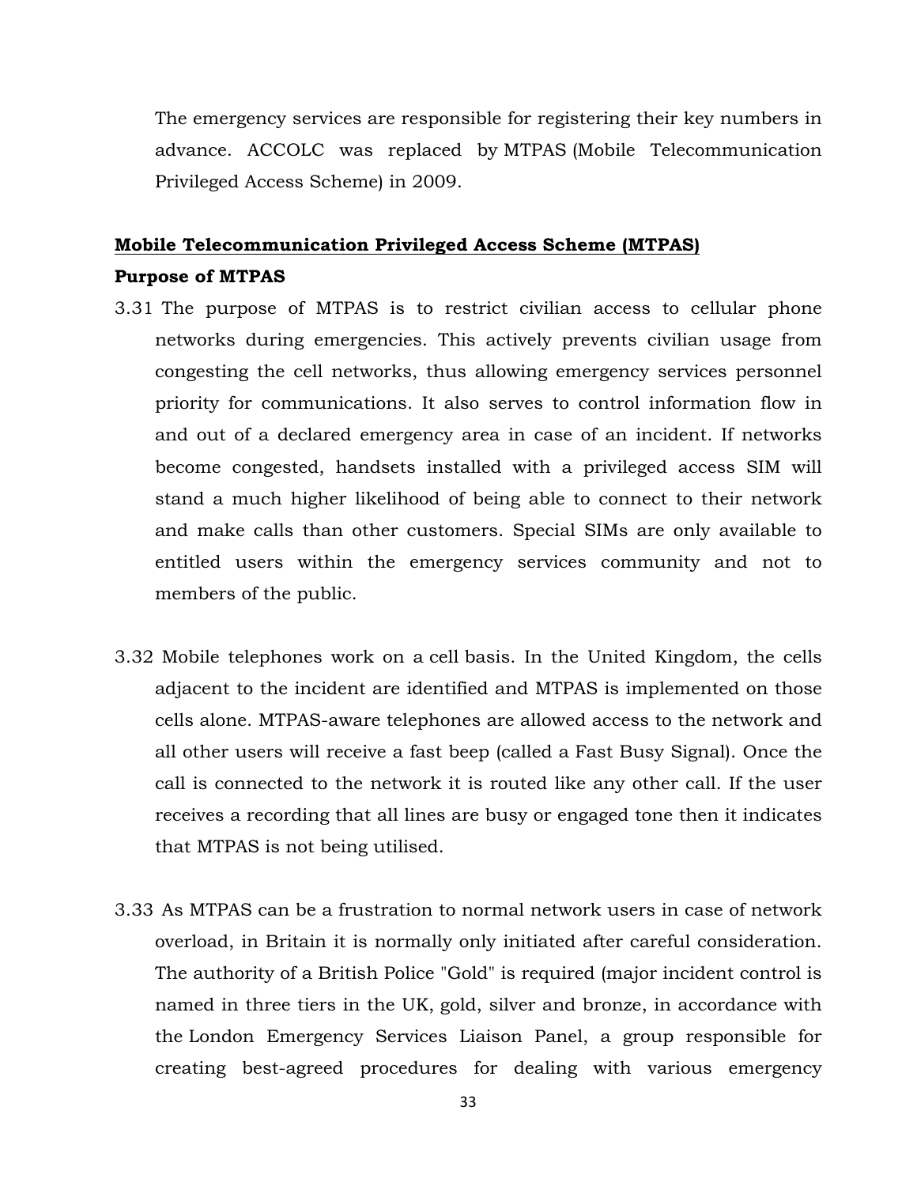The emergency services are responsible for registering their key numbers in advance. ACCOLC was replaced by MTPAS (Mobile Telecommunication Privileged Access Scheme) in 2009.

## **Mobile Telecommunication Privileged Access Scheme (MTPAS)**

### **Purpose of MTPAS**

3.31 The purpose of MTPAS is to restrict civilian access to cellular phone networks during emergencies. This actively prevents civilian usage from congesting the cell networks, thus allowing emergency services personnel priority for communications. It also serves to control information flow in and out of a declared emergency area in case of an incident. If networks become congested, handsets installed with a privileged access SIM will stand a much higher likelihood of being able to connect to their network and make calls than other customers. Special SIMs are only available to entitled users within the emergency services community and not to members of the public.

3.32 Mobile telephones work on a cell basis. In the United Kingdom, the cells adjacent to the incident are identified and MTPAS is implemented on those cells alone. MTPAS-aware telephones are allowed access to the network and all other users will receive a fast beep (called a Fast Busy Signal). Once the call is connected to the network it is routed like any other call. If the user receives a recording that all lines are busy or engaged tone then it indicates that MTPAS is not being utilised.

3.33 As MTPAS can be a frustration to normal network users in case of network overload, in Britain it is normally only initiated after careful consideration. The authority of a British Police "Gold" is required (major incident control is named in three tiers in the UK, gold, silver and bronze, in accordance with the London Emergency Services Liaison Panel, a group responsible for creating best-agreed procedures for dealing with various emergency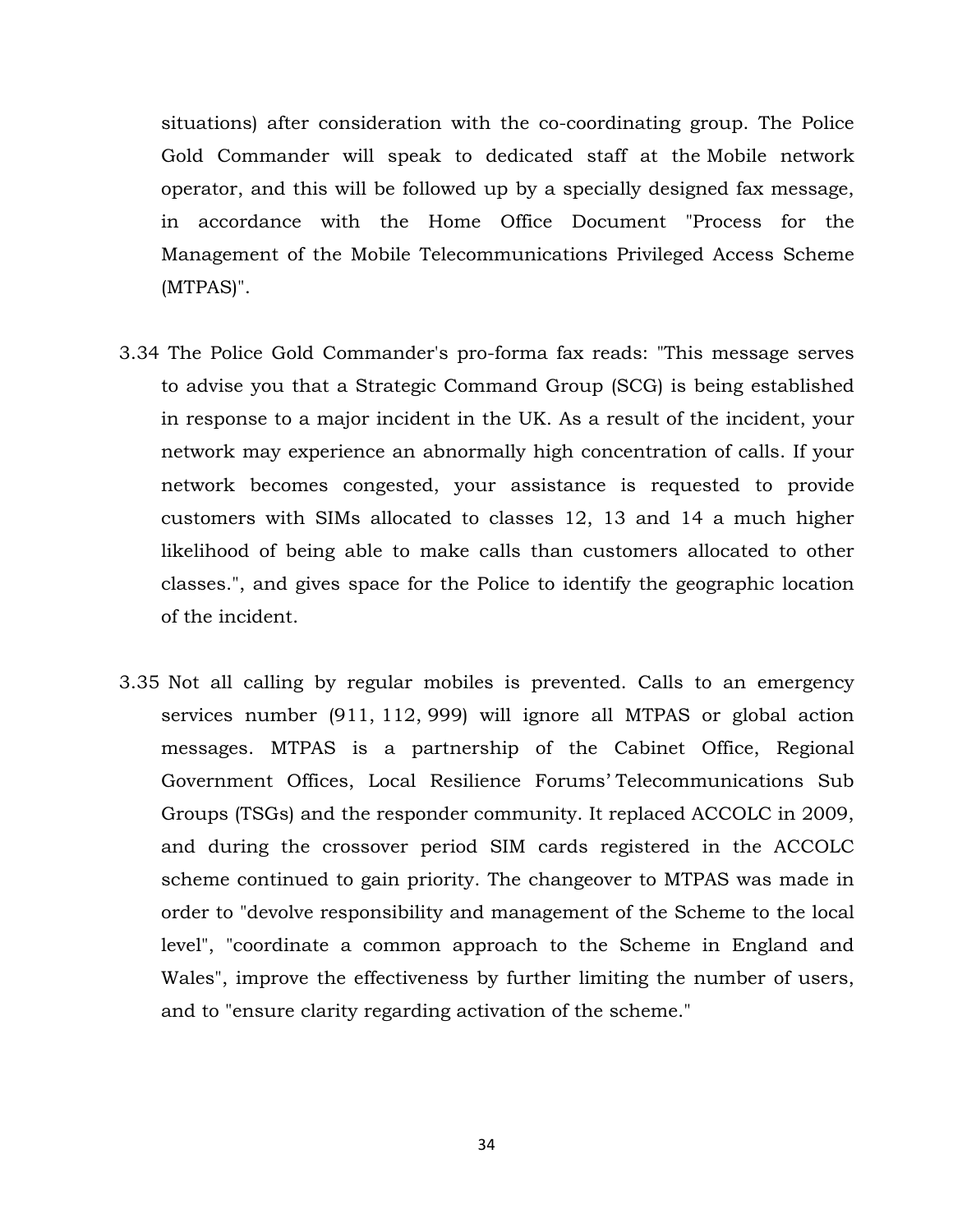situations) after consideration with the co-coordinating group. The Police Gold Commander will speak to dedicated staff at the Mobile network operator, and this will be followed up by a specially designed fax message, in accordance with the Home Office Document "Process for the Management of the Mobile Telecommunications Privileged Access Scheme (MTPAS)".

3.34 The Police Gold Commander's pro-forma fax reads: "This message serves to advise you that a Strategic Command Group (SCG) is being established in response to a major incident in the UK. As a result of the incident, your network may experience an abnormally high concentration of calls. If your network becomes congested, your assistance is requested to provide customers with SIMs allocated to classes 12, 13 and 14 a much higher likelihood of being able to make calls than customers allocated to other classes.", and gives space for the Police to identify the geographic location of the incident.

3.35 Not all calling by regular mobiles is prevented. Calls to an emergency services number (911, 112, 999) will ignore all MTPAS or global action messages. MTPAS is a partnership of the Cabinet Office, Regional Government Offices, Local Resilience Forums' Telecommunications Sub Groups (TSGs) and the responder community. It replaced ACCOLC in 2009, and during the crossover period SIM cards registered in the ACCOLC scheme continued to gain priority. The changeover to MTPAS was made in order to "devolve responsibility and management of the Scheme to the local level", "coordinate a common approach to the Scheme in England and Wales", improve the effectiveness by further limiting the number of users, and to "ensure clarity regarding activation of the scheme."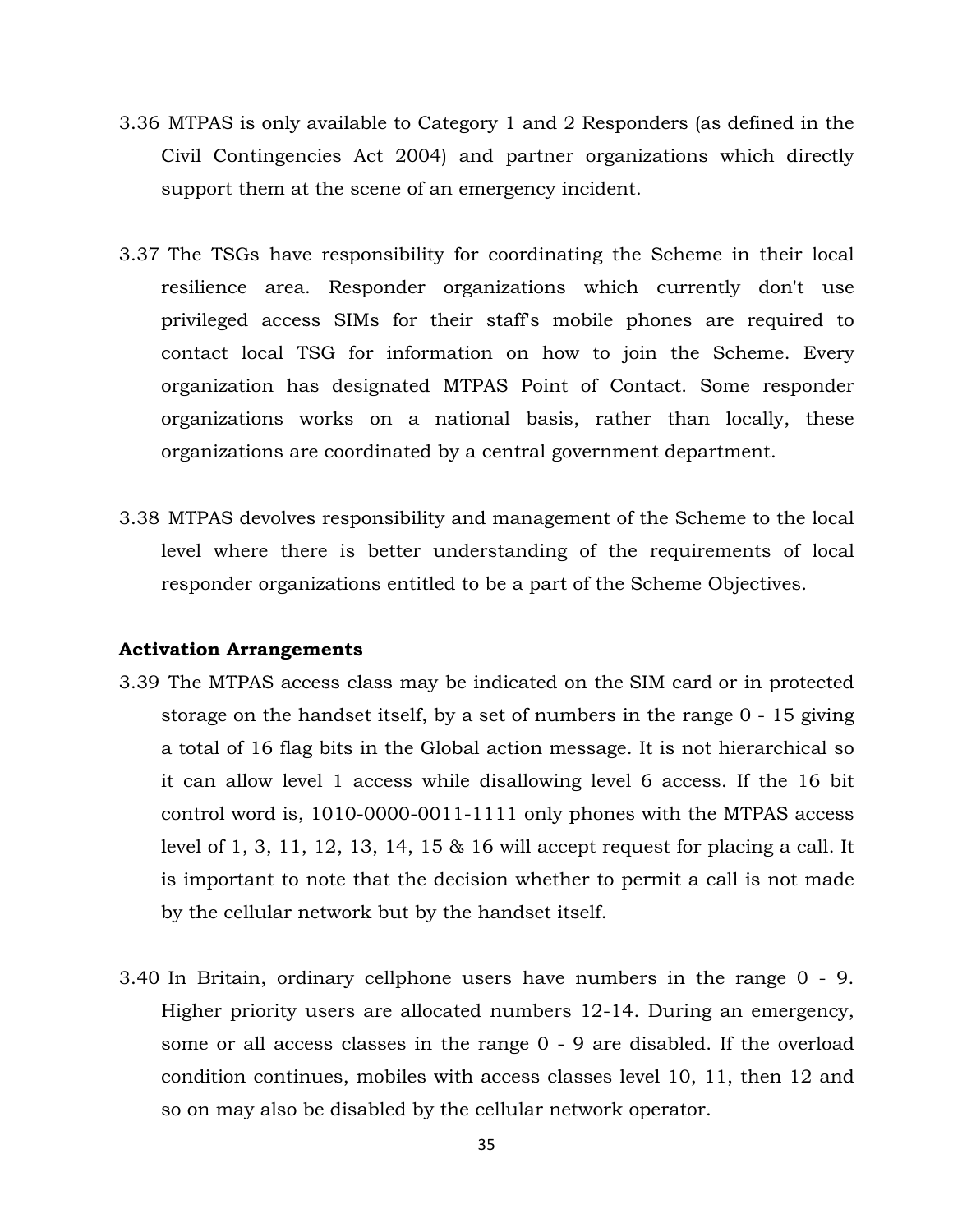3.36 MTPAS is only available to Category 1 and 2 Responders (as defined in the Civil Contingencies Act 2004) and partner organizations which directly support them at the scene of an emergency incident.

3.37 The TSGs have responsibility for coordinating the Scheme in their local resilience area. Responder organizations which currently don't use privileged access SIMs for their staff's mobile phones are required to contact local TSG for information on how to join the Scheme. Every organization has designated MTPAS Point of Contact. Some responder organizations works on a national basis, rather than locally, these organizations are coordinated by a central government department.

3.38 MTPAS devolves responsibility and management of the Scheme to the local level where there is better understanding of the requirements of local responder organizations entitled to be a part of the Scheme Objectives.

**Activation Arrangements**

3.39 The MTPAS access class may be indicated on the SIM card or in protected storage on the handset itself, by a set of numbers in the range 0 - 15 giving a total of 16 flag bits in the Global action message. It is not hierarchical so it can allow level 1 access while disallowing level 6 access. If the 16 bit control word is, 1010-0000-0011-1111 only phones with the MTPAS access level of 1, 3, 11, 12, 13, 14, 15 & 16 will accept request for placing a call. It is important to note that the decision whether to permit a call is not made by the cellular network but by the handset itself.

3.40 In Britain, ordinary cellphone users have numbers in the range 0 - 9. Higher priority users are allocated numbers 12-14. During an emergency, some or all access classes in the range 0 - 9 are disabled. If the overload condition continues, mobiles with access classes level 10, 11, then 12 and so on may also be disabled by the cellular network operator.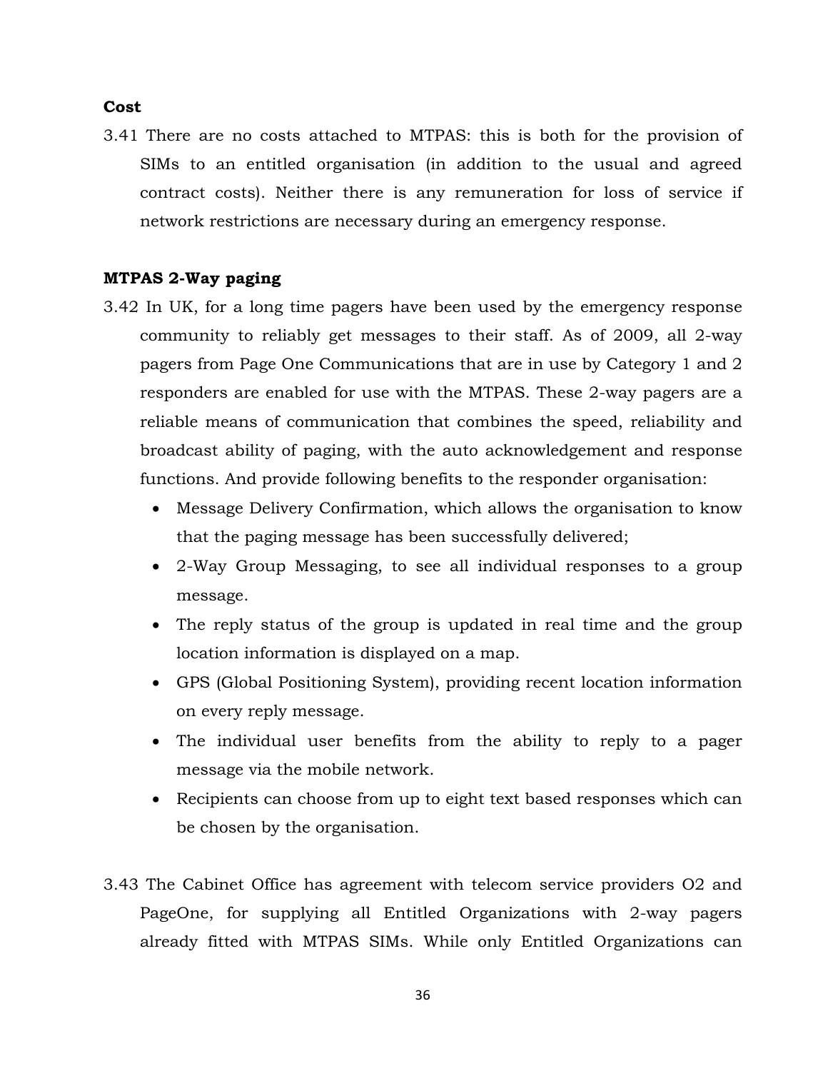**Cost**

3.41 There are no costs attached to MTPAS: this is both for the provision of SIMs to an entitled organisation (in addition to the usual and agreed contract costs). Neither there is any remuneration for loss of service if network restrictions are necessary during an emergency response.

**MTPAS 2-Way paging**

3.42 In UK, for a long time pagers have been used by the emergency response community to reliably get messages to their staff. As of 2009, all 2-way pagers from Page One Communications that are in use by Category 1 and 2 responders are enabled for use with the MTPAS. These 2-way pagers are a reliable means of communication that combines the speed, reliability and broadcast ability of paging, with the auto acknowledgement and response functions. And provide following benefits to the responder organisation:

- Message Delivery Confirmation, which allows the organisation to know that the paging message has been successfully delivered;
- 2-Way Group Messaging, to see all individual responses to a group message.
- The reply status of the group is updated in real time and the group location information is displayed on a map.
- GPS (Global Positioning System), providing recent location information on every reply message.
- The individual user benefits from the ability to reply to a pager message via the mobile network.
- Recipients can choose from up to eight text based responses which can be chosen by the organisation.

3.43 The Cabinet Office has agreement with telecom service providers O2 and PageOne, for supplying all Entitled Organizations with 2-way pagers already fitted with MTPAS SIMs. While only Entitled Organizations can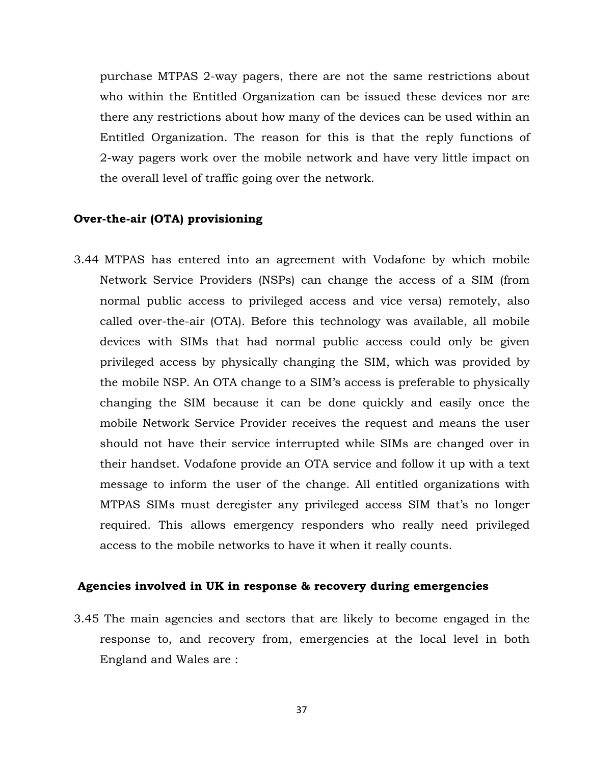purchase MTPAS 2-way pagers, there are not the same restrictions about who within the Entitled Organization can be issued these devices nor are there any restrictions about how many of the devices can be used within an Entitled Organization. The reason for this is that the reply functions of 2-way pagers work over the mobile network and have very little impact on the overall level of traffic going over the network.

**Over-the-air (OTA) provisioning**

3.44 MTPAS has entered into an agreement with Vodafone by which mobile Network Service Providers (NSPs) can change the access of a SIM (from normal public access to privileged access and vice versa) remotely, also called over-the-air (OTA). Before this technology was available, all mobile devices with SIMs that had normal public access could only be given privileged access by physically changing the SIM, which was provided by the mobile NSP. An OTA change to a SIM's access is preferable to physically changing the SIM because it can be done quickly and easily once the mobile Network Service Provider receives the request and means the user should not have their service interrupted while SIMs are changed over in their handset. Vodafone provide an OTA service and follow it up with a text message to inform the user of the change. All entitled organizations with MTPAS SIMs must deregister any privileged access SIM that's no longer required. This allows emergency responders who really need privileged access to the mobile networks to have it when it really counts.

**Agencies involved in UK in response & recovery during emergencies**

3.45 The main agencies and sectors that are likely to become engaged in the response to, and recovery from, emergencies at the local level in both England and Wales are :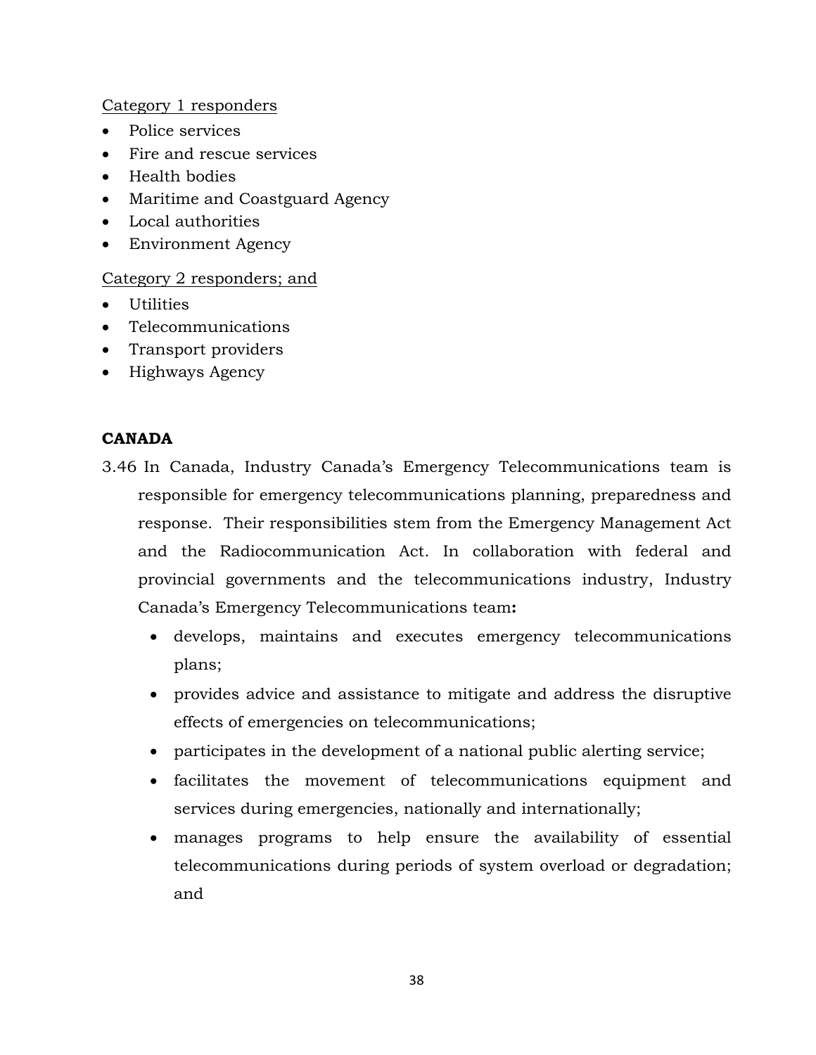<u>Category 1 responders</u>

- Police services
- Fire and rescue services
- Health bodies
- Maritime and Coastguard Agency
- Local authorities
- Environment Agency

<u>Category 2 responders; and</u>

- Utilities
- Telecommunications
- Transport providers
- Highways Agency

**CANADA**

3.46 In Canada, Industry Canada's Emergency Telecommunications team is responsible for emergency telecommunications planning, preparedness and response. Their responsibilities stem from the Emergency Management Act and the Radiocommunication Act. In collaboration with federal and provincial governments and the telecommunications industry, Industry Canada's Emergency Telecommunications team**:**

- develops, maintains and executes emergency telecommunications plans;
- provides advice and assistance to mitigate and address the disruptive effects of emergencies on telecommunications;
- participates in the development of a national public alerting service;
- facilitates the movement of telecommunications equipment and services during emergencies, nationally and internationally;
- manages programs to help ensure the availability of essential telecommunications during periods of system overload or degradation; and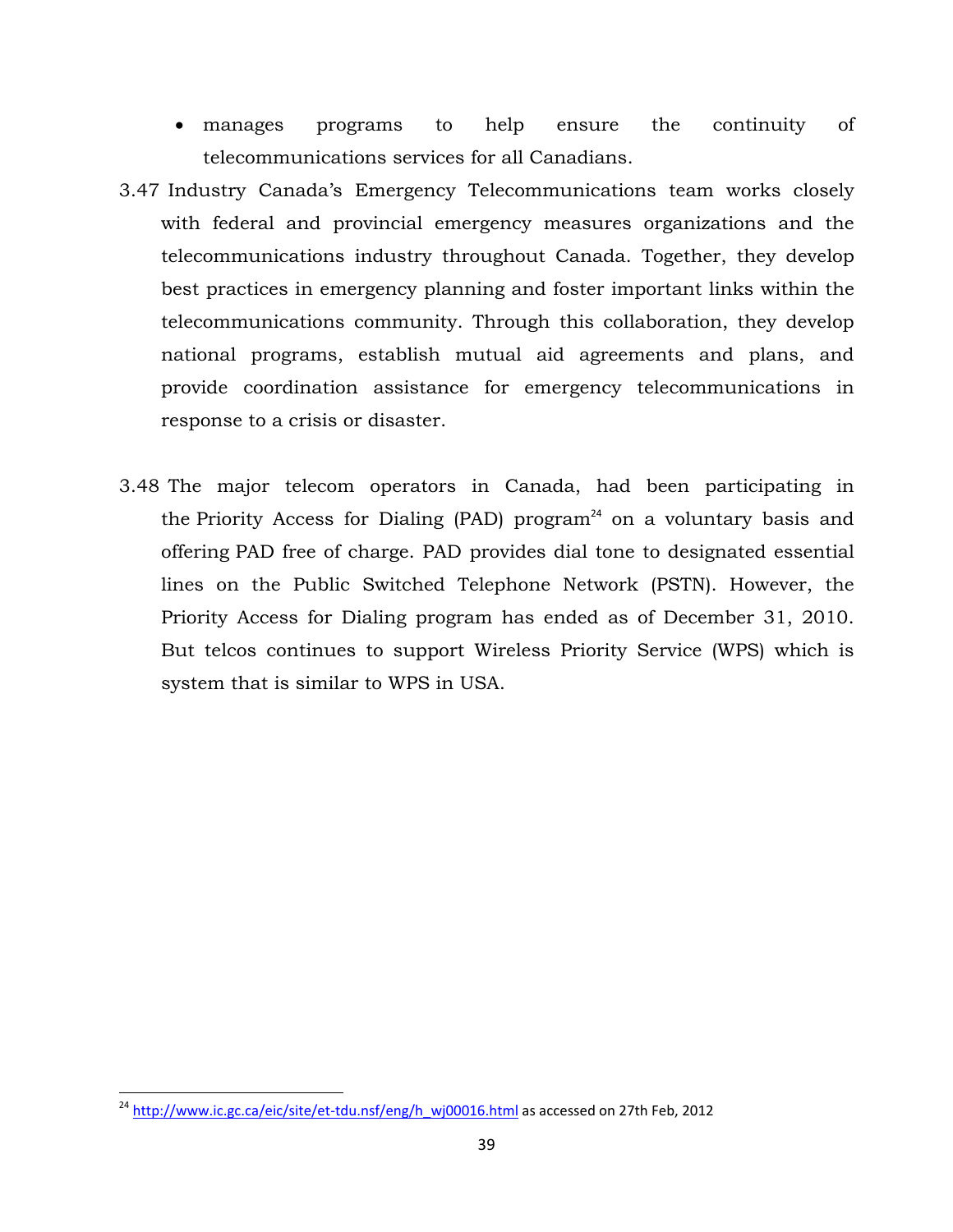- manages programs to help ensure the continuity of telecommunications services for all Canadians.

3.47 Industry Canada's Emergency Telecommunications team works closely with federal and provincial emergency measures organizations and the telecommunications industry throughout Canada. Together, they develop best practices in emergency planning and foster important links within the telecommunications community. Through this collaboration, they develop national programs, establish mutual aid agreements and plans, and provide coordination assistance for emergency telecommunications in response to a crisis or disaster.

3.48 The major telecom operators in Canada, had been participating in the Priority Access for Dialing (PAD) program[24] on a voluntary basis and offering PAD free of charge. PAD provides dial tone to designated essential lines on the Public Switched Telephone Network (PSTN). However, the Priority Access for Dialing program has ended as of December 31, 2010. But telcos continues to support Wireless Priority Service (WPS) which is system that is similar to WPS in USA.

---

[24] http://www.ic.gc.ca/eic/site/et-tdu.nsf/eng/h_wj00016.html as accessed on 27th Feb, 2012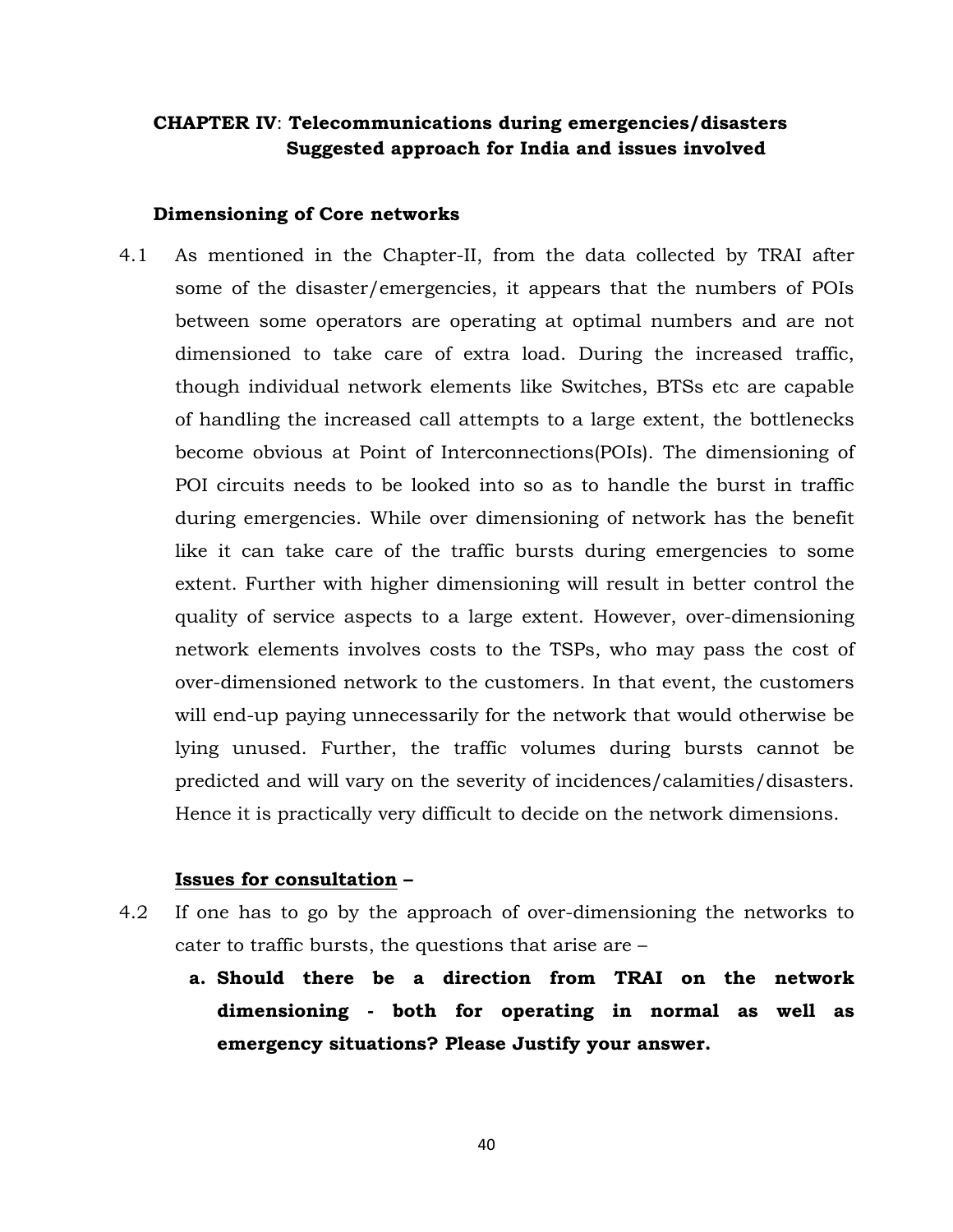## CHAPTER IV: Telecommunications during emergencies/disasters Suggested approach for India and issues involved

### Dimensioning of Core networks

4.1 As mentioned in the Chapter-II, from the data collected by TRAI after some of the disaster/emergencies, it appears that the numbers of POIs between some operators are operating at optimal numbers and are not dimensioned to take care of extra load. During the increased traffic, though individual network elements like Switches, BTSs etc are capable of handling the increased call attempts to a large extent, the bottlenecks become obvious at Point of Interconnections(POIs). The dimensioning of POI circuits needs to be looked into so as to handle the burst in traffic during emergencies. While over dimensioning of network has the benefit like it can take care of the traffic bursts during emergencies to some extent. Further with higher dimensioning will result in better control the quality of service aspects to a large extent. However, over-dimensioning network elements involves costs to the TSPs, who may pass the cost of over-dimensioned network to the customers. In that event, the customers will end-up paying unnecessarily for the network that would otherwise be lying unused. Further, the traffic volumes during bursts cannot be predicted and will vary on the severity of incidences/calamities/disasters. Hence it is practically very difficult to decide on the network dimensions.

**Issues for consultation –**

4.2 If one has to go by the approach of over-dimensioning the networks to cater to traffic bursts, the questions that arise are –

a. **Should there be a direction from TRAI on the network dimensioning - both for operating in normal as well as emergency situations? Please Justify your answer.**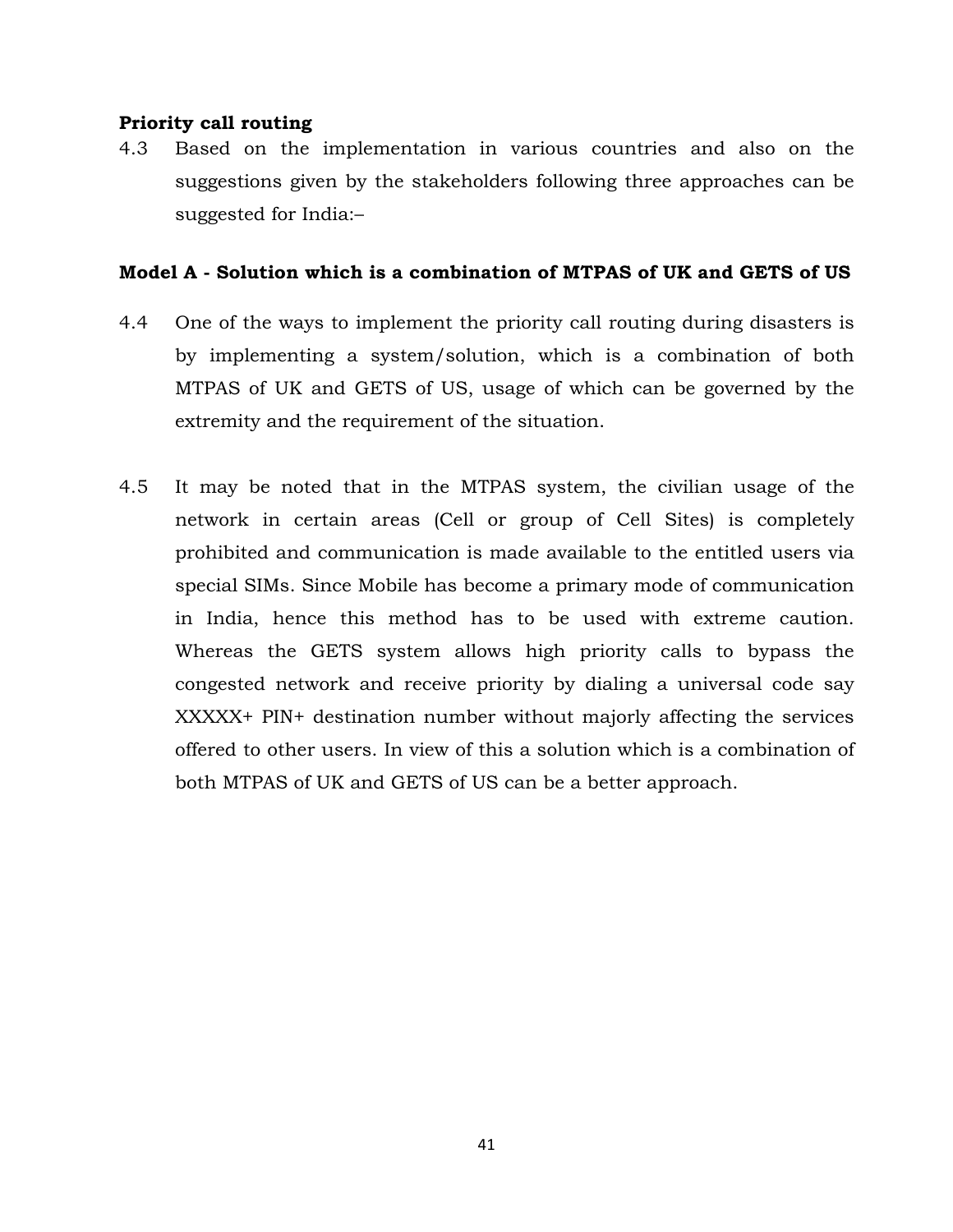**Priority call routing**

4.3 Based on the implementation in various countries and also on the suggestions given by the stakeholders following three approaches can be suggested for India:–

**Model A - Solution which is a combination of MTPAS of UK and GETS of US**

4.4 One of the ways to implement the priority call routing during disasters is by implementing a system/solution, which is a combination of both MTPAS of UK and GETS of US, usage of which can be governed by the extremity and the requirement of the situation.

4.5 It may be noted that in the MTPAS system, the civilian usage of the network in certain areas (Cell or group of Cell Sites) is completely prohibited and communication is made available to the entitled users via special SIMs. Since Mobile has become a primary mode of communication in India, hence this method has to be used with extreme caution. Whereas the GETS system allows high priority calls to bypass the congested network and receive priority by dialing a universal code say XXXXX+ PIN+ destination number without majorly affecting the services offered to other users. In view of this a solution which is a combination of both MTPAS of UK and GETS of US can be a better approach.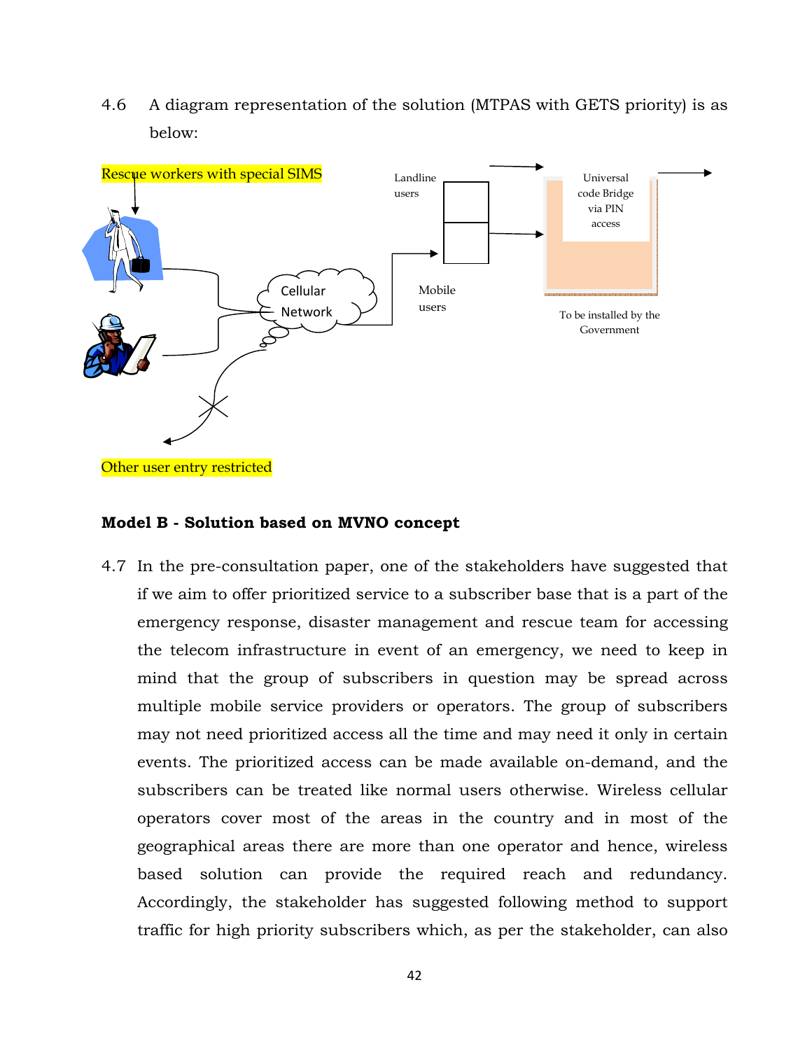4.6 A diagram representation of the solution (MTPAS with GETS priority) is as below:

Rescue workers with special SIMS

Cellular Network

Landline users

Mobile users

Universal code Bridge via PIN access

To be installed by the Government

Other user entry restricted

**Model B - Solution based on MVNO concept**

4.7 In the pre-consultation paper, one of the stakeholders have suggested that if we aim to offer prioritized service to a subscriber base that is a part of the emergency response, disaster management and rescue team for accessing the telecom infrastructure in event of an emergency, we need to keep in mind that the group of subscribers in question may be spread across multiple mobile service providers or operators. The group of subscribers may not need prioritized access all the time and may need it only in certain events. The prioritized access can be made available on-demand, and the subscribers can be treated like normal users otherwise. Wireless cellular operators cover most of the areas in the country and in most of the geographical areas there are more than one operator and hence, wireless based solution can provide the required reach and redundancy. Accordingly, the stakeholder has suggested following method to support traffic for high priority subscribers which, as per the stakeholder, can also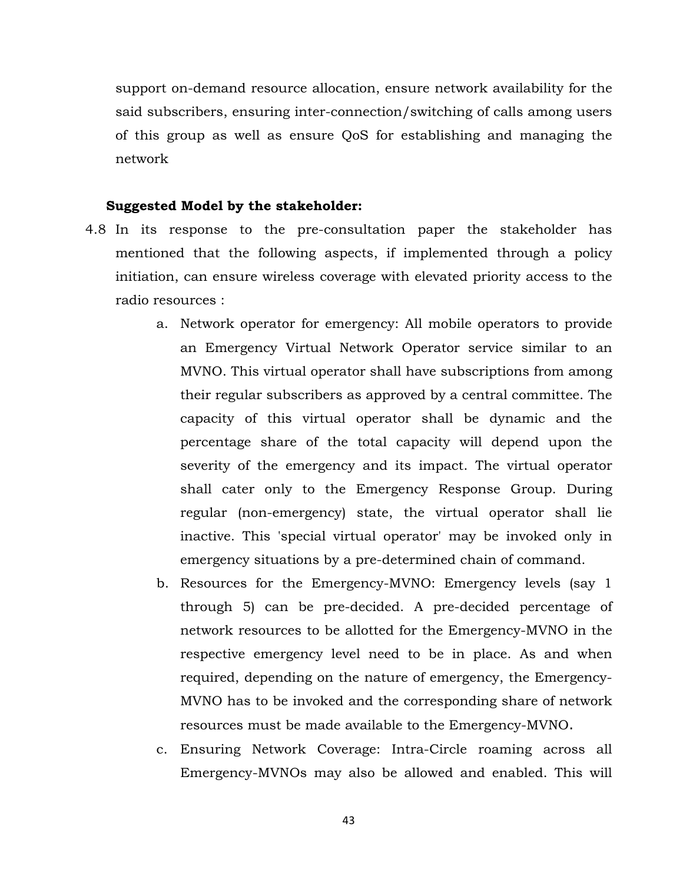support on-demand resource allocation, ensure network availability for the said subscribers, ensuring inter-connection/switching of calls among users of this group as well as ensure QoS for establishing and managing the network

**Suggested Model by the stakeholder:**

4.8 In its response to the pre-consultation paper the stakeholder has mentioned that the following aspects, if implemented through a policy initiation, can ensure wireless coverage with elevated priority access to the radio resources :

   a. Network operator for emergency: All mobile operators to provide an Emergency Virtual Network Operator service similar to an MVNO. This virtual operator shall have subscriptions from among their regular subscribers as approved by a central committee. The capacity of this virtual operator shall be dynamic and the percentage share of the total capacity will depend upon the severity of the emergency and its impact. The virtual operator shall cater only to the Emergency Response Group. During regular (non-emergency) state, the virtual operator shall lie inactive. This 'special virtual operator' may be invoked only in emergency situations by a pre-determined chain of command.

   b. Resources for the Emergency-MVNO: Emergency levels (say 1 through 5) can be pre-decided. A pre-decided percentage of network resources to be allotted for the Emergency-MVNO in the respective emergency level need to be in place. As and when required, depending on the nature of emergency, the Emergency-MVNO has to be invoked and the corresponding share of network resources must be made available to the Emergency-MVNO.

   c. Ensuring Network Coverage: Intra-Circle roaming across all Emergency-MVNOs may also be allowed and enabled. This will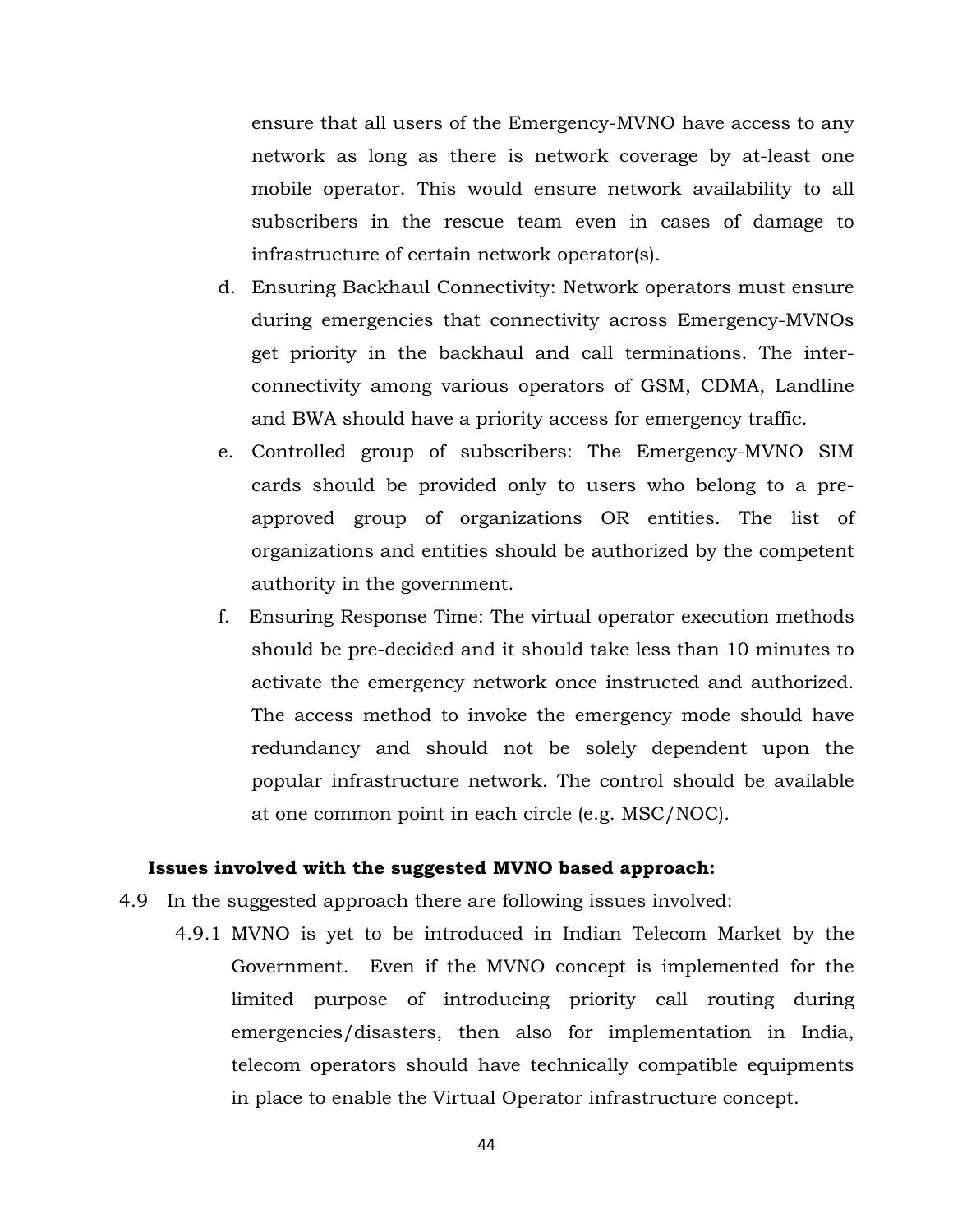ensure that all users of the Emergency-MVNO have access to any network as long as there is network coverage by at-least one mobile operator. This would ensure network availability to all subscribers in the rescue team even in cases of damage to infrastructure of certain network operator(s).

d. Ensuring Backhaul Connectivity: Network operators must ensure during emergencies that connectivity across Emergency-MVNOs get priority in the backhaul and call terminations. The inter-connectivity among various operators of GSM, CDMA, Landline and BWA should have a priority access for emergency traffic.

e. Controlled group of subscribers: The Emergency-MVNO SIM cards should be provided only to users who belong to a pre-approved group of organizations OR entities. The list of organizations and entities should be authorized by the competent authority in the government.

f. Ensuring Response Time: The virtual operator execution methods should be pre-decided and it should take less than 10 minutes to activate the emergency network once instructed and authorized. The access method to invoke the emergency mode should have redundancy and should not be solely dependent upon the popular infrastructure network. The control should be available at one common point in each circle (e.g. MSC/NOC).

**Issues involved with the suggested MVNO based approach:**

4.9 In the suggested approach there are following issues involved:

4.9.1 MVNO is yet to be introduced in Indian Telecom Market by the Government. Even if the MVNO concept is implemented for the limited purpose of introducing priority call routing during emergencies/disasters, then also for implementation in India, telecom operators should have technically compatible equipments in place to enable the Virtual Operator infrastructure concept.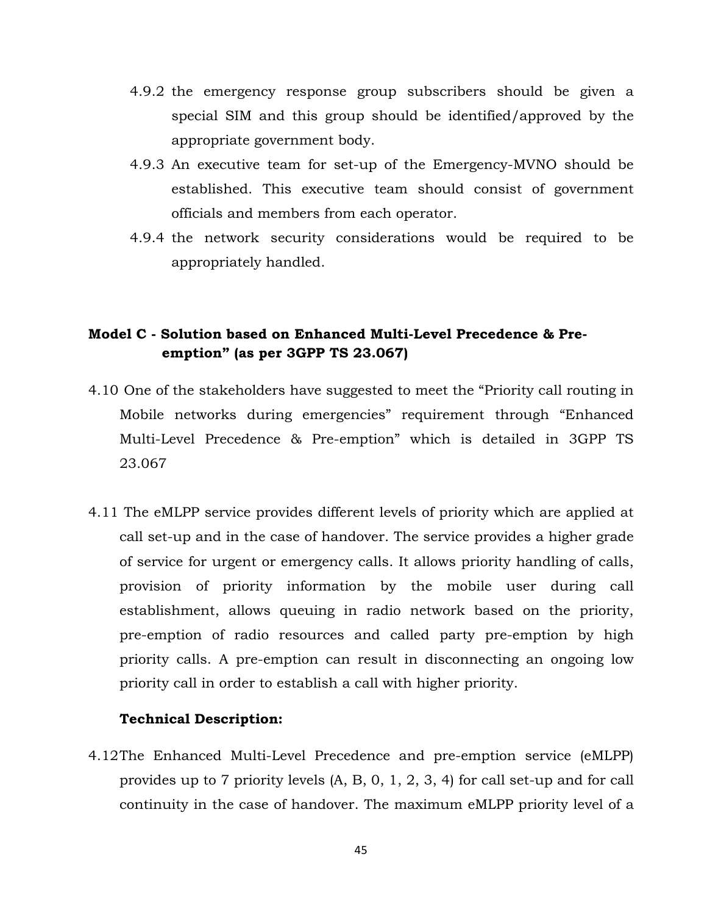4.9.2 the emergency response group subscribers should be given a special SIM and this group should be identified/approved by the appropriate government body.

4.9.3 An executive team for set-up of the Emergency-MVNO should be established. This executive team should consist of government officials and members from each operator.

4.9.4 the network security considerations would be required to be appropriately handled.

**Model C - Solution based on Enhanced Multi-Level Precedence & Pre-emption" (as per 3GPP TS 23.067)**

4.10 One of the stakeholders have suggested to meet the "Priority call routing in Mobile networks during emergencies" requirement through "Enhanced Multi-Level Precedence & Pre-emption" which is detailed in 3GPP TS 23.067

4.11 The eMLPP service provides different levels of priority which are applied at call set-up and in the case of handover. The service provides a higher grade of service for urgent or emergency calls. It allows priority handling of calls, provision of priority information by the mobile user during call establishment, allows queuing in radio network based on the priority, pre-emption of radio resources and called party pre-emption by high priority calls. A pre-emption can result in disconnecting an ongoing low priority call in order to establish a call with higher priority.

**Technical Description:**

4.12 The Enhanced Multi-Level Precedence and pre-emption service (eMLPP) provides up to 7 priority levels (A, B, 0, 1, 2, 3, 4) for call set-up and for call continuity in the case of handover. The maximum eMLPP priority level of a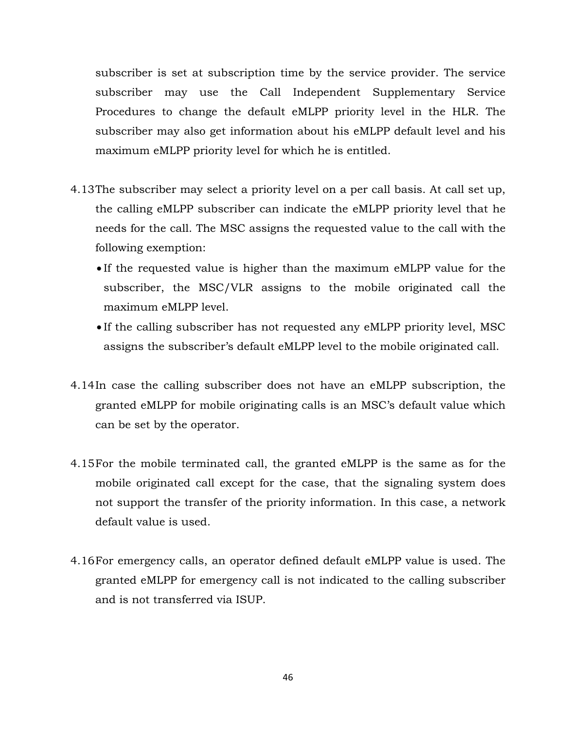subscriber is set at subscription time by the service provider. The service subscriber may use the Call Independent Supplementary Service Procedures to change the default eMLPP priority level in the HLR. The subscriber may also get information about his eMLPP default level and his maximum eMLPP priority level for which he is entitled.

4.13 The subscriber may select a priority level on a per call basis. At call set up, the calling eMLPP subscriber can indicate the eMLPP priority level that he needs for the call. The MSC assigns the requested value to the call with the following exemption:

- If the requested value is higher than the maximum eMLPP value for the subscriber, the MSC/VLR assigns to the mobile originated call the maximum eMLPP level.
- If the calling subscriber has not requested any eMLPP priority level, MSC assigns the subscriber's default eMLPP level to the mobile originated call.

4.14 In case the calling subscriber does not have an eMLPP subscription, the granted eMLPP for mobile originating calls is an MSC's default value which can be set by the operator.

4.15 For the mobile terminated call, the granted eMLPP is the same as for the mobile originated call except for the case, that the signaling system does not support the transfer of the priority information. In this case, a network default value is used.

4.16 For emergency calls, an operator defined default eMLPP value is used. The granted eMLPP for emergency call is not indicated to the calling subscriber and is not transferred via ISUP.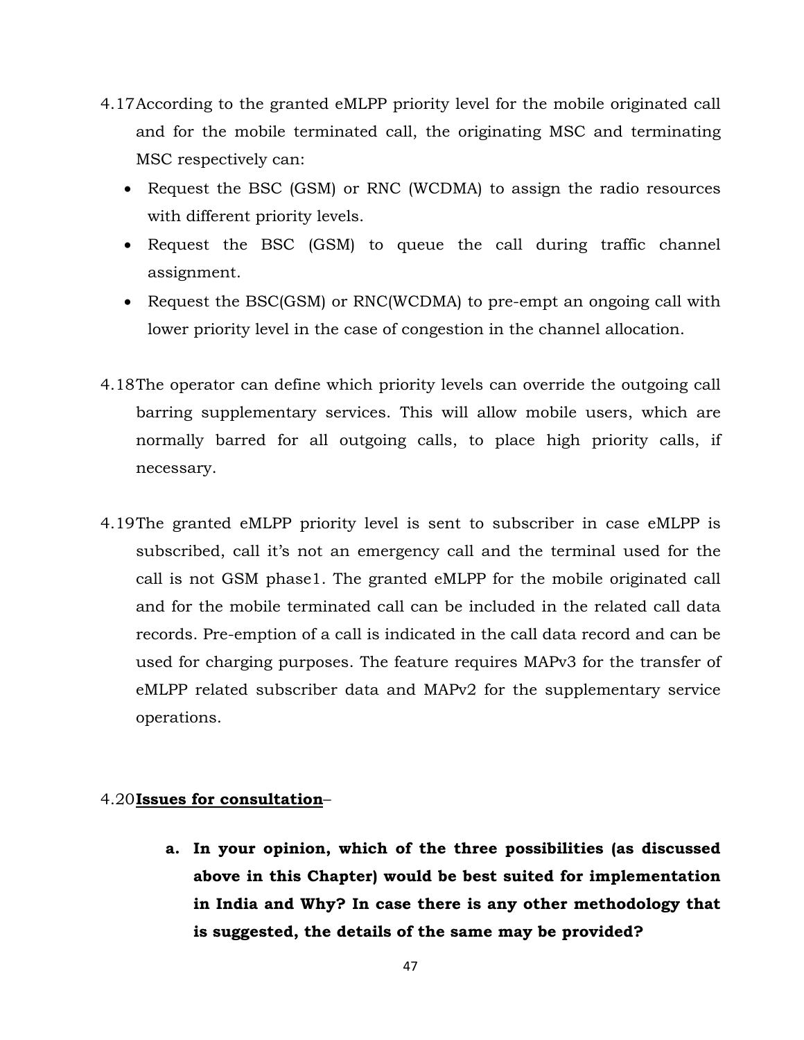4.17 According to the granted eMLPP priority level for the mobile originated call and for the mobile terminated call, the originating MSC and terminating MSC respectively can:

- Request the BSC (GSM) or RNC (WCDMA) to assign the radio resources with different priority levels.
- Request the BSC (GSM) to queue the call during traffic channel assignment.
- Request the BSC(GSM) or RNC(WCDMA) to pre-empt an ongoing call with lower priority level in the case of congestion in the channel allocation.

4.18 The operator can define which priority levels can override the outgoing call barring supplementary services. This will allow mobile users, which are normally barred for all outgoing calls, to place high priority calls, if necessary.

4.19 The granted eMLPP priority level is sent to subscriber in case eMLPP is subscribed, call it's not an emergency call and the terminal used for the call is not GSM phase1. The granted eMLPP for the mobile originated call and for the mobile terminated call can be included in the related call data records. Pre-emption of a call is indicated in the call data record and can be used for charging purposes. The feature requires MAPv3 for the transfer of eMLPP related subscriber data and MAPv2 for the supplementary service operations.

4.20 <u>**Issues for consultation**</u>–

**a. In your opinion, which of the three possibilities (as discussed above in this Chapter) would be best suited for implementation in India and Why? In case there is any other methodology that is suggested, the details of the same may be provided?**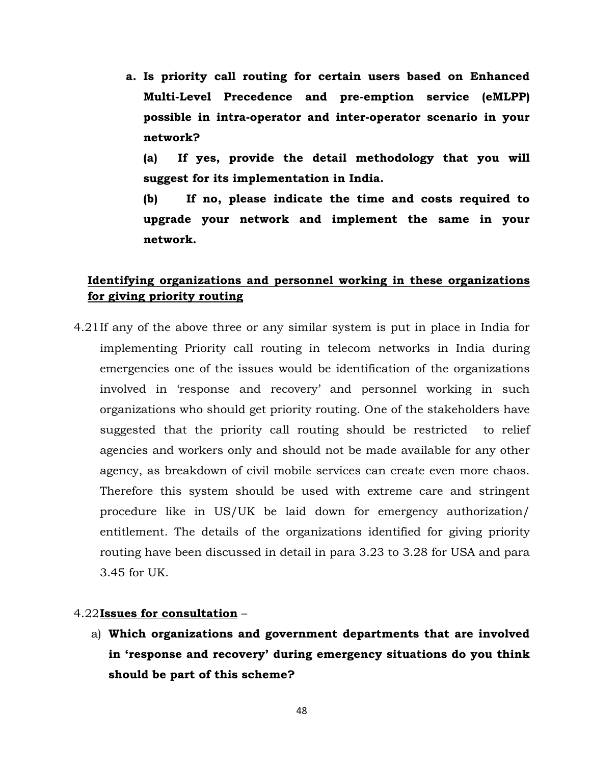a. **Is priority call routing for certain users based on Enhanced Multi-Level Precedence and pre-emption service (eMLPP) possible in intra-operator and inter-operator scenario in your network?**

   **(a) If yes, provide the detail methodology that you will suggest for its implementation in India.**

   **(b) If no, please indicate the time and costs required to upgrade your network and implement the same in your network.**

**<u>Identifying organizations and personnel working in these organizations for giving priority routing</u>**

4.21 If any of the above three or any similar system is put in place in India for implementing Priority call routing in telecom networks in India during emergencies one of the issues would be identification of the organizations involved in 'response and recovery' and personnel working in such organizations who should get priority routing. One of the stakeholders have suggested that the priority call routing should be restricted to relief agencies and workers only and should not be made available for any other agency, as breakdown of civil mobile services can create even more chaos. Therefore this system should be used with extreme care and stringent procedure like in US/UK be laid down for emergency authorization/ entitlement. The details of the organizations identified for giving priority routing have been discussed in detail in para 3.23 to 3.28 for USA and para 3.45 for UK.

4.22 **<u>Issues for consultation</u>** –

a) **Which organizations and government departments that are involved in 'response and recovery' during emergency situations do you think should be part of this scheme?**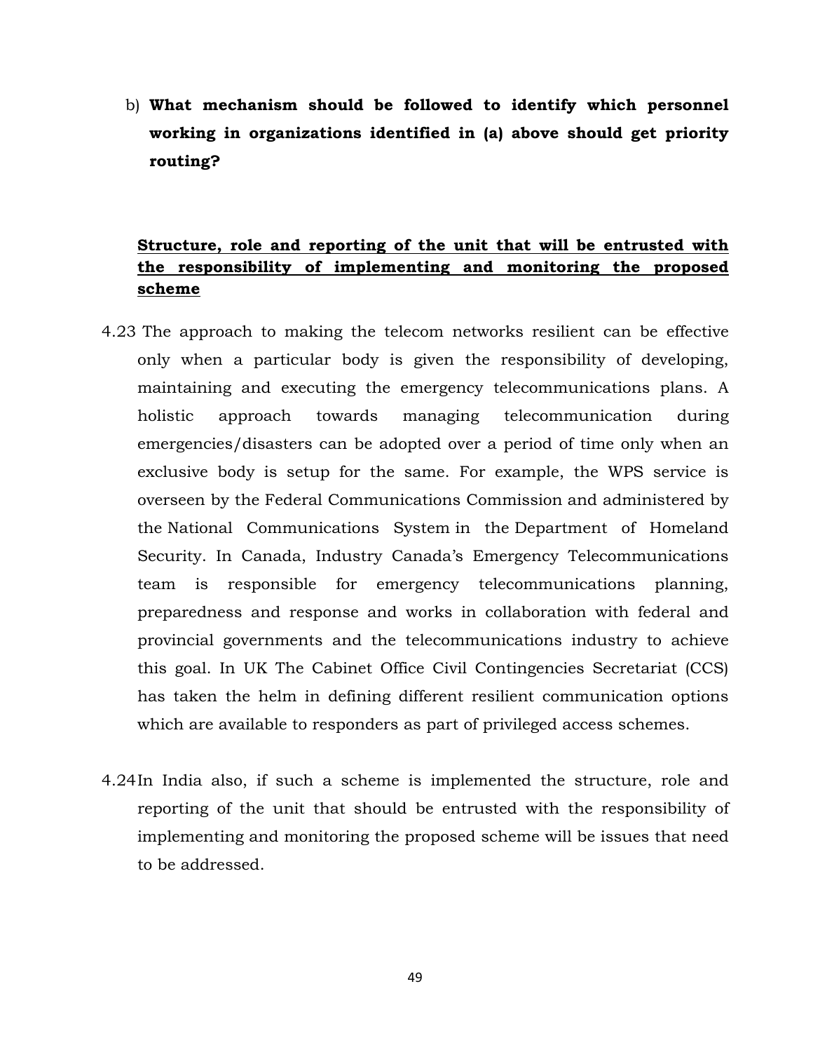b) **What mechanism should be followed to identify which personnel working in organizations identified in (a) above should get priority routing?**

**<u>Structure, role and reporting of the unit that will be entrusted with the responsibility of implementing and monitoring the proposed scheme</u>**

4.23 The approach to making the telecom networks resilient can be effective only when a particular body is given the responsibility of developing, maintaining and executing the emergency telecommunications plans. A holistic approach towards managing telecommunication during emergencies/disasters can be adopted over a period of time only when an exclusive body is setup for the same. For example, the WPS service is overseen by the Federal Communications Commission and administered by the National Communications System in the Department of Homeland Security. In Canada, Industry Canada's Emergency Telecommunications team is responsible for emergency telecommunications planning, preparedness and response and works in collaboration with federal and provincial governments and the telecommunications industry to achieve this goal. In UK The Cabinet Office Civil Contingencies Secretariat (CCS) has taken the helm in defining different resilient communication options which are available to responders as part of privileged access schemes.

4.24 In India also, if such a scheme is implemented the structure, role and reporting of the unit that should be entrusted with the responsibility of implementing and monitoring the proposed scheme will be issues that need to be addressed.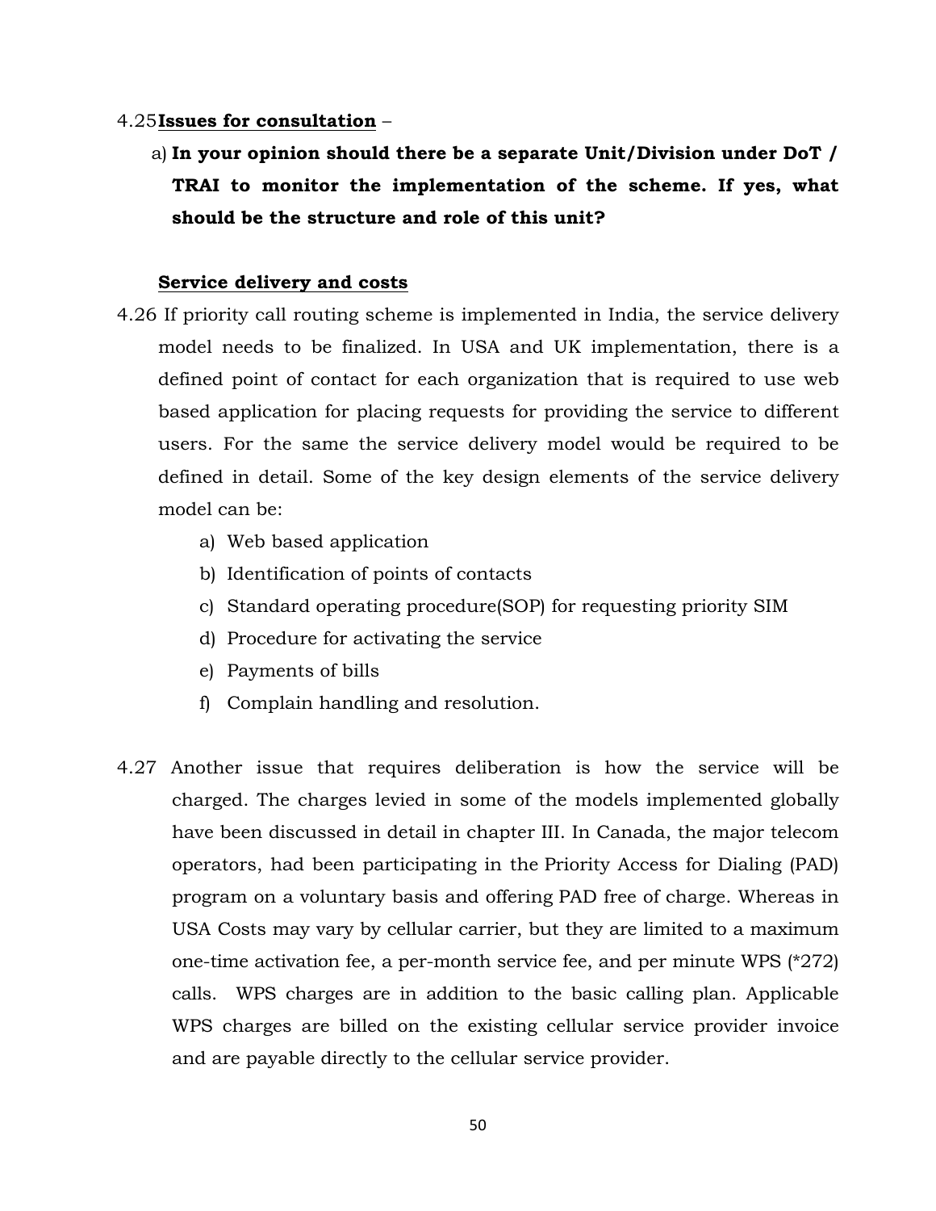4.25 **<u>Issues for consultation</u>** –

a) **In your opinion should there be a separate Unit/Division under DoT / TRAI to monitor the implementation of the scheme. If yes, what should be the structure and role of this unit?**

**<u>Service delivery and costs</u>**

4.26 If priority call routing scheme is implemented in India, the service delivery model needs to be finalized. In USA and UK implementation, there is a defined point of contact for each organization that is required to use web based application for placing requests for providing the service to different users. For the same the service delivery model would be required to be defined in detail. Some of the key design elements of the service delivery model can be:

a) Web based application
b) Identification of points of contacts
c) Standard operating procedure(SOP) for requesting priority SIM
d) Procedure for activating the service
e) Payments of bills
f) Complain handling and resolution.

4.27 Another issue that requires deliberation is how the service will be charged. The charges levied in some of the models implemented globally have been discussed in detail in chapter III. In Canada, the major telecom operators, had been participating in the Priority Access for Dialing (PAD) program on a voluntary basis and offering PAD free of charge. Whereas in USA Costs may vary by cellular carrier, but they are limited to a maximum one-time activation fee, a per-month service fee, and per minute WPS (*272) calls. WPS charges are in addition to the basic calling plan. Applicable WPS charges are billed on the existing cellular service provider invoice and are payable directly to the cellular service provider.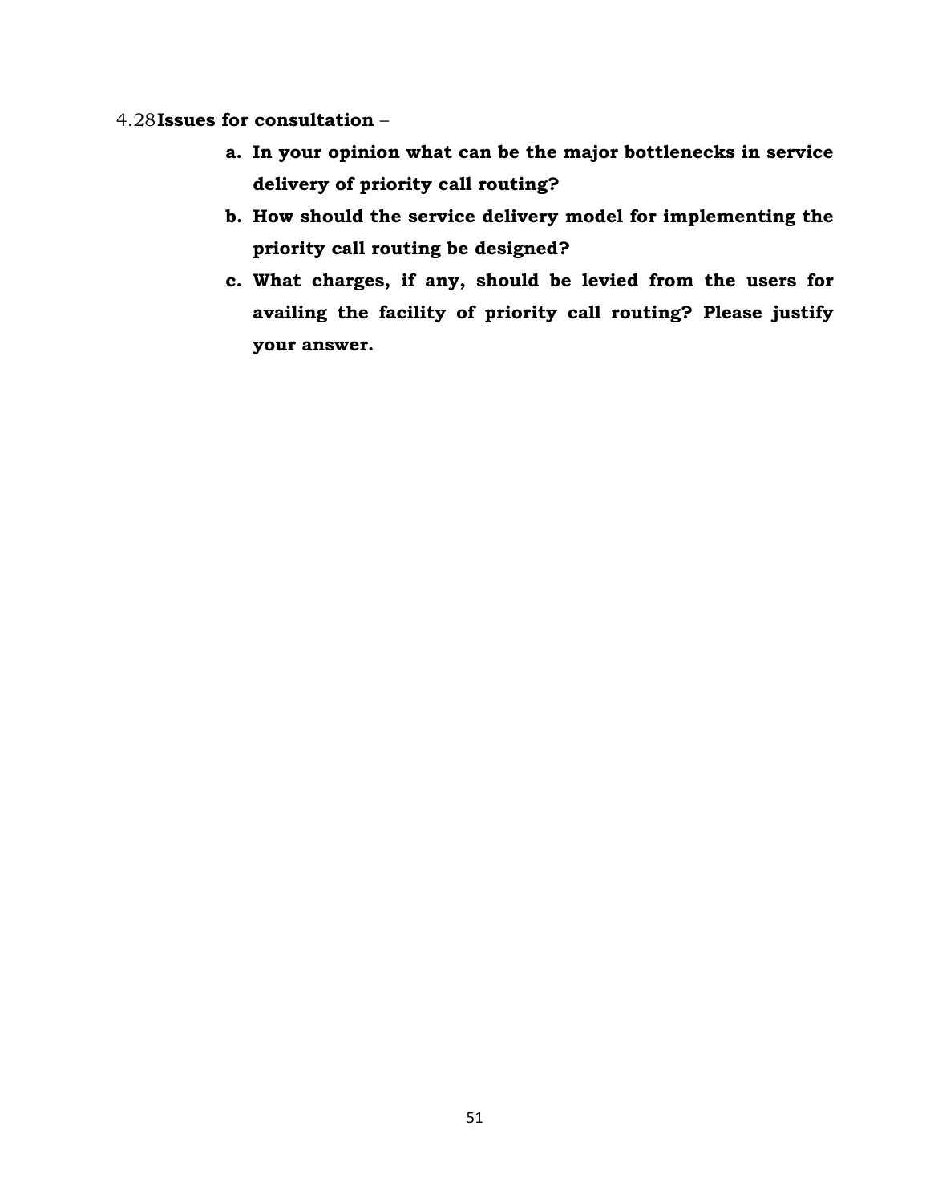4.28 **Issues for consultation** –

a. **In your opinion what can be the major bottlenecks in service delivery of priority call routing?**

b. **How should the service delivery model for implementing the priority call routing be designed?**

c. **What charges, if any, should be levied from the users for availing the facility of priority call routing? Please justify your answer.**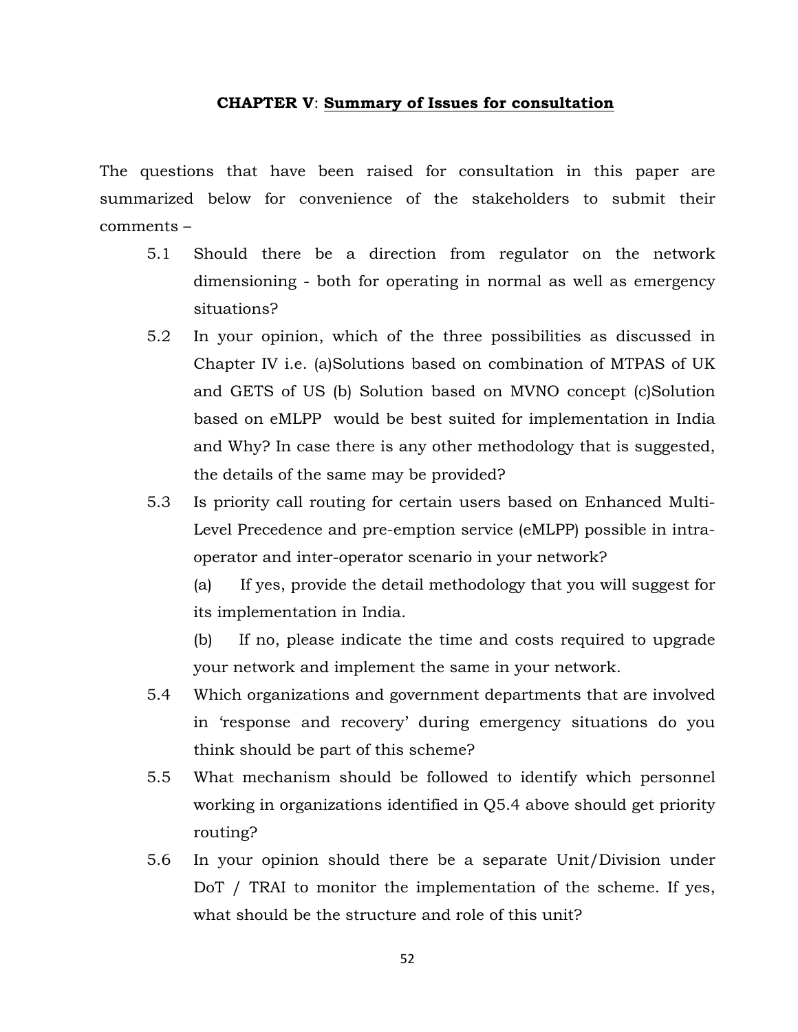## CHAPTER V: <u>Summary of Issues for consultation</u>

The questions that have been raised for consultation in this paper are summarized below for convenience of the stakeholders to submit their comments –

5.1 Should there be a direction from regulator on the network dimensioning - both for operating in normal as well as emergency situations?

5.2 In your opinion, which of the three possibilities as discussed in Chapter IV i.e. (a)Solutions based on combination of MTPAS of UK and GETS of US (b) Solution based on MVNO concept (c)Solution based on eMLPP would be best suited for implementation in India and Why? In case there is any other methodology that is suggested, the details of the same may be provided?

5.3 Is priority call routing for certain users based on Enhanced Multi-Level Precedence and pre-emption service (eMLPP) possible in intra-operator and inter-operator scenario in your network?

(a) If yes, provide the detail methodology that you will suggest for its implementation in India.

(b) If no, please indicate the time and costs required to upgrade your network and implement the same in your network.

5.4 Which organizations and government departments that are involved in 'response and recovery' during emergency situations do you think should be part of this scheme?

5.5 What mechanism should be followed to identify which personnel working in organizations identified in Q5.4 above should get priority routing?

5.6 In your opinion should there be a separate Unit/Division under DoT / TRAI to monitor the implementation of the scheme. If yes, what should be the structure and role of this unit?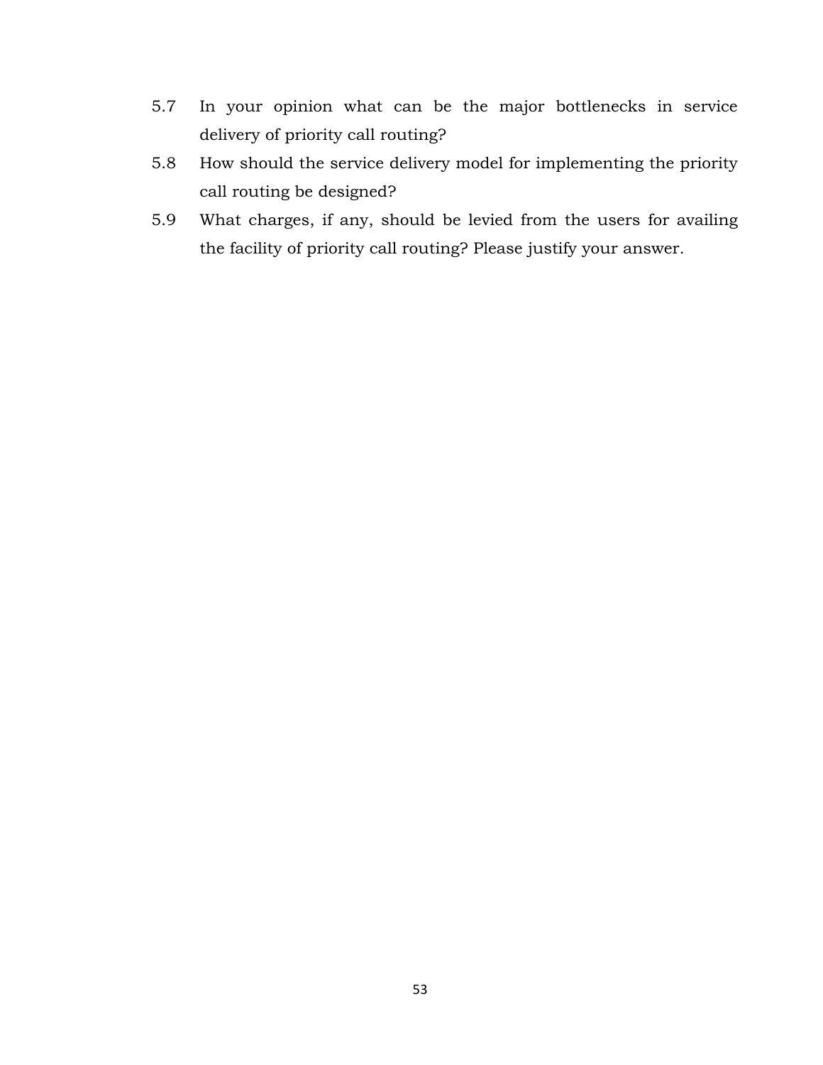5.7 In your opinion what can be the major bottlenecks in service delivery of priority call routing?

5.8 How should the service delivery model for implementing the priority call routing be designed?

5.9 What charges, if any, should be levied from the users for availing the facility of priority call routing? Please justify your answer.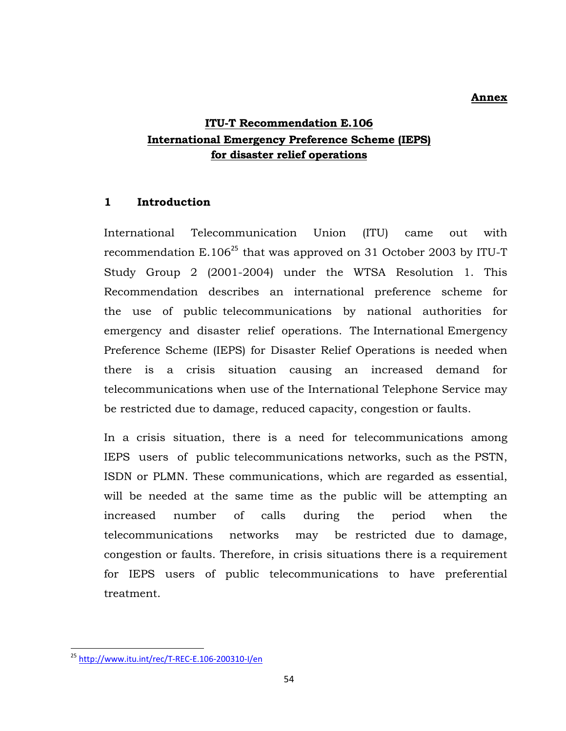**Annex**

# ITU-T Recommendation E.106 International Emergency Preference Scheme (IEPS) for disaster relief operations

## 1 Introduction

International Telecommunication Union (ITU) came out with recommendation E.106[25] that was approved on 31 October 2003 by ITU-T Study Group 2 (2001-2004) under the WTSA Resolution 1. This Recommendation describes an international preference scheme for the use of public telecommunications by national authorities for emergency and disaster relief operations. The International Emergency Preference Scheme (IEPS) for Disaster Relief Operations is needed when there is a crisis situation causing an increased demand for telecommunications when use of the International Telephone Service may be restricted due to damage, reduced capacity, congestion or faults.

In a crisis situation, there is a need for telecommunications among IEPS users of public telecommunications networks, such as the PSTN, ISDN or PLMN. These communications, which are regarded as essential, will be needed at the same time as the public will be attempting an increased number of calls during the period when the telecommunications networks may be restricted due to damage, congestion or faults. Therefore, in crisis situations there is a requirement for IEPS users of public telecommunications to have preferential treatment.

[25] http://www.itu.int/rec/T-REC-E.106-200310-I/en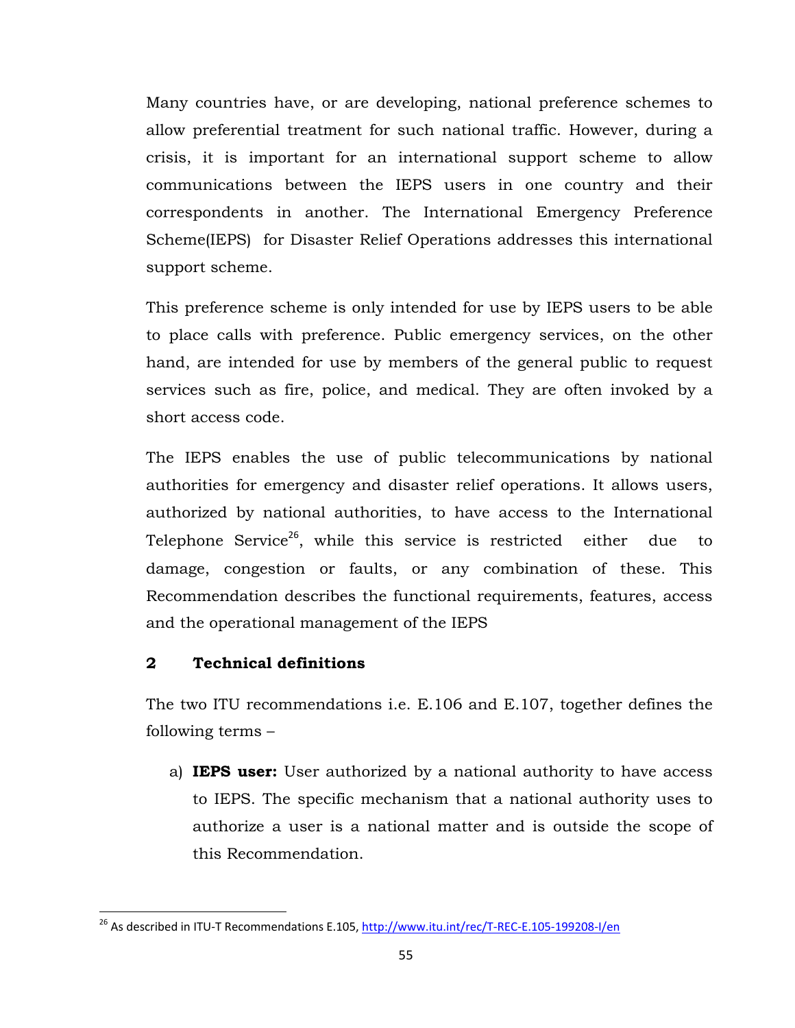Many countries have, or are developing, national preference schemes to allow preferential treatment for such national traffic. However, during a crisis, it is important for an international support scheme to allow communications between the IEPS users in one country and their correspondents in another. The International Emergency Preference Scheme(IEPS) for Disaster Relief Operations addresses this international support scheme.

This preference scheme is only intended for use by IEPS users to be able to place calls with preference. Public emergency services, on the other hand, are intended for use by members of the general public to request services such as fire, police, and medical. They are often invoked by a short access code.

The IEPS enables the use of public telecommunications by national authorities for emergency and disaster relief operations. It allows users, authorized by national authorities, to have access to the International Telephone Service[26], while this service is restricted either due to damage, congestion or faults, or any combination of these. This Recommendation describes the functional requirements, features, access and the operational management of the IEPS

## 2 Technical definitions

The two ITU recommendations i.e. E.106 and E.107, together defines the following terms –

a) **IEPS user:** User authorized by a national authority to have access to IEPS. The specific mechanism that a national authority uses to authorize a user is a national matter and is outside the scope of this Recommendation.

---

[26] As described in ITU-T Recommendations E.105, http://www.itu.int/rec/T-REC-E.105-199208-I/en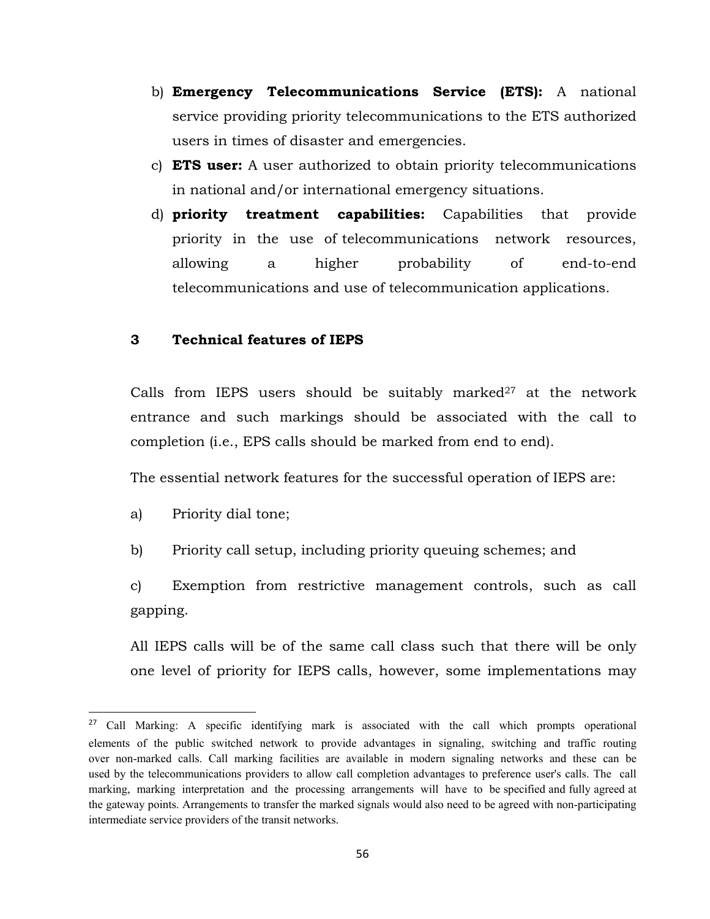b) **Emergency Telecommunications Service (ETS):** A national service providing priority telecommunications to the ETS authorized users in times of disaster and emergencies.

c) **ETS user:** A user authorized to obtain priority telecommunications in national and/or international emergency situations.

d) **priority treatment capabilities:** Capabilities that provide priority in the use of telecommunications network resources, allowing a higher probability of end-to-end telecommunications and use of telecommunication applications.

## 3 Technical features of IEPS

Calls from IEPS users should be suitably marked[27] at the network entrance and such markings should be associated with the call to completion (i.e., EPS calls should be marked from end to end).

The essential network features for the successful operation of IEPS are:

a) Priority dial tone;

b) Priority call setup, including priority queuing schemes; and

c) Exemption from restrictive management controls, such as call gapping.

All IEPS calls will be of the same call class such that there will be only one level of priority for IEPS calls, however, some implementations may

---

[27] Call Marking: A specific identifying mark is associated with the call which prompts operational elements of the public switched network to provide advantages in signaling, switching and traffic routing over non-marked calls. Call marking facilities are available in modern signaling networks and these can be used by the telecommunications providers to allow call completion advantages to preference user's calls. The call marking, marking interpretation and the processing arrangements will have to be specified and fully agreed at the gateway points. Arrangements to transfer the marked signals would also need to be agreed with non-participating intermediate service providers of the transit networks.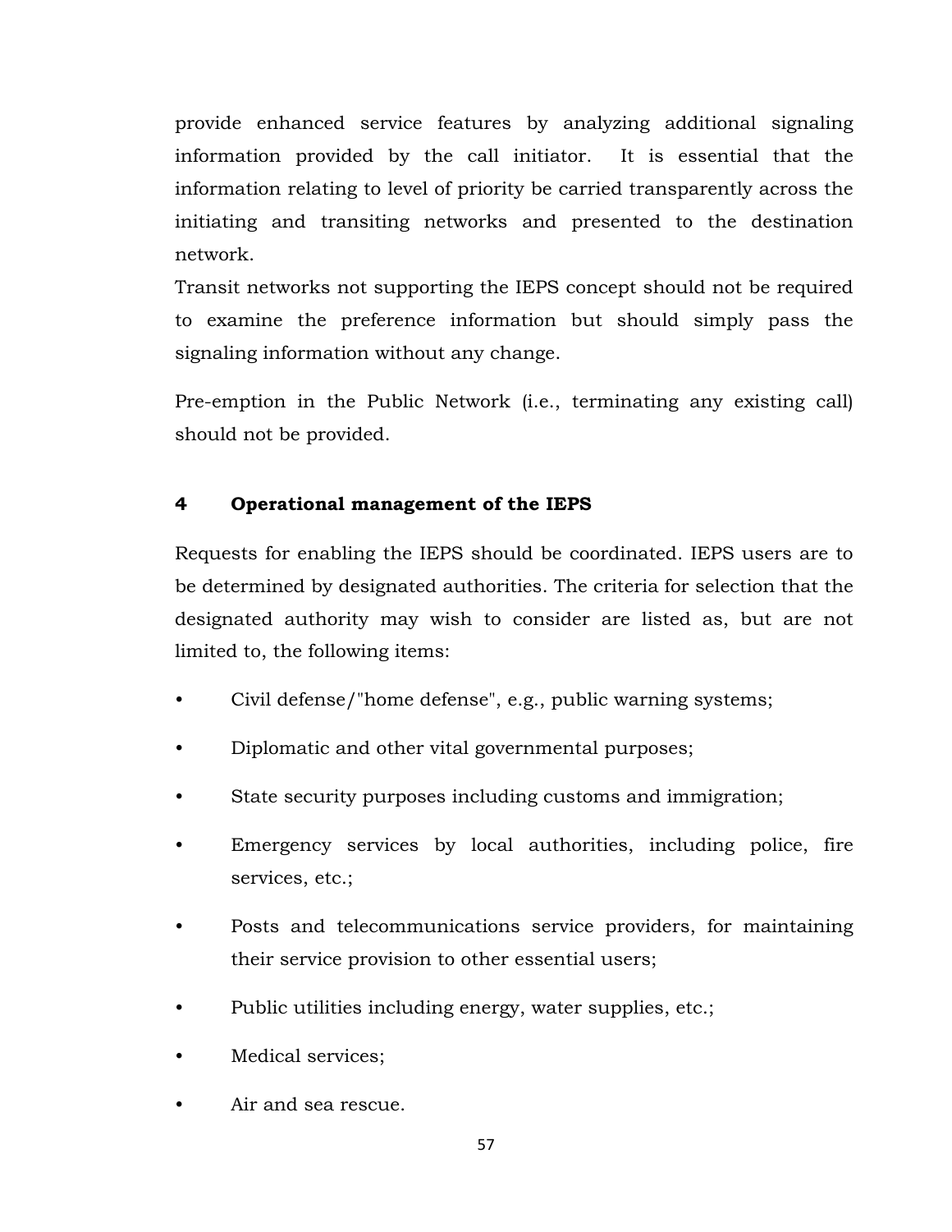provide enhanced service features by analyzing additional signaling information provided by the call initiator. It is essential that the information relating to level of priority be carried transparently across the initiating and transiting networks and presented to the destination network.

Transit networks not supporting the IEPS concept should not be required to examine the preference information but should simply pass the signaling information without any change.

Pre-emption in the Public Network (i.e., terminating any existing call) should not be provided.

## 4 Operational management of the IEPS

Requests for enabling the IEPS should be coordinated. IEPS users are to be determined by designated authorities. The criteria for selection that the designated authority may wish to consider are listed as, but are not limited to, the following items:

- Civil defense/"home defense", e.g., public warning systems;
- Diplomatic and other vital governmental purposes;
- State security purposes including customs and immigration;
- Emergency services by local authorities, including police, fire services, etc.;
- Posts and telecommunications service providers, for maintaining their service provision to other essential users;
- Public utilities including energy, water supplies, etc.;
- Medical services;
- Air and sea rescue.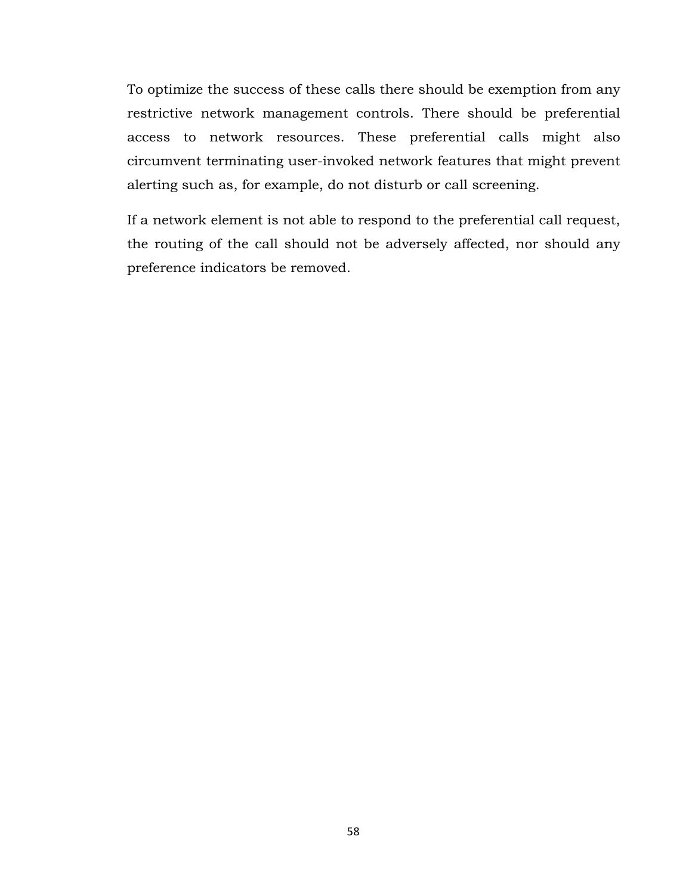To optimize the success of these calls there should be exemption from any restrictive network management controls. There should be preferential access to network resources. These preferential calls might also circumvent terminating user-invoked network features that might prevent alerting such as, for example, do not disturb or call screening.

If a network element is not able to respond to the preferential call request, the routing of the call should not be adversely affected, nor should any preference indicators be removed.